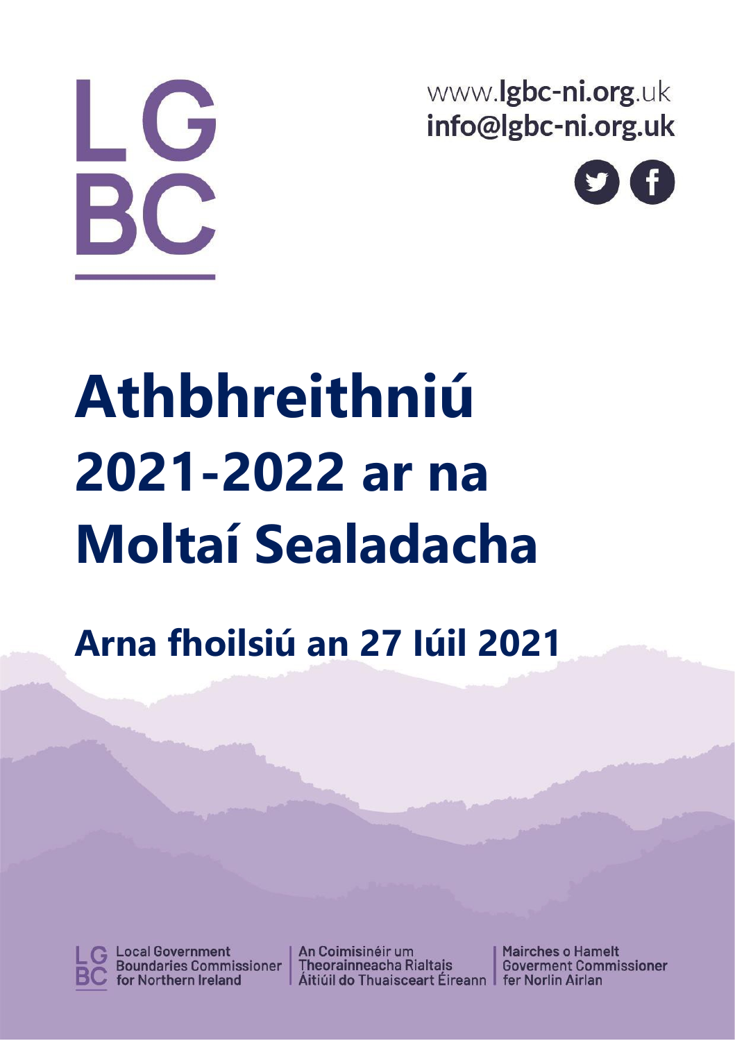LG
BC

www.lgbc-ni.org.uk
info@lgbc-ni.org.uk

# Athbhreithniú 2021-2022 ar na Moltaí Sealadacha

## Arna fhoilsiú an 27 Iúil 2021

Local Government Boundaries Commissioner for Northern Ireland

An Coimisinéir um Theorainneacha Rialtais Áitiúil do Thuaisceart Éireann

Mairches o Hamelt Goverment Commissioner fer Norlin Airlan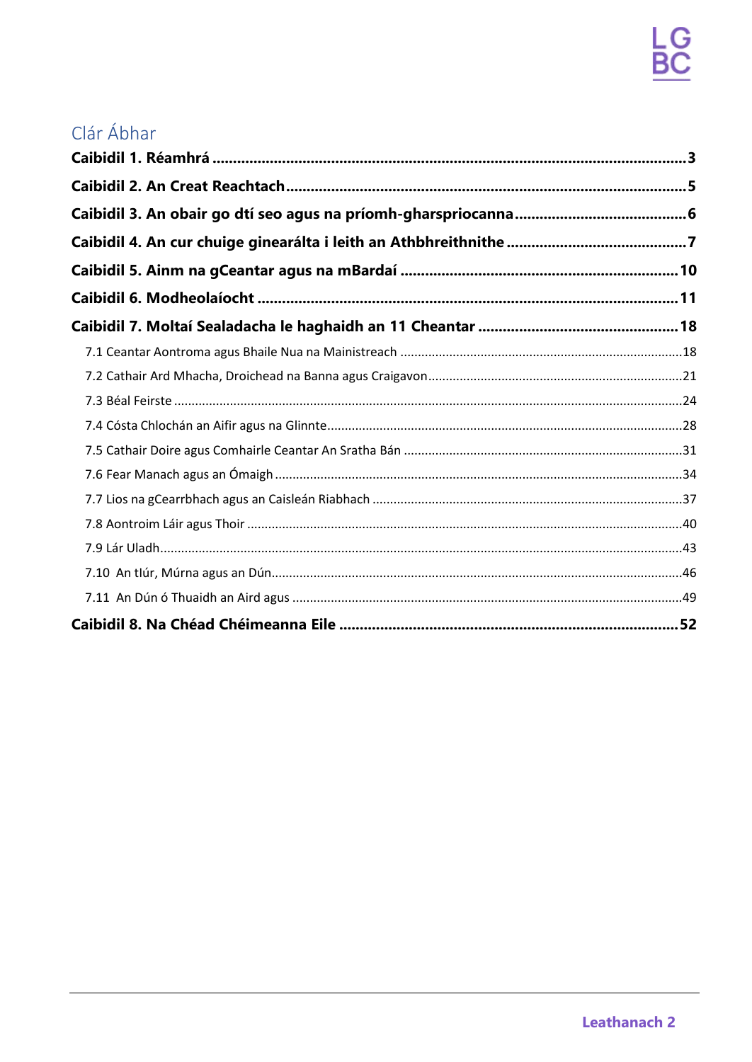## Clár Ábhar

**Caibidil 1. Réamhrá** ....................................................................................................... **3**

**Caibidil 2. An Creat Reachtach** ....................................................................................... **5**

**Caibidil 3. An obair go dtí seo agus na príomh-gharspriocanna** ......................................... **6**

**Caibidil 4. An cur chuige ginearálta i leith an Athbhreithnithe** ........................................... **7**

**Caibidil 5. Ainm na gCeantar agus na mBardaí** ................................................................ **10**

**Caibidil 6. Modheolaíocht** .............................................................................................. **11**

**Caibidil 7. Moltaí Sealadacha le haghaidh an 11 Cheantar** ................................................ **18**

- 7.1 Ceantar Aontroma agus Bhaile Nua na Mainistreach ................................................ 18
- 7.2 Cathair Ard Mhacha, Droichead na Banna agus Craigavon ........................................ 21
- 7.3 Béal Feirste ............................................................................................................. 24
- 7.4 Cósta Chlochán an Aifir agus na Glinnte .................................................................... 28
- 7.5 Cathair Doire agus Comhairle Ceantar An Sratha Bán ................................................ 31
- 7.6 Fear Manach agus an Ómaigh ................................................................................... 34
- 7.7 Lios na gCearrbhach agus an Caisleán Riabhach ....................................................... 37
- 7.8 Aontroim Láir agus Thoir .......................................................................................... 40
- 7.9 Lár Uladh .................................................................................................................. 43
- 7.10 An tIúr, Múrna agus an Dún ..................................................................................... 46
- 7.11 An Dún ó Thuaidh an Aird agus ................................................................................ 49

**Caibidil 8. Na Chéad Chéimeanna Eile** ............................................................................. **52**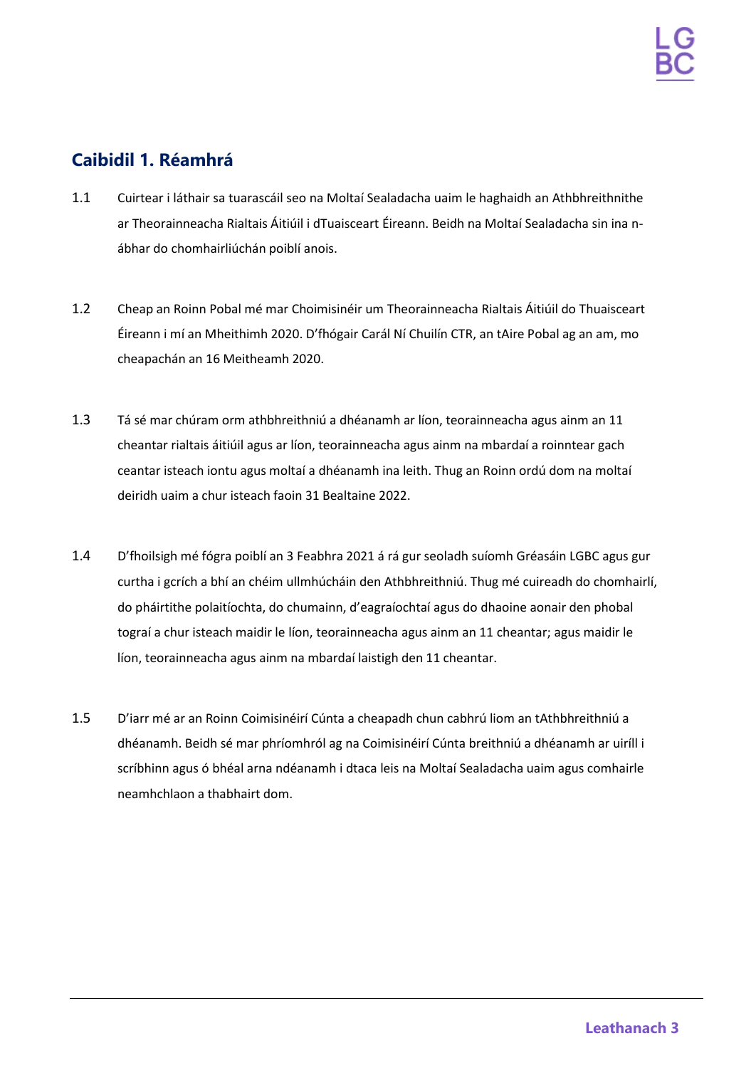## Caibidil 1. Réamhrá

1.1 Cuirtear i láthair sa tuarascáil seo na Moltaí Sealadacha uaim le haghaidh an Athbhreithnithe ar Theorainneacha Rialtais Áitiúil i dTuaisceart Éireann. Beidh na Moltaí Sealadacha sin ina n-ábhar do chomhairliúchán poiblí anois.

1.2 Cheap an Roinn Pobal mé mar Choimisinéir um Theorainneacha Rialtais Áitiúil do Thuaisceart Éireann i mí an Mheithimh 2020. D'fhógair Carál Ní Chuilín CTR, an tAire Pobal ag an am, mo cheapachán an 16 Meitheamh 2020.

1.3 Tá sé mar chúram orm athbhreithniú a dhéanamh ar líon, teorainneacha agus ainm an 11 cheantar rialtais áitiúil agus ar líon, teorainneacha agus ainm na mbardaí a roinntear gach ceantar isteach iontu agus moltaí a dhéanamh ina leith. Thug an Roinn ordú dom na moltaí deiridh uaim a chur isteach faoin 31 Bealtaine 2022.

1.4 D'fhoilsigh mé fógra poiblí an 3 Feabhra 2021 á rá gur seoladh suíomh Gréasáin LGBC agus gur curtha i gcrích a bhí an chéim ullmhúcháin den Athbhreithniú. Thug mé cuireadh do chomhairlí, do pháirtithe polaitíochta, do chumainn, d'eagraíochtaí agus do dhaoine aonair den phobal tograí a chur isteach maidir le líon, teorainneacha agus ainm an 11 cheantar; agus maidir le líon, teorainneacha agus ainm na mbardaí laistigh den 11 cheantar.

1.5 D'iarr mé ar an Roinn Coimisinéirí Cúnta a cheapadh chun cabhrú liom an tAthbhreithniú a dhéanamh. Beidh sé mar phríomhról ag na Coimisinéirí Cúnta breithniú a dhéanamh ar uiríll i scríbhinn agus ó bhéal arna ndéanamh i dtaca leis na Moltaí Sealadacha uaim agus comhairle neamhchlaon a thabhairt dom.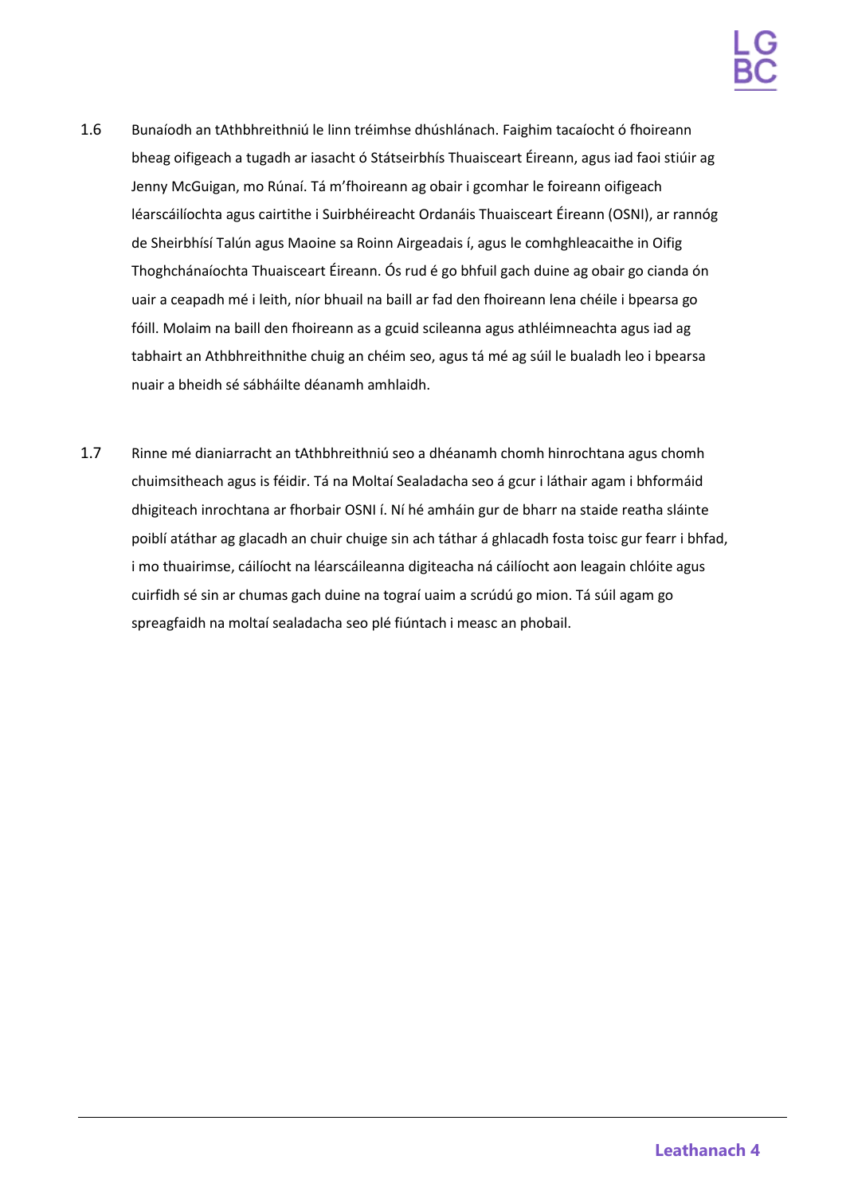1.6 Bunaíodh an tAthbhreithniú le linn tréimhse dhúshlánach. Faighim tacaíocht ó fhoireann bheag oifigeach a tugadh ar iasacht ó Státseirbhís Thuaisceart Éireann, agus iad faoi stiúir ag Jenny McGuigan, mo Rúnaí. Tá m'fhoireann ag obair i gcomhar le foireann oifigeach léarscáilíochta agus cairtithe i Suirbhéireacht Ordanáis Thuaisceart Éireann (OSNI), ar rannóg de Sheirbhísí Talún agus Maoine sa Roinn Airgeadais í, agus le comhghleacaithe in Oifig Thoghchánaíochta Thuaisceart Éireann. Ós rud é go bhfuil gach duine ag obair go cianda ón uair a ceapadh mé i leith, níor bhuail na baill ar fad den fhoireann lena chéile i bpearsa go fóill. Molaim na baill den fhoireann as a gcuid scileanna agus athléimneachta agus iad ag tabhairt an Athbhreithnithe chuig an chéim seo, agus tá mé ag súil le bualadh leo i bpearsa nuair a bheidh sé sábháilte déanamh amhlaidh.

1.7 Rinne mé dianiarracht an tAthbhreithniú seo a dhéanamh chomh hinrochtana agus chomh chuimsitheach agus is féidir. Tá na Moltaí Sealadacha seo á gcur i láthair agam i bhformáid dhigiteach inrochtana ar fhorbair OSNI í. Ní hé amháin gur de bharr na staide reatha sláinte poiblí atáthar ag glacadh an chuir chuige sin ach táthar á ghlacadh fosta toisc gur fearr i bhfad, i mo thuairimse, cáilíocht na léarscáileanna digiteacha ná cáilíocht aon leagain chlóite agus cuirfidh sé sin ar chumas gach duine na tograí uaim a scrúdú go mion. Tá súil agam go spreagfaidh na moltaí sealadacha seo plé fiúntach i measc an phobail.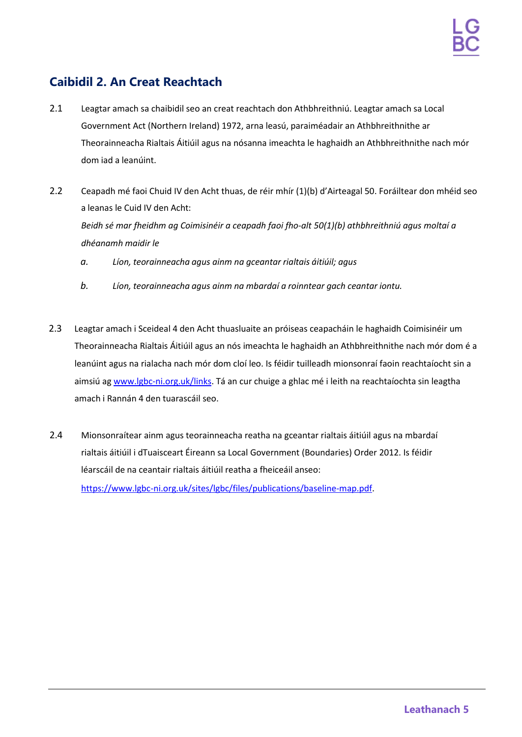## Caibidil 2. An Creat Reachtach

2.1 Leagtar amach sa chaibidil seo an creat reachtach don Athbhreithniú. Leagtar amach sa Local Government Act (Northern Ireland) 1972, arna leasú, paraiméadair an Athbhreithnithe ar Theorainneacha Rialtais Áitiúil agus na nósanna imeachta le haghaidh an Athbhreithnithe nach mór dom iad a leanúint.

2.2 Ceapadh mé faoi Chuid IV den Acht thuas, de réir mhír (1)(b) d'Airteagal 50. Foráiltear don mhéid seo a leanas le Cuid IV den Acht:

*Beidh sé mar fheidhm ag Coimisinéir a ceapadh faoi fho-alt 50(1)(b) athbhreithniú agus moltaí a dhéanamh maidir le*

*a. Líon, teorainneacha agus ainm na gceantar rialtais áitiúil; agus*

*b. Líon, teorainneacha agus ainm na mbardaí a roinntear gach ceantar iontu.*

2.3 Leagtar amach i Sceideal 4 den Acht thuasluaite an próiseas ceapacháin le haghaidh Coimisinéir um Theorainneacha Rialtais Áitiúil agus an nós imeachta le haghaidh an Athbhreithnithe nach mór dom é a leanúint agus na rialacha nach mór dom cloí leo. Is féidir tuilleadh mionsonraí faoin reachtaíocht sin a aimsiú ag [www.lgbc-ni.org.uk/links](www.lgbc-ni.org.uk/links). Tá an cur chuige a ghlac mé i leith na reachtaíochta sin leagtha amach i Rannán 4 den tuarascáil seo.

2.4 Mionsonraítear ainm agus teorainneacha reatha na gceantar rialtais áitiúil agus na mbardaí rialtais áitiúil i dTuaisceart Éireann sa Local Government (Boundaries) Order 2012. Is féidir léarscáil de na ceantair rialtais áitiúil reatha a fheiceáil anseo: [https://www.lgbc-ni.org.uk/sites/lgbc/files/publications/baseline-map.pdf](https://www.lgbc-ni.org.uk/sites/lgbc/files/publications/baseline-map.pdf).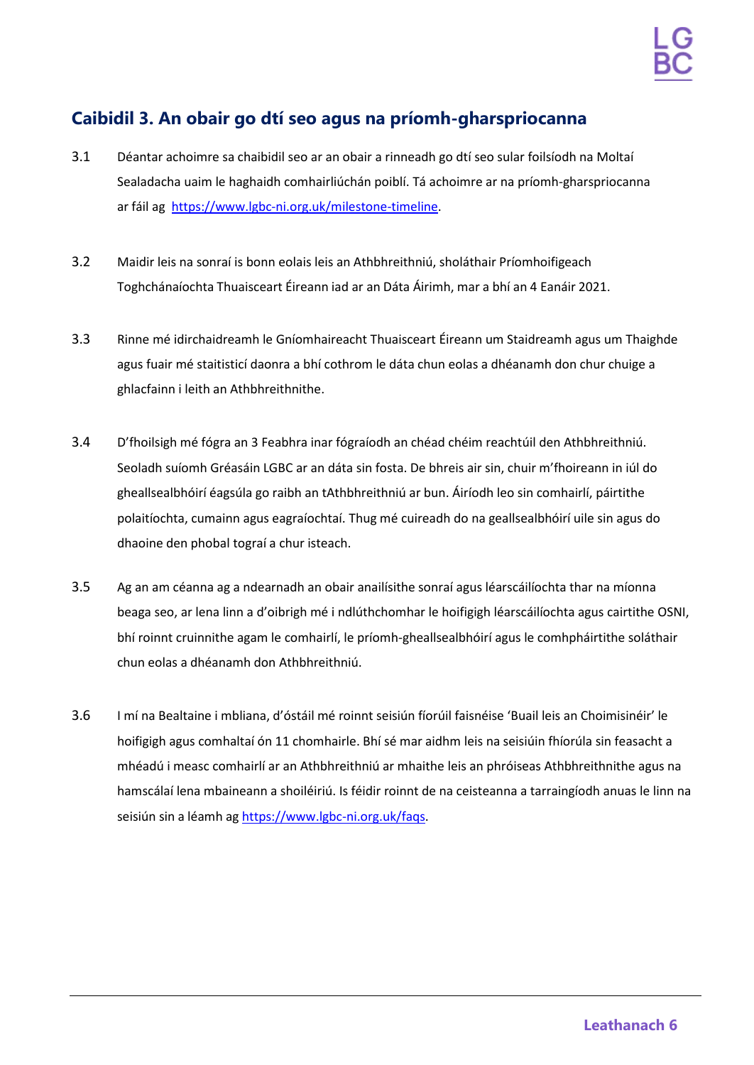## Caibidil 3. An obair go dtí seo agus na príomh-gharspriocanna

3.1 Déantar achoimre sa chaibidil seo ar an obair a rinneadh go dtí seo sular foilsíodh na Moltaí Sealadacha uaim le haghaidh comhairliúchán poiblí. Tá achoimre ar na príomh-gharspriocanna ar fáil ag https://www.lgbc-ni.org.uk/milestone-timeline.

3.2 Maidir leis na sonraí is bonn eolais leis an Athbhreithniú, sholáthair Príomhoifigeach Toghchánaíochta Thuaisceart Éireann iad ar an Dáta Áirimh, mar a bhí an 4 Eanáir 2021.

3.3 Rinne mé idirchaidreamh le Gníomhaireacht Thuaisceart Éireann um Staidreamh agus um Thaighde agus fuair mé staitisticí daonra a bhí cothrom le dáta chun eolas a dhéanamh don chur chuige a ghlacfainn i leith an Athbhreithnithe.

3.4 D'fhoilsigh mé fógra an 3 Feabhra inar fógraíodh an chéad chéim reachtúil den Athbhreithniú. Seoladh suíomh Gréasáin LGBC ar an dáta sin fosta. De bhreis air sin, chuir m'fhoireann in iúl do gheallsealbhóirí éagsúla go raibh an tAthbhreithniú ar bun. Áiríodh leo sin comhairlí, páirtithe polaitíochta, cumainn agus eagraíochtaí. Thug mé cuireadh do na geallsealbhóirí uile sin agus do dhaoine den phobal tograí a chur isteach.

3.5 Ag an am céanna ag a ndearnadh an obair anailísithe sonraí agus léarscáilíochta thar na míonna beaga seo, ar lena linn a d'oibrigh mé i ndlúthchomhar le hoifigigh léarscáilíochta agus cairtithe OSNI, bhí roinnt cruinnithe agam le comhairlí, le príomh-gheallsealbhóirí agus le comhpháirtithe soláthair chun eolas a dhéanamh don Athbhreithniú.

3.6 I mí na Bealtaine i mbliana, d'óstáil mé roinnt seisiún fíorúil faisnéise 'Buail leis an Choimisinéir' le hoifigigh agus comhaltaí ón 11 chomhairle. Bhí sé mar aidhm leis na seisiúin fhíorúla sin feasacht a mhéadú i measc comhairlí ar an Athbhreithniú ar mhaithe leis an phróiseas Athbhreithnithe agus na hamscálaí lena mbaineann a shoiléiriú. Is féidir roinnt de na ceisteanna a tarraingíodh anuas le linn na seisiún sin a léamh ag https://www.lgbc-ni.org.uk/faqs.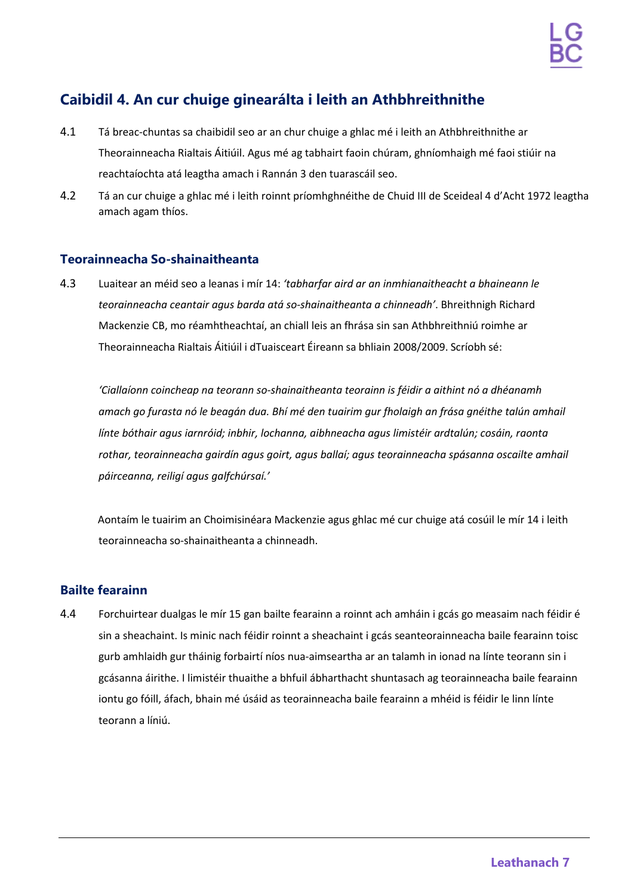## Caibidil 4. An cur chuige ginearálta i leith an Athbhreithnithe

4.1 Tá breac-chuntas sa chaibidil seo ar an chur chuige a ghlac mé i leith an Athbhreithnithe ar Theorainneacha Rialtais Áitiúil. Agus mé ag tabhairt faoin chúram, ghníomhaigh mé faoi stiúir na reachtaíochta atá leagtha amach i Rannán 3 den tuarascáil seo.

4.2 Tá an cur chuige a ghlac mé i leith roinnt príomhghnéithe de Chuid III de Sceideal 4 d'Acht 1972 leagtha amach agam thíos.

### Teorainneacha So-shainaitheanta

4.3 Luaitear an méid seo a leanas i mír 14: *'tabharfar aird ar an inmhianaitheacht a bhaineann le teorainneacha ceantair agus barda atá so-shainaitheanta a chinneadh'*. Bhreithnigh Richard Mackenzie CB, mo réamhtheachtaí, an chiall leis an fhrása sin san Athbhreithniú roimhe ar Theorainneacha Rialtais Áitiúil i dTuaisceart Éireann sa bhliain 2008/2009. Scríobh sé:

*'Ciallaíonn coincheap na teorann so-shainaitheanta teorainn is féidir a aithint nó a dhéanamh amach go furasta nó le beagán dua. Bhí mé den tuairim gur fholaigh an frása gnéithe talún amhail línte bóthair agus iarnróid; inbhir, lochanna, aibhneacha agus limistéir ardtalún; cosáin, raonta rothar, teorainneacha gairdín agus goirt, agus ballaí; agus teorainneacha spásanna oscailte amhail páirceanna, reiligí agus galfchúrsaí.'*

Aontaím le tuairim an Choimisinéara Mackenzie agus ghlac mé cur chuige atá cosúil le mír 14 i leith teorainneacha so-shainaitheanta a chinneadh.

### Bailte fearainn

4.4 Forchuirtear dualgas le mír 15 gan bailte fearainn a roinnt ach amháin i gcás go measaim nach féidir é sin a sheachaint. Is minic nach féidir roinnt a sheachaint i gcás seanteorainneacha baile fearainn toisc gurb amhlaidh gur tháinig forbairtí níos nua-aimseartha ar an talamh in ionad na línte teorann sin i gcásanna áirithe. I limistéir thuaithe a bhfuil ábharthacht shuntasach ag teorainneacha baile fearainn iontu go fóill, áfach, bhain mé úsáid as teorainneacha baile fearainn a mhéid is féidir le linn línte teorann a líniú.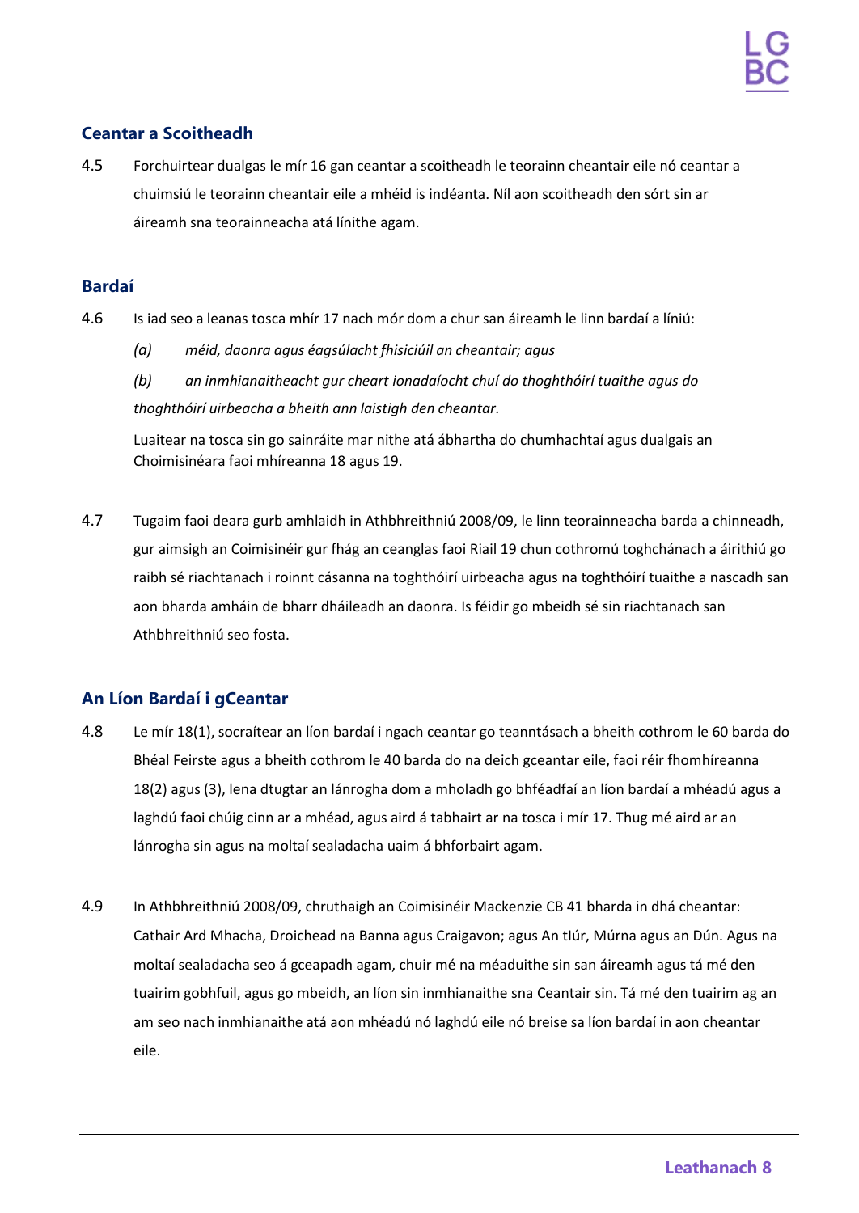## Ceantar a Scoitheadh

4.5 Forchuirtear dualgas le mír 16 gan ceantar a scoitheadh le teorainn cheantair eile nó ceantar a chuimsiú le teorainn cheantair eile a mhéid is indéanta. Níl aon scoitheadh den sórt sin ar áireamh sna teorainneacha atá línithe agam.

## Bardaí

4.6 Is iad seo a leanas tosca mhír 17 nach mór dom a chur san áireamh le linn bardaí a líniú:

*(a) méid, daonra agus éagsúlacht fhisiciúil an cheantair; agus*

*(b) an inmhianaitheacht gur cheart ionadaíocht chuí do thoghthóirí tuaithe agus do thoghthóirí uirbeacha a bheith ann laistigh den cheantar.*

Luaitear na tosca sin go sainráite mar nithe atá ábhartha do chumhachtaí agus dualgais an Choimisinéara faoi mhíreanna 18 agus 19.

4.7 Tugaim faoi deara gurb amhlaidh in Athbhreithniú 2008/09, le linn teorainneacha barda a chinneadh, gur aimsigh an Coimisinéir gur fhág an ceanglas faoi Riail 19 chun cothromú toghchánach a áirithiú go raibh sé riachtanach i roinnt cásanna na toghthóirí uirbeacha agus na toghthóirí tuaithe a nascadh san aon bharda amháin de bharr dháileadh an daonra. Is féidir go mbeidh sé sin riachtanach san Athbhreithniú seo fosta.

## An Líon Bardaí i gCeantar

4.8 Le mír 18(1), socraítear an líon bardaí i ngach ceantar go teanntásach a bheith cothrom le 60 barda do Bhéal Feirste agus a bheith cothrom le 40 barda do na deich gceantar eile, faoi réir fhomhíreanna 18(2) agus (3), lena dtugtar an lánrogha dom a mholadh go bhféadfaí an líon bardaí a mhéadú agus a laghdú faoi chúig cinn ar a mhéad, agus aird á tabhairt ar na tosca i mír 17. Thug mé aird ar an lánrogha sin agus na moltaí sealadacha uaim á bhforbairt agam.

4.9 In Athbhreithniú 2008/09, chruthaigh an Coimisinéir Mackenzie CB 41 bharda in dhá cheantar: Cathair Ard Mhacha, Droichead na Banna agus Craigavon; agus An tIúr, Múrna agus an Dún. Agus na moltaí sealadacha seo á gceapadh agam, chuir mé na méaduithe sin san áireamh agus tá mé den tuairim gobhfuil, agus go mbeidh, an líon sin inmhianaithe sna Ceantair sin. Tá mé den tuairim ag an am seo nach inmhianaithe atá aon mhéadú nó laghdú eile nó breise sa líon bardaí in aon cheantar eile.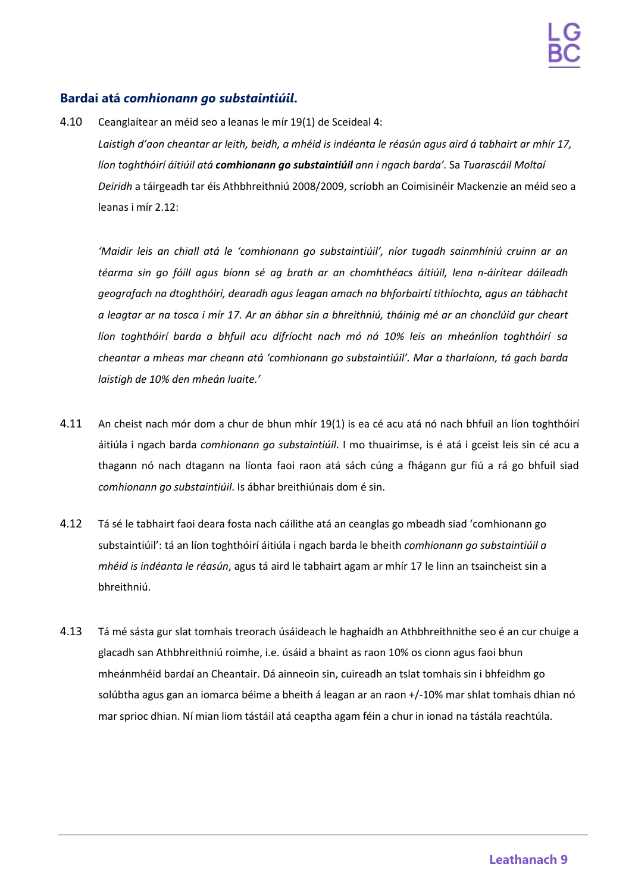### Bardaí atá *comhionann go substaintiúil*.

4.10 Ceanglaítear an méid seo a leanas le mír 19(1) de Sceideal 4:

*Laistigh d'aon cheantar ar leith, beidh, a mhéid is indéanta le réasún agus aird á tabhairt ar mhír 17, líon toghthóirí áitiúil atá **comhionann go substaintiúil** ann i ngach barda'*. Sa *Tuarascáil Moltaí Deiridh* a táirgeadh tar éis Athbhreithniú 2008/2009, scríobh an Coimisinéir Mackenzie an méid seo a leanas i mír 2.12:

*'Maidir leis an chiall atá le 'comhionann go substaintiúil', níor tugadh sainmhíniú cruinn ar an téarma sin go fóill agus bíonn sé ag brath ar an chomhthéacs áitiúil, lena n-áirítear dáileadh geografach na dtoghthóirí, dearadh agus leagan amach na bhforbairtí tithíochta, agus an tábhacht a leagtar ar na tosca i mír 17. Ar an ábhar sin a bhreithniú, tháinig mé ar an chonclúid gur cheart líon toghthóirí barda a bhfuil acu difríocht nach mó ná 10% leis an mheánlíon toghthóirí sa cheantar a mheas mar cheann atá 'comhionann go substaintiúil'. Mar a tharlaíonn, tá gach barda laistigh de 10% den mheán luaite.'*

4.11 An cheist nach mór dom a chur de bhun mhír 19(1) is ea cé acu atá nó nach bhfuil an líon toghthóirí áitiúla i ngach barda *comhionann go substaintiúil*. I mo thuairimse, is é atá i gceist leis sin cé acu a thagann nó nach dtagann na líonta faoi raon atá sách cúng a fhágann gur fiú a rá go bhfuil siad *comhionann go substaintiúil*. Is ábhar breithiúnais dom é sin.

4.12 Tá sé le tabhairt faoi deara fosta nach cáilithe atá an ceanglas go mbeadh siad 'comhionann go substaintiúil': tá an líon toghthóirí áitiúla i ngach barda le bheith *comhionann go substaintiúil a mhéid is indéanta le réasún*, agus tá aird le tabhairt agam ar mhír 17 le linn an tsaincheist sin a bhreithniú.

4.13 Tá mé sásta gur slat tomhais treorach úsáideach le haghaidh an Athbhreithnithe seo é an cur chuige a glacadh san Athbhreithniú roimhe, i.e. úsáid a bhaint as raon 10% os cionn agus faoi bhun mheánmhéid bardaí an Cheantair. Dá ainneoin sin, cuireadh an tslat tomhais sin i bhfeidhm go solúbtha agus gan an iomarca béime a bheith á leagan ar an raon +/-10% mar shlat tomhais dhian nó mar sprioc dhian. Ní mian liom tástáil atá ceaptha agam féin a chur in ionad na tástála reachtúla.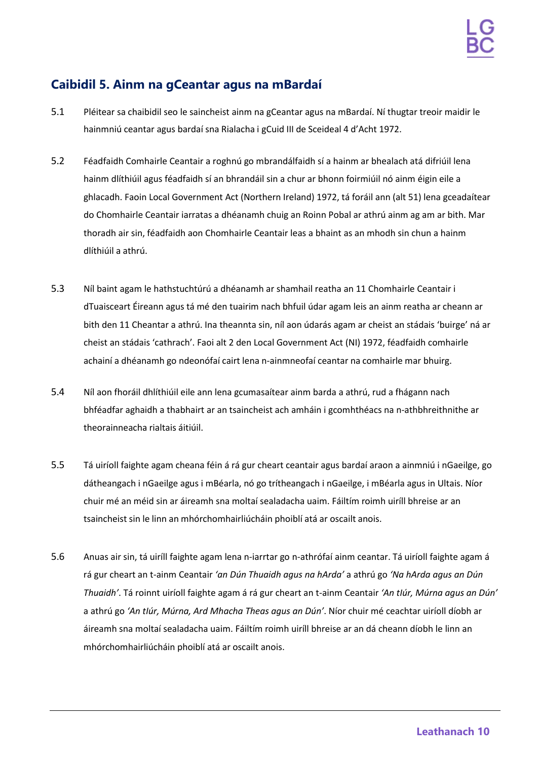## Caibidil 5. Ainm na gCeantar agus na mBardaí

5.1 Pléitear sa chaibidil seo le saincheist ainm na gCeantar agus na mBardaí. Ní thugtar treoir maidir le hainmniú ceantar agus bardaí sna Rialacha i gCuid III de Sceideal 4 d'Acht 1972.

5.2 Féadfaidh Comhairle Ceantair a roghnú go mbrandálfaidh sí a hainm ar bhealach atá difriúil lena hainm dlíthiúil agus féadfaidh sí an bhrandáil sin a chur ar bhonn foirmiúil nó ainm éigin eile a ghlacadh. Faoin Local Government Act (Northern Ireland) 1972, tá foráil ann (alt 51) lena gceadaítear do Chomhairle Ceantair iarratas a dhéanamh chuig an Roinn Pobal ar athrú ainm ag am ar bith. Mar thoradh air sin, féadfaidh aon Chomhairle Ceantair leas a bhaint as an mhodh sin chun a hainm dlíthiúil a athrú.

5.3 Níl baint agam le hathstuchtúrú a dhéanamh ar shamhail reatha an 11 Chomhairle Ceantair i dTuaisceart Éireann agus tá mé den tuairim nach bhfuil údar agam leis an ainm reatha ar cheann ar bith den 11 Cheantar a athrú. Ina theannta sin, níl aon údarás agam ar cheist an stádais 'buirge' ná ar cheist an stádais 'cathrach'. Faoi alt 2 den Local Government Act (NI) 1972, féadfaidh comhairle achainí a dhéanamh go ndeonófaí cairt lena n-ainmneofaí ceantar na comhairle mar bhuirg.

5.4 Níl aon fhoráil dhlíthiúil eile ann lena gcumasaítear ainm barda a athrú, rud a fhágann nach bhféadfar aghaidh a thabhairt ar an tsaincheist ach amháin i gcomhthéacs na n-athbhreithnithe ar theorainneacha rialtais áitiúil.

5.5 Tá uiríoll faighte agam cheana féin á rá gur cheart ceantair agus bardaí araon a ainmniú i nGaeilge, go dátheangach i nGaeilge agus i mBéarla, nó go trítheangach i nGaeilge, i mBéarla agus in Ultais. Níor chuir mé an méid sin ar áireamh sna moltaí sealadacha uaim. Fáiltím roimh uiríll bhreise ar an tsaincheist sin le linn an mhórchomhairliúcháin phoiblí atá ar oscailt anois.

5.6 Anuas air sin, tá uiríll faighte agam lena n-iarrtar go n-athrófaí ainm ceantar. Tá uiríoll faighte agam á rá gur cheart an t-ainm Ceantair *'an Dún Thuaidh agus na hArda'* a athrú go *'Na hArda agus an Dún Thuaidh'*. Tá roinnt uiríoll faighte agam á rá gur cheart an t-ainm Ceantair *'An tIúr, Múrna agus an Dún'* a athrú go *'An tIúr, Múrna, Ard Mhacha Theas agus an Dún'*. Níor chuir mé ceachtar uiríoll díobh ar áireamh sna moltaí sealadacha uaim. Fáiltím roimh uiríll bhreise ar an dá cheann díobh le linn an mhórchomhairliúcháin phoiblí atá ar oscailt anois.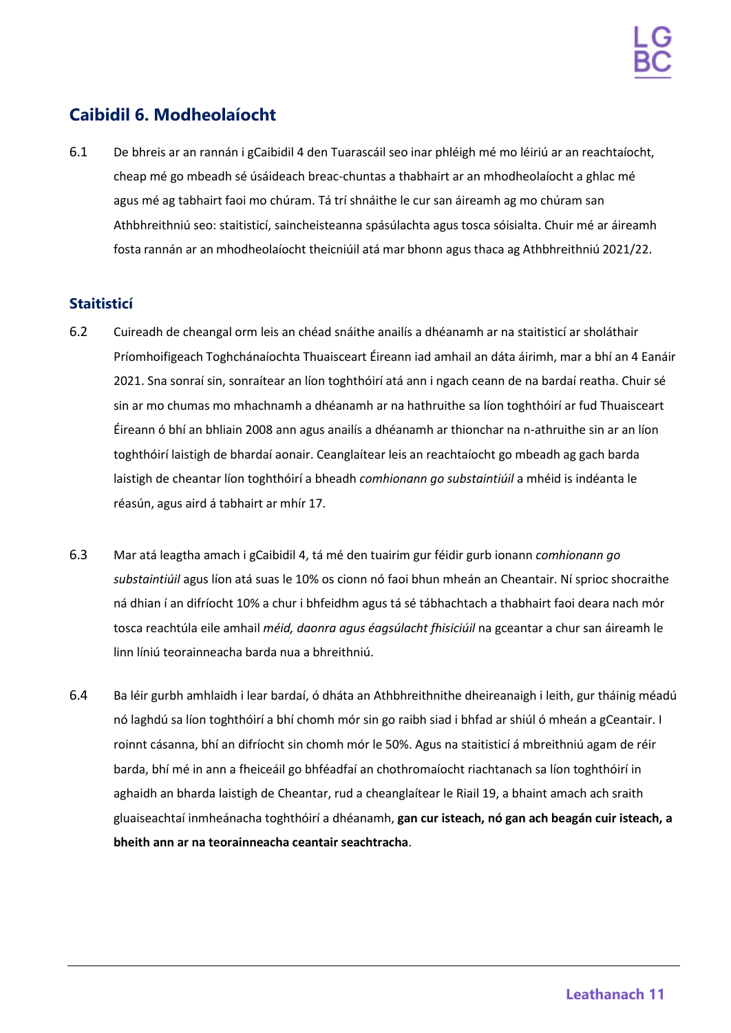## Caibidil 6. Modheolaíocht

6.1 De bhreis ar an rannán i gCaibidil 4 den Tuarascáil seo inar phléigh mé mo léiriú ar an reachtaíocht, cheap mé go mbeadh sé úsáideach breac-chuntas a thabhairt ar an mhodheolaíocht a ghlac mé agus mé ag tabhairt faoi mo chúram. Tá trí shnáithe le cur san áireamh ag mo chúram san Athbhreithniú seo: staitisticí, saincheisteanna spásúlachta agus tosca sóisialta. Chuir mé ar áireamh fosta rannán ar an mhodheolaíocht theicniúil atá mar bhonn agus thaca ag Athbhreithniú 2021/22.

### Staitisticí

6.2 Cuireadh de cheangal orm leis an chéad snáithe anailís a dhéanamh ar na staitisticí ar sholáthair Príomhoifigeach Toghchánaíochta Thuaisceart Éireann iad amhail an dáta áirimh, mar a bhí an 4 Eanáir 2021. Sna sonraí sin, sonraítear an líon toghthóirí atá ann i ngach ceann de na bardaí reatha. Chuir sé sin ar mo chumas mo mhachnamh a dhéanamh ar na hathruithe sa líon toghthóirí ar fud Thuaisceart Éireann ó bhí an bhliain 2008 ann agus anailís a dhéanamh ar thionchar na n-athruithe sin ar an líon toghthóirí laistigh de bhardaí aonair. Ceanglaítear leis an reachtaíocht go mbeadh ag gach barda laistigh de cheantar líon toghthóirí a bheadh *comhionann go substaintiúil* a mhéid is indéanta le réasún, agus aird á tabhairt ar mhír 17.

6.3 Mar atá leagtha amach i gCaibidil 4, tá mé den tuairim gur féidir gurb ionann *comhionann go substaintiúil* agus líon atá suas le 10% os cionn nó faoi bhun mheán an Cheantair. Ní sprioc shocraithe ná dhian í an difríocht 10% a chur i bhfeidhm agus tá sé tábhachtach a thabhairt faoi deara nach mór tosca reachtúla eile amhail *méid, daonra agus éagsúlacht fhisiciúil* na gceantar a chur san áireamh le linn líniú teorainneacha barda nua a bhreithniú.

6.4 Ba léir gurbh amhlaidh i lear bardaí, ó dháta an Athbhreithnithe dheireanaigh i leith, gur tháinig méadú nó laghdú sa líon toghthóirí a bhí chomh mór sin go raibh siad i bhfad ar shiúl ó mheán a gCeantair. I roinnt cásanna, bhí an difríocht sin chomh mór le 50%. Agus na staitisticí á mbreithniú agam de réir barda, bhí mé in ann a fheiceáil go bhféadfaí an chothromaíocht riachtanach sa líon toghthóirí in aghaidh an bharda laistigh de Cheantar, rud a cheanglaítear le Riail 19, a bhaint amach ach sraith gluaiseachtaí inmheánacha toghthóirí a dhéanamh, **gan cur isteach, nó gan ach beagán cuir isteach, a bheith ann ar na teorainneacha ceantair seachtracha**.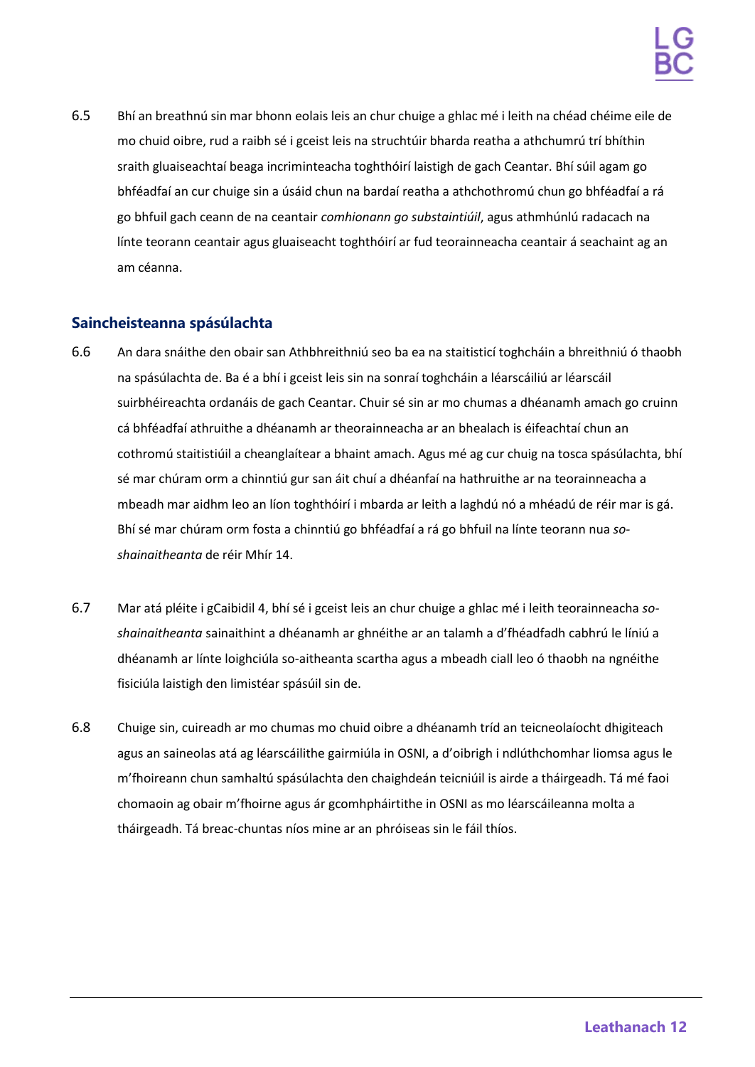6.5 Bhí an breathnú sin mar bhonn eolais leis an chur chuige a ghlac mé i leith na chéad chéime eile de mo chuid oibre, rud a raibh sé i gceist leis na struchtúir bharda reatha a athchumrú trí bhíthin sraith gluaiseachtaí beaga incriminteacha toghthóirí laistigh de gach Ceantar. Bhí súil agam go bhféadfaí an cur chuige sin a úsáid chun na bardaí reatha a athchothromú chun go bhféadfaí a rá go bhfuil gach ceann de na ceantair *comhionann go substaintiúil*, agus athmhúnlú radacach na línte teorann ceantair agus gluaiseacht toghthóirí ar fud teorainneacha ceantair á seachaint ag an am céanna.

## Saincheisteanna spásúlachta

6.6 An dara snáithe den obair san Athbhreithniú seo ba ea na staitisticí toghcháin a bhreithniú ó thaobh na spásúlachta de. Ba é a bhí i gceist leis sin na sonraí toghcháin a léarscáiliú ar léarscáil suirbhéireachta ordanáis de gach Ceantar. Chuir sé sin ar mo chumas a dhéanamh amach go cruinn cá bhféadfaí athruithe a dhéanamh ar theorainneacha ar an bhealach is éifeachtaí chun an cothromú staitistiúil a cheanglaítear a bhaint amach. Agus mé ag cur chuig na tosca spásúlachta, bhí sé mar chúram orm a chinntiú gur san áit chuí a dhéanfaí na hathruithe ar na teorainneacha a mbeadh mar aidhm leo an líon toghthóirí i mbarda ar leith a laghdú nó a mhéadú de réir mar is gá. Bhí sé mar chúram orm fosta a chinntiú go bhféadfaí a rá go bhfuil na línte teorann nua *so-shainaitheanta* de réir Mhír 14.

6.7 Mar atá pléite i gCaibidil 4, bhí sé i gceist leis an chur chuige a ghlac mé i leith teorainneacha *so-shainaitheanta* sainaithint a dhéanamh ar ghnéithe ar an talamh a d'fhéadfadh cabhrú le líniú a dhéanamh ar línte loighciúla so-aitheanta scartha agus a mbeadh ciall leo ó thaobh na ngnéithe fisiciúla laistigh den limistéar spásúil sin de.

6.8 Chuige sin, cuireadh ar mo chumas mo chuid oibre a dhéanamh tríd an teicneolaíocht dhigiteach agus an saineolas atá ag léarscáilithe gairmiúla in OSNI, a d'oibrigh i ndlúthchomhar liomsa agus le m'fhoireann chun samhaltú spásúlachta den chaighdeán teicniúil is airde a tháirgeadh. Tá mé faoi chomaoin ag obair m'fhoirne agus ár gcomhpháirtithe in OSNI as mo léarscáileanna molta a tháirgeadh. Tá breac-chuntas níos mine ar an phróiseas sin le fáil thíos.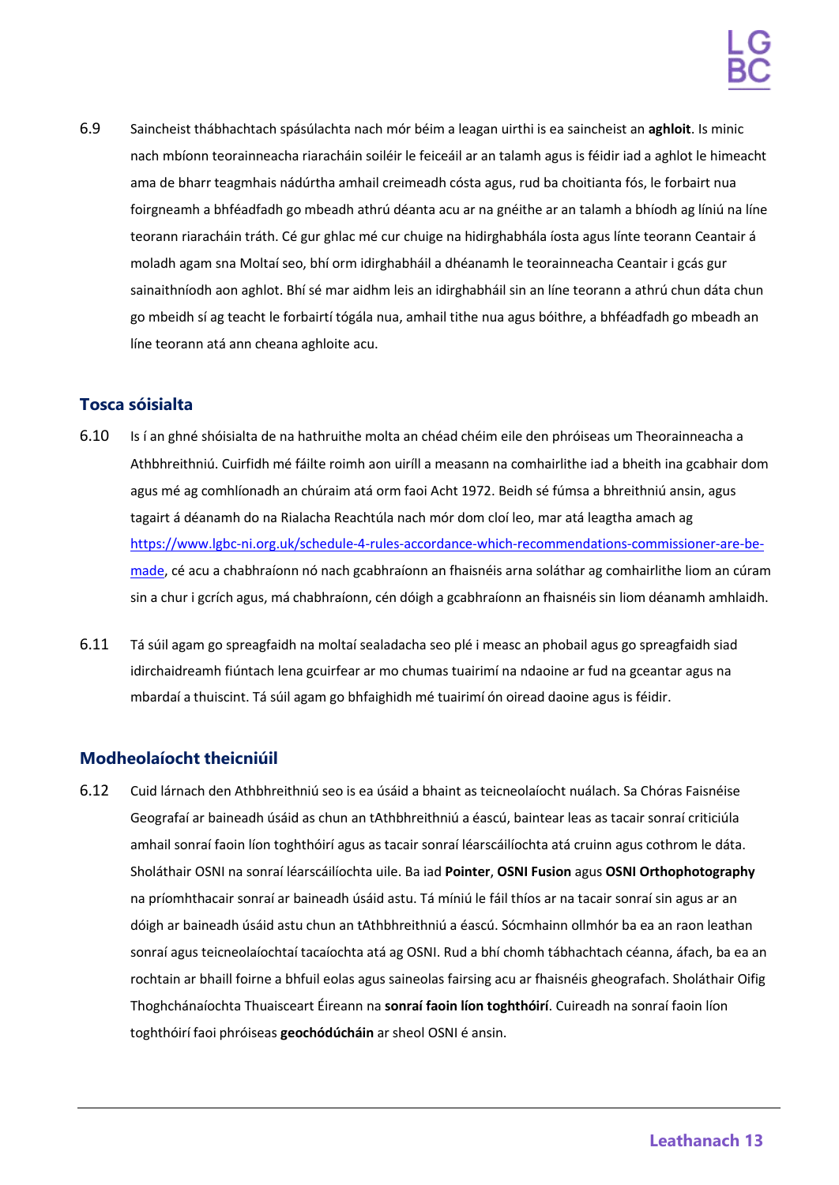6.9 Saincheist thábhachtach spásúlachta nach mór béim a leagan uirthi is ea saincheist an **aghloit**. Is minic nach mbíonn teorainneacha riaracháin soiléir le feiceáil ar an talamh agus is féidir iad a aghlot le himeacht ama de bharr teagmhais nádúrtha amhail creimeadh cósta agus, rud ba choitianta fós, le forbairt nua foirgneamh a bhféadfadh go mbeadh athrú déanta acu ar na gnéithe ar an talamh a bhíodh ag líniú na líne teorann riaracháin tráth. Cé gur ghlac mé cur chuige na hidirghabhála íosta agus línte teorann Ceantair á moladh agam sna Moltaí seo, bhí orm idirghabháil a dhéanamh le teorainneacha Ceantair i gcás gur sainaithníodh aon aghlot. Bhí sé mar aidhm leis an idirghabháil sin an líne teorann a athrú chun dáta chun go mbeidh sí ag teacht le forbairtí tógála nua, amhail tithe nua agus bóithre, a bhféadfadh go mbeadh an líne teorann atá ann cheana aghloite acu.

## Tosca sóisialta

6.10 Is í an ghné shóisialta de na hathruithe molta an chéad chéim eile den phróiseas um Theorainneacha a Athbhreithniú. Cuirfidh mé fáilte roimh aon uiríll a measann na comhairlithe iad a bheith ina gcabhair dom agus mé ag comhlíonadh an chúraim atá orm faoi Acht 1972. Beidh sé fúmsa a bhreithniú ansin, agus tagairt á déanamh do na Rialacha Reachtúla nach mór dom cloí leo, mar atá leagtha amach ag [https://www.lgbc-ni.org.uk/schedule-4-rules-accordance-which-recommendations-commissioner-are-be-made](https://www.lgbc-ni.org.uk/schedule-4-rules-accordance-which-recommendations-commissioner-are-be-made), cé acu a chabhraíonn nó nach gcabhraíonn an fhaisnéis arna soláthar ag comhairlithe liom an cúram sin a chur i gcrích agus, má chabhraíonn, cén dóigh a gcabhraíonn an fhaisnéis sin liom déanamh amhlaidh.

6.11 Tá súil agam go spreagfaidh na moltaí sealadacha seo plé i measc an phobail agus go spreagfaidh siad idirchaidreamh fiúntach lena gcuirfear ar mo chumas tuairimí na ndaoine ar fud na gceantar agus na mbardaí a thuiscint. Tá súil agam go bhfaighidh mé tuairimí ón oiread daoine agus is féidir.

## Modheolaíocht theicniúil

6.12 Cuid lárnach den Athbhreithniú seo is ea úsáid a bhaint as teicneolaíocht nuálach. Sa Chóras Faisnéise Geografaí ar baineadh úsáid as chun an tAthbhreithniú a éascú, baintear leas as tacair sonraí criticiúla amhail sonraí faoin líon toghthóirí agus as tacair sonraí léarscáilíochta atá cruinn agus cothrom le dáta. Sholáthair OSNI na sonraí léarscáilíochta uile. Ba iad **Pointer**, **OSNI Fusion** agus **OSNI Orthophotography** na príomhthacair sonraí ar baineadh úsáid astu. Tá míniú le fáil thíos ar na tacair sonraí sin agus ar an dóigh ar baineadh úsáid astu chun an tAthbhreithniú a éascú. Sócmhainn ollmhór ba ea an raon leathan sonraí agus teicneolaíochtaí tacaíochta atá ag OSNI. Rud a bhí chomh tábhachtach céanna, áfach, ba ea an rochtain ar bhaill foirne a bhfuil eolas agus saineolas fairsing acu ar fhaisnéis gheografach. Sholáthair Oifig Thoghchánaíochta Thuaisceart Éireann na **sonraí faoin líon toghthóirí**. Cuireadh na sonraí faoin líon toghthóirí faoi phróiseas **geochódúcháin** ar sheol OSNI é ansin.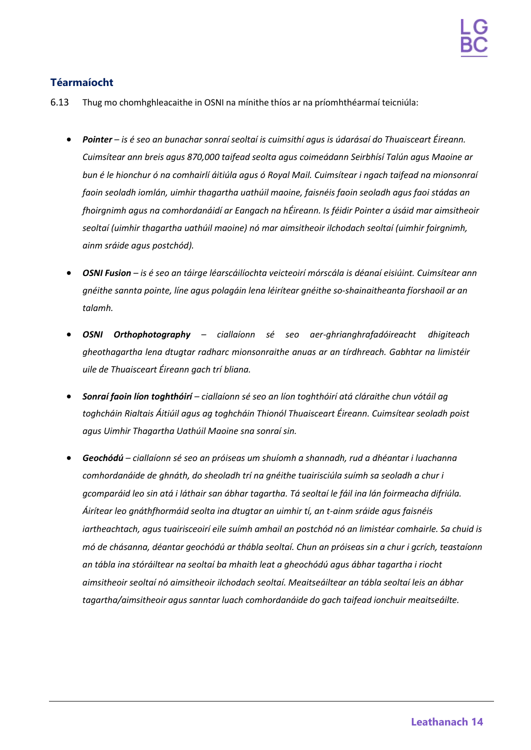## Téarmaíocht

6.13 Thug mo chomhghleacaithe in OSNI na mínithe thíos ar na príomhthéarmaí teicniúla:

- ***Pointer*** *– is é seo an bunachar sonraí seoltaí is cuimsithí agus is údarásaí do Thuaisceart Éireann. Cuimsítear ann breis agus 870,000 taifead seolta agus coimeádann Seirbhísí Talún agus Maoine ar bun é le hionchur ó na comhairlí áitiúla agus ó Royal Mail. Cuimsítear i ngach taifead na mionsonraí faoin seoladh iomlán, uimhir thagartha uathúil maoine, faisnéis faoin seoladh agus faoi stádas an fhoirgnimh agus na comhordanáidí ar Eangach na hÉireann. Is féidir Pointer a úsáid mar aimsitheoir seoltaí (uimhir thagartha uathúil maoine) nó mar aimsitheoir ilchodach seoltaí (uimhir foirgnimh, ainm sráide agus postchód).*

- ***OSNI Fusion*** *– is é seo an táirge léarscáilíochta veicteoirí mórscála is déanaí eisiúint. Cuimsítear ann gnéithe sannta pointe, líne agus polagáin lena léirítear gnéithe so-shainaitheanta fíorshaoil ar an talamh.*

- ***OSNI Orthophotography*** *– ciallaíonn sé seo aer-ghrianghrafadóireacht dhigiteach gheothagartha lena dtugtar radharc mionsonraithe anuas ar an tírdhreach. Gabhtar na limistéir uile de Thuaisceart Éireann gach trí bliana.*

- ***Sonraí faoin líon toghthóirí*** *– ciallaíonn sé seo an líon toghthóirí atá cláraithe chun vótáil ag toghcháin Rialtais Áitiúil agus ag toghcháin Thionól Thuaisceart Éireann. Cuimsítear seoladh poist agus Uimhir Thagartha Uathúil Maoine sna sonraí sin.*

- ***Geochódú*** *– ciallaíonn sé seo an próiseas um shuíomh a shannadh, rud a dhéantar i luachanna comhordanáide de ghnáth, do sheoladh trí na gnéithe tuairisciúla suímh sa seoladh a chur i gcomparáid leo sin atá i láthair san ábhar tagartha. Tá seoltaí le fáil ina lán foirmeacha difriúla. Áirítear leo gnáthfhormáid seolta ina dtugtar an uimhir tí, an t-ainm sráide agus faisnéis iartheachtach, agus tuairisceoirí eile suímh amhail an postchód nó an limistéar comhairle. Sa chuid is mó de chásanna, déantar geochódú ar thábla seoltaí. Chun an próiseas sin a chur i gcrích, teastaíonn an tábla ina stóráiltear na seoltaí ba mhaith leat a gheochódú agus ábhar tagartha i riocht aimsitheoir seoltaí nó aimsitheoir ilchodach seoltaí. Meaitseáiltear an tábla seoltaí leis an ábhar tagartha/aimsitheoir agus sanntar luach comhordanáide do gach taifead ionchuir meaitseáilte.*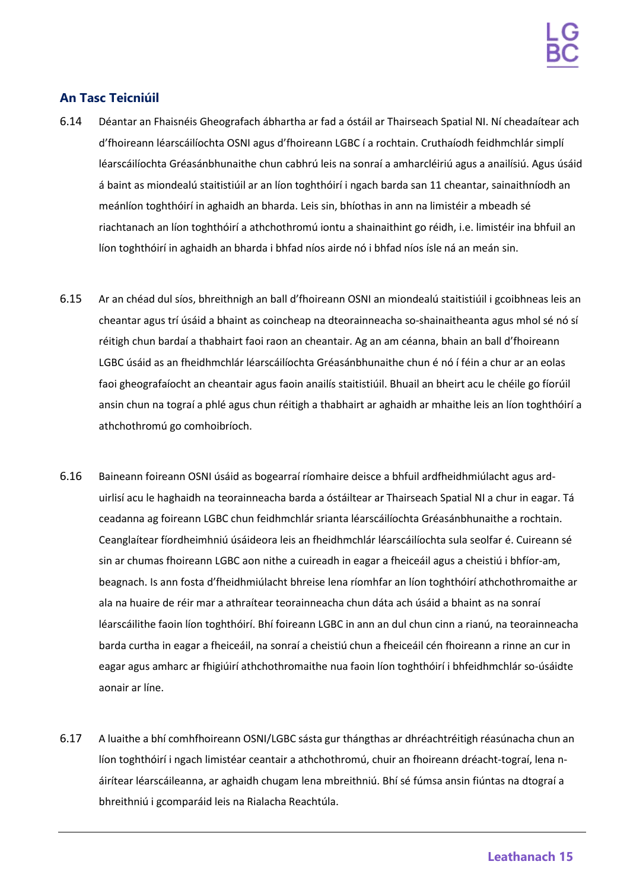## An Tasc Teicniúil

6.14 Déantar an Fhaisnéis Gheografach ábhartha ar fad a óstáil ar Thairseach Spatial NI. Ní cheadaítear ach d'fhoireann léarscáilíochta OSNI agus d'fhoireann LGBC í a rochtain. Cruthaíodh feidhmchlár simplí léarscáilíochta Gréasánbhunaithe chun cabhrú leis na sonraí a amharcléiriú agus a anailísiú. Agus úsáid á baint as miondealú staitistiúil ar an líon toghthóirí i ngach barda san 11 cheantar, sainaithníodh an meánlíon toghthóirí in aghaidh an bharda. Leis sin, bhíothas in ann na limistéir a mbeadh sé riachtanach an líon toghthóirí a athchothromú iontu a shainaithint go réidh, i.e. limistéir ina bhfuil an líon toghthóirí in aghaidh an bharda i bhfad níos airde nó i bhfad níos ísle ná an meán sin.

6.15 Ar an chéad dul síos, bhreithnigh an ball d'fhoireann OSNI an miondealú staitistiúil i gcoibhneas leis an cheantar agus trí úsáid a bhaint as coincheap na dteorainneacha so-shainaitheanta agus mhol sé nó sí réitigh chun bardaí a thabhairt faoi raon an cheantair. Ag an am céanna, bhain an ball d'fhoireann LGBC úsáid as an fheidhmchlár léarscáilíochta Gréasánbhunaithe chun é nó í féin a chur ar an eolas faoi gheografaíocht an cheantair agus faoin anailís staitistiúil. Bhuail an bheirt acu le chéile go fíorúil ansin chun na tograí a phlé agus chun réitigh a thabhairt ar aghaidh ar mhaithe leis an líon toghthóirí a athchothromú go comhoibríoch.

6.16 Baineann foireann OSNI úsáid as bogearraí ríomhaire deisce a bhfuil ardfheidhmiúlacht agus ard-uirlisí acu le haghaidh na teorainneacha barda a óstáiltear ar Thairseach Spatial NI a chur in eagar. Tá ceadanna ag foireann LGBC chun feidhmchlár srianta léarscáilíochta Gréasánbhunaithe a rochtain. Ceanglaítear fíordheimhniú úsáideora leis an fheidhmchlár léarscáilíochta sula seolfar é. Cuireann sé sin ar chumas fhoireann LGBC aon nithe a cuireadh in eagar a fheiceáil agus a cheistiú i bhfíor-am, beagnach. Is ann fosta d'fheidhmiúlacht bhreise lena ríomhfar an líon toghthóirí athchothromaithe ar ala na huaire de réir mar a athraítear teorainneacha chun dáta ach úsáid a bhaint as na sonraí léarscáilithe faoin líon toghthóirí. Bhí foireann LGBC in ann an dul chun cinn a rianú, na teorainneacha barda curtha in eagar a fheiceáil, na sonraí a cheistiú chun a fheiceáil cén fhoireann a rinne an cur in eagar agus amharc ar fhigiúirí athchothromaithe nua faoin líon toghthóirí i bhfeidhmchlár so-úsáidte aonair ar líne.

6.17 A luaithe a bhí comhfhoireann OSNI/LGBC sásta gur thángthas ar dhréachtréitigh réasúnacha chun an líon toghthóirí i ngach limistéar ceantair a athchothromú, chuir an fhoireann dréacht-tograí, lena n-áirítear léarscáileanna, ar aghaidh chugam lena mbreithniú. Bhí sé fúmsa ansin fiúntas na dtograí a bhreithniú i gcomparáid leis na Rialacha Reachtúla.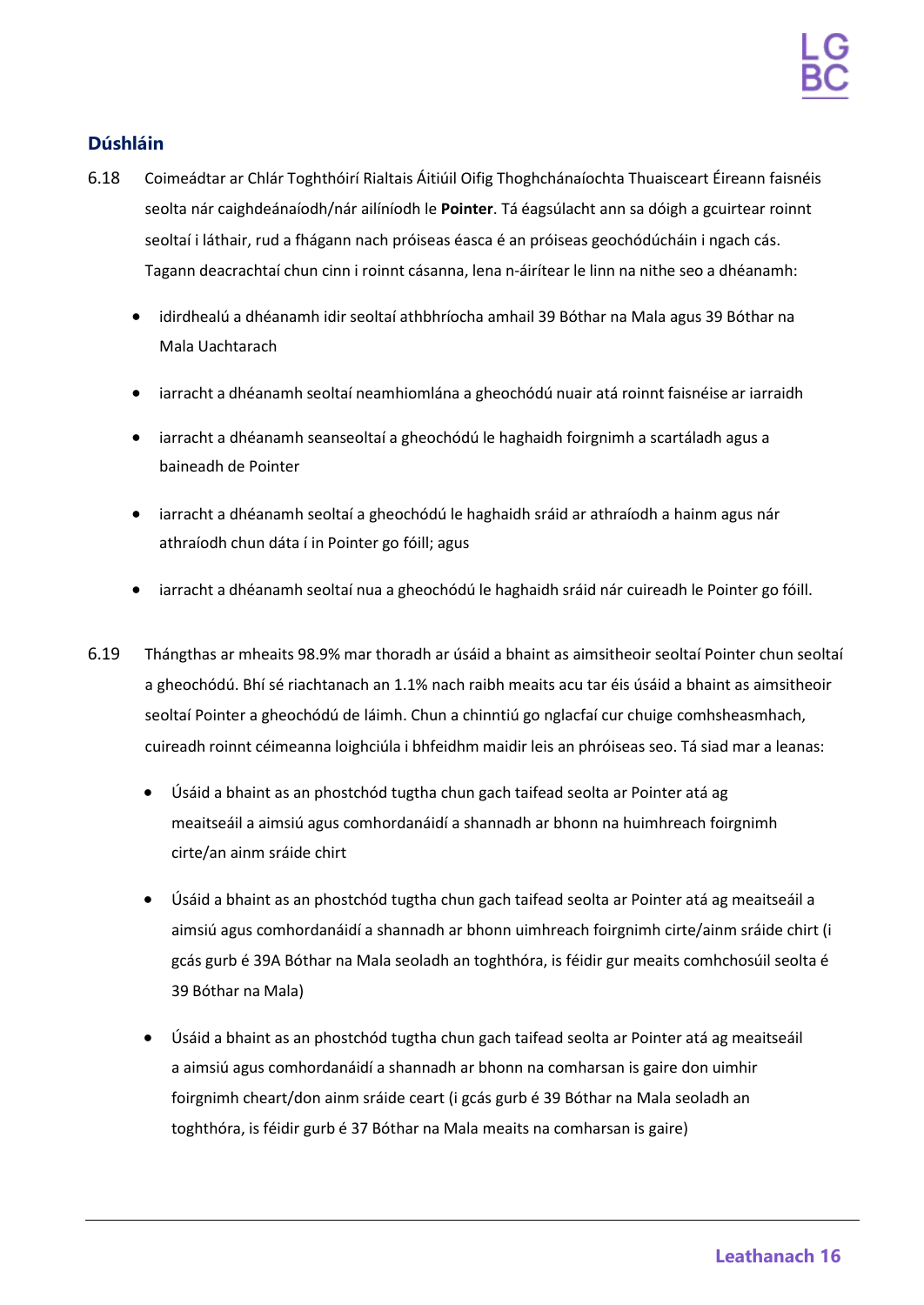## Dúshláin

6.18 Coimeádtar ar Chlár Toghthóirí Rialtais Áitiúil Oifig Thoghchánaíochta Thuaisceart Éireann faisnéis seolta nár caighdeánaíodh/nár ailíníodh le **Pointer**. Tá éagsúlacht ann sa dóigh a gcuirtear roinnt seoltaí i láthair, rud a fhágann nach próiseas éasca é an próiseas geochódúcháin i ngach cás. Tagann deacrachtaí chun cinn i roinnt cásanna, lena n-áirítear le linn na nithe seo a dhéanamh:

- idirdhealú a dhéanamh idir seoltaí athbhríocha amhail 39 Bóthar na Mala agus 39 Bóthar na Mala Uachtarach
- iarracht a dhéanamh seoltaí neamhiomlána a gheochódú nuair atá roinnt faisnéise ar iarraidh
- iarracht a dhéanamh seanseoltaí a gheochódú le haghaidh foirgnimh a scartáladh agus a baineadh de Pointer
- iarracht a dhéanamh seoltaí a gheochódú le haghaidh sráid ar athraíodh a hainm agus nár athraíodh chun dáta í in Pointer go fóill; agus
- iarracht a dhéanamh seoltaí nua a gheochódú le haghaidh sráid nár cuireadh le Pointer go fóill.

6.19 Thángthas ar mheaits 98.9% mar thoradh ar úsáid a bhaint as aimsitheoir seoltaí Pointer chun seoltaí a gheochódú. Bhí sé riachtanach an 1.1% nach raibh meaits acu tar éis úsáid a bhaint as aimsitheoir seoltaí Pointer a gheochódú de láimh. Chun a chinntiú go nglacfaí cur chuige comhsheasmhach, cuireadh roinnt céimeanna loighciúla i bhfeidhm maidir leis an phróiseas seo. Tá siad mar a leanas:

- Úsáid a bhaint as an phostchód tugtha chun gach taifead seolta ar Pointer atá ag meaitseáil a aimsiú agus comhordanáidí a shannadh ar bhonn na huimhreach foirgnimh cirte/an ainm sráide chirt
- Úsáid a bhaint as an phostchód tugtha chun gach taifead seolta ar Pointer atá ag meaitseáil a aimsiú agus comhordanáidí a shannadh ar bhonn uimhreach foirgnimh cirte/ainm sráide chirt (i gcás gurb é 39A Bóthar na Mala seoladh an toghthóra, is féidir gur meaits comhchosúil seolta é 39 Bóthar na Mala)
- Úsáid a bhaint as an phostchód tugtha chun gach taifead seolta ar Pointer atá ag meaitseáil a aimsiú agus comhordanáidí a shannadh ar bhonn na comharsan is gaire don uimhir foirgnimh cheart/don ainm sráide ceart (i gcás gurb é 39 Bóthar na Mala seoladh an toghthóra, is féidir gurb é 37 Bóthar na Mala meaits na comharsan is gaire)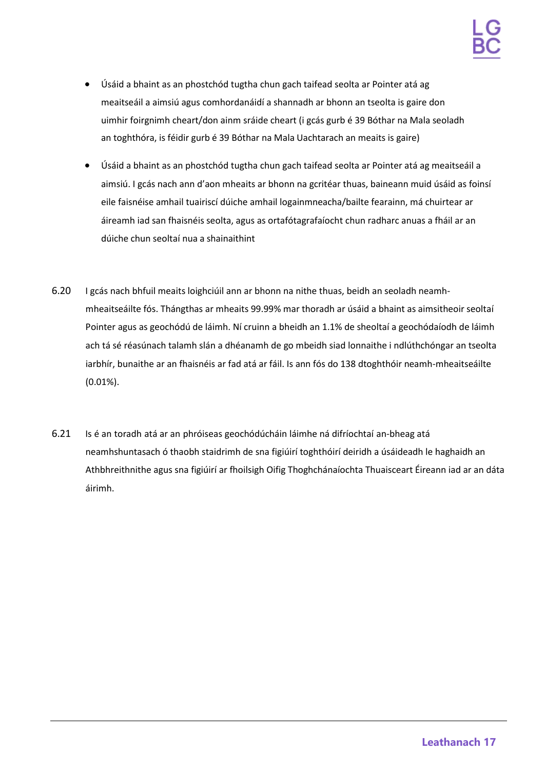- Úsáid a bhaint as an phostchód tugtha chun gach taifead seolta ar Pointer atá ag meaitseáil a aimsiú agus comhordanáidí a shannadh ar bhonn an tseolta is gaire don uimhir foirgnimh cheart/don ainm sráide cheart (i gcás gurb é 39 Bóthar na Mala seoladh an toghthóra, is féidir gurb é 39 Bóthar na Mala Uachtarach an meaits is gaire)

- Úsáid a bhaint as an phostchód tugtha chun gach taifead seolta ar Pointer atá ag meaitseáil a aimsiú. I gcás nach ann d'aon mheaits ar bhonn na gcritéar thuas, baineann muid úsáid as foinsí eile faisnéise amhail tuairiscí dúiche amhail logainmneacha/bailte fearainn, má chuirtear ar áireamh iad san fhaisnéis seolta, agus as ortafótagrafaíocht chun radharc anuas a fháil ar an dúiche chun seoltaí nua a shainaithint

6.20 I gcás nach bhfuil meaits loighciúil ann ar bhonn na nithe thuas, beidh an seoladh neamh-mheaitseáilte fós. Thángthas ar mheaits 99.99% mar thoradh ar úsáid a bhaint as aimsitheoir seoltaí Pointer agus as geochódú de láimh. Ní cruinn a bheidh an 1.1% de sheoltaí a geochódaíodh de láimh ach tá sé réasúnach talamh slán a dhéanamh de go mbeidh siad lonnaithe i ndlúthchóngar an tseolta iarbhír, bunaithe ar an fhaisnéis ar fad atá ar fáil. Is ann fós do 138 dtoghthóir neamh-mheaitseáilte (0.01%).

6.21 Is é an toradh atá ar an phróiseas geochódúcháin láimhe ná difríochtaí an-bheag atá neamhshuntasach ó thaobh staidrimh de sna figiúirí toghthóirí deiridh a úsáideadh le haghaidh an Athbhreithnithe agus sna figiúirí ar fhoilsigh Oifig Thoghchánaíochta Thuaisceart Éireann iad ar an dáta áirimh.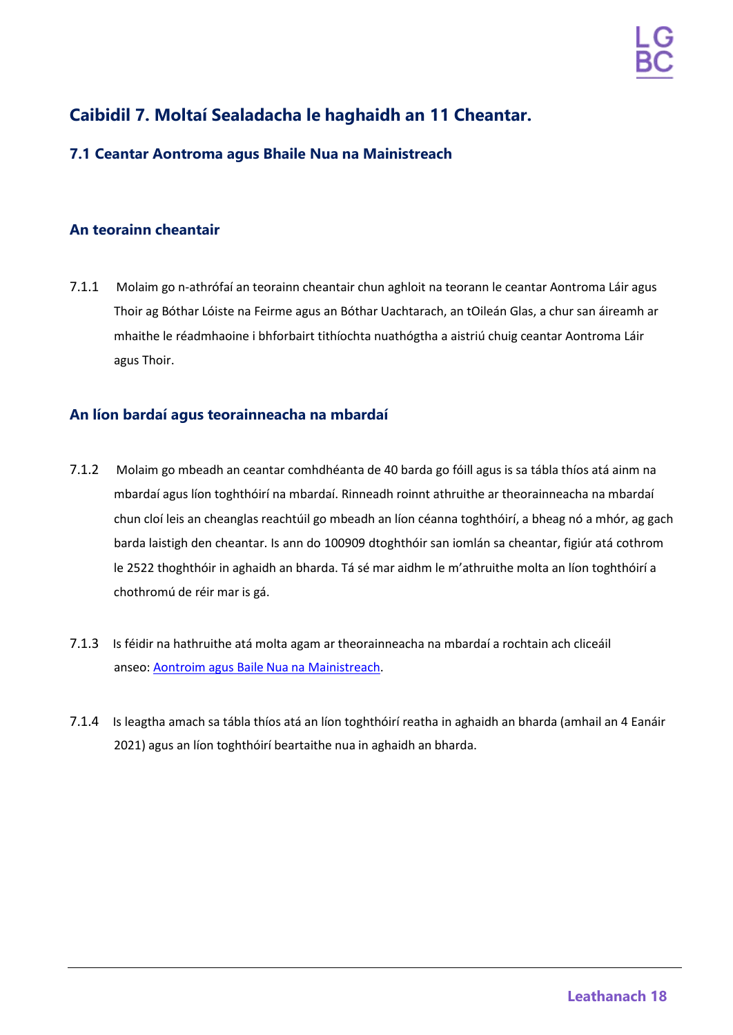# Caibidil 7. Moltaí Sealadacha le haghaidh an 11 Cheantar.

## 7.1 Ceantar Aontroma agus Bhaile Nua na Mainistreach

### An teorainn cheantair

7.1.1 Molaim go n-athrófaí an teorainn cheantair chun aghloit na teorann le ceantar Aontroma Láir agus Thoir ag Bóthar Lóiste na Feirme agus an Bóthar Uachtarach, an tOileán Glas, a chur san áireamh ar mhaithe le réadmhaoine i bhforbairt tithíochta nuathógtha a aistriú chuig ceantar Aontroma Láir agus Thoir.

### An líon bardaí agus teorainneacha na mbardaí

7.1.2 Molaim go mbeadh an ceantar comhdhéanta de 40 barda go fóill agus is sa tábla thíos atá ainm na mbardaí agus líon toghthóirí na mbardaí. Rinneadh roinnt athruithe ar theorainneacha na mbardaí chun cloí leis an cheanglas reachtúil go mbeadh an líon céanna toghthóirí, a bheag nó a mhór, ag gach barda laistigh den cheantar. Is ann do 100909 dtoghthóir san iomlán sa cheantar, figiúr atá cothrom le 2522 thoghthóir in aghaidh an bharda. Tá sé mar aidhm le m'athruithe molta an líon toghthóirí a chothromú de réir mar is gá.

7.1.3 Is féidir na hathruithe atá molta agam ar theorainneacha na mbardaí a rochtain ach cliceáil anseo: Aontroim agus Baile Nua na Mainistreach.

7.1.4 Is leagtha amach sa tábla thíos atá an líon toghthóirí reatha in aghaidh an bharda (amhail an 4 Eanáir 2021) agus an líon toghthóirí beartaithe nua in aghaidh an bharda.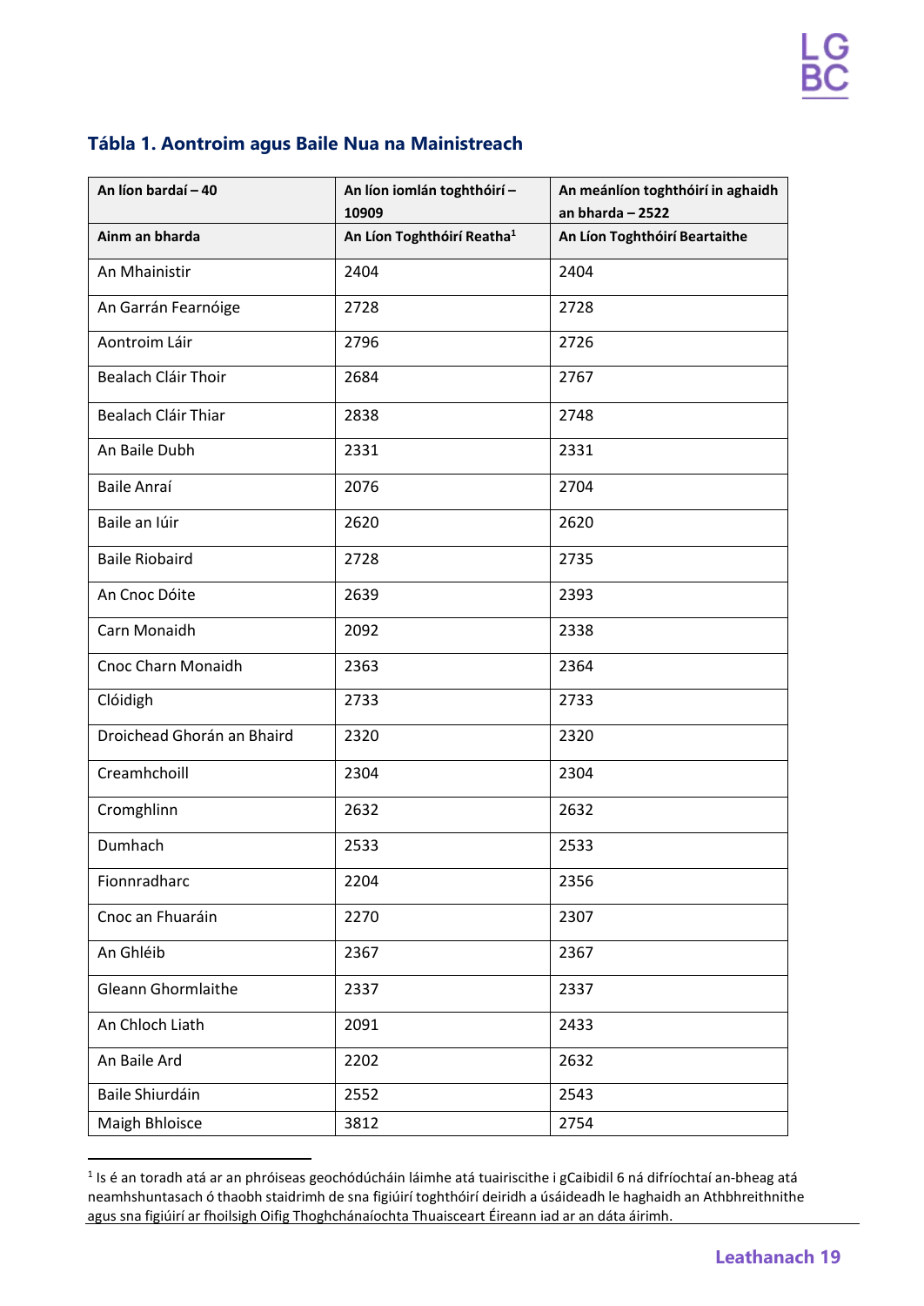### Tábla 1. Aontroim agus Baile Nua na Mainistreach

| An líon bardaí – 40 | An líon iomlán toghthóirí – 10909 | An meánlíon toghthóirí in aghaidh an bharda – 2522 |
|---|---|---|
| **Ainm an bharda** | **An Líon Toghthóirí Reatha[1]** | **An Líon Toghthóirí Beartaithe** |
| An Mhainistir | 2404 | 2404 |
| An Garrán Fearnóige | 2728 | 2728 |
| Aontroim Láir | 2796 | 2726 |
| Bealach Cláir Thoir | 2684 | 2767 |
| Bealach Cláir Thiar | 2838 | 2748 |
| An Baile Dubh | 2331 | 2331 |
| Baile Anraí | 2076 | 2704 |
| Baile an Iúir | 2620 | 2620 |
| Baile Riobaird | 2728 | 2735 |
| An Cnoc Dóite | 2639 | 2393 |
| Carn Monaidh | 2092 | 2338 |
| Cnoc Charn Monaidh | 2363 | 2364 |
| Clóidigh | 2733 | 2733 |
| Droichead Ghorán an Bhaird | 2320 | 2320 |
| Creamhchoill | 2304 | 2304 |
| Cromghlinn | 2632 | 2632 |
| Dumhach | 2533 | 2533 |
| Fionnradharc | 2204 | 2356 |
| Cnoc an Fhuaráin | 2270 | 2307 |
| An Ghléib | 2367 | 2367 |
| Gleann Ghormlaithe | 2337 | 2337 |
| An Chloch Liath | 2091 | 2433 |
| An Baile Ard | 2202 | 2632 |
| Baile Shiurdáin | 2552 | 2543 |
| Maigh Bhloisce | 3812 | 2754 |

[1] Is é an toradh atá ar an phróiseas geochódúcháin láimhe atá tuairiscithe i gCaibidil 6 ná difríochtaí an-bheag atá neamhshuntasach ó thaobh staidrimh de sna figiúirí toghthóirí deiridh a úsáideadh le haghaidh an Athbhreithnithe agus sna figiúirí ar fhoilsigh Oifig Thoghchánaíochta Thuaisceart Éireann iad ar an dáta áirimh.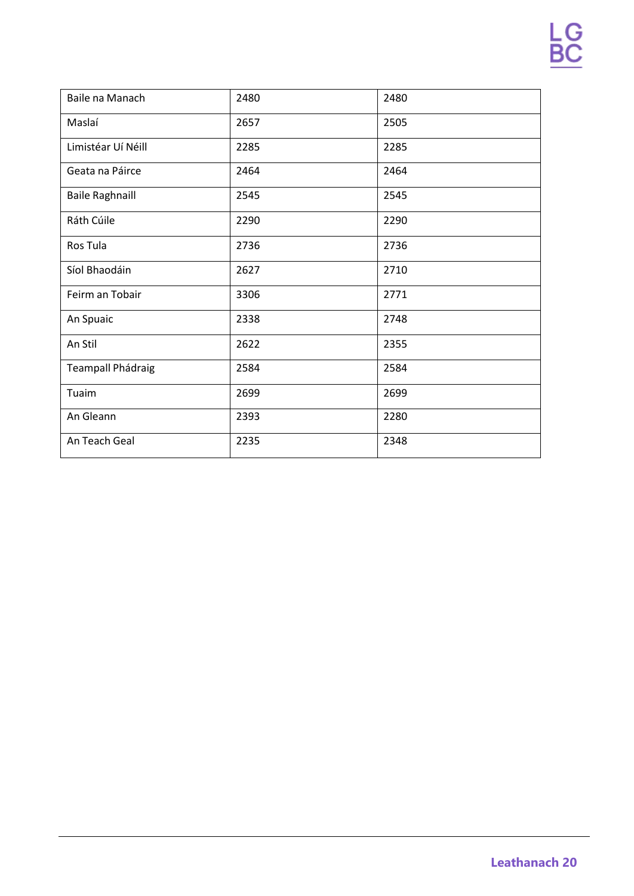| | | |
|---|---|---|
| Baile na Manach | 2480 | 2480 |
| Maslaí | 2657 | 2505 |
| Limistéar Uí Néill | 2285 | 2285 |
| Geata na Páirce | 2464 | 2464 |
| Baile Raghnaill | 2545 | 2545 |
| Ráth Cúile | 2290 | 2290 |
| Ros Tula | 2736 | 2736 |
| Síol Bhaodáin | 2627 | 2710 |
| Feirm an Tobair | 3306 | 2771 |
| An Spuaic | 2338 | 2748 |
| An Stil | 2622 | 2355 |
| Teampall Phádraig | 2584 | 2584 |
| Tuaim | 2699 | 2699 |
| An Gleann | 2393 | 2280 |
| An Teach Geal | 2235 | 2348 |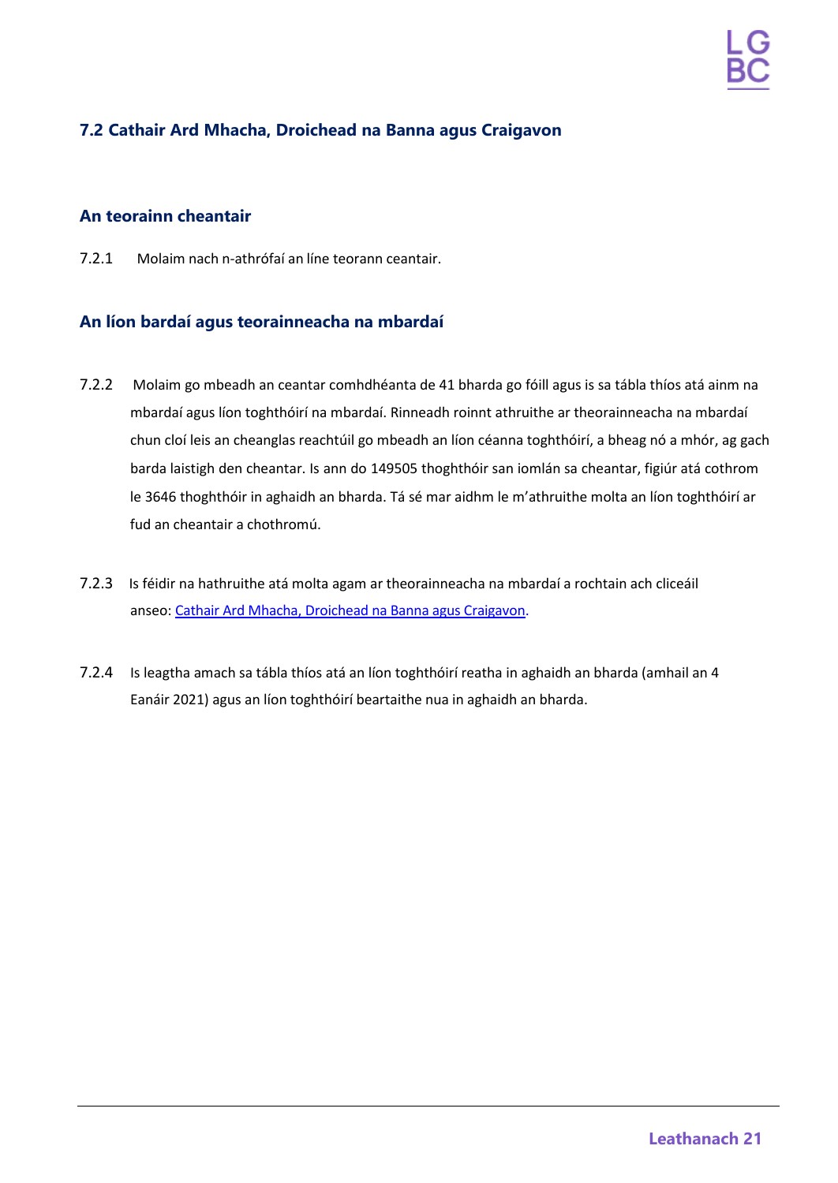## 7.2 Cathair Ard Mhacha, Droichead na Banna agus Craigavon

### An teorainn cheantair

7.2.1 Molaim nach n-athrófaí an líne teorann ceantair.

### An líon bardaí agus teorainneacha na mbardaí

7.2.2 Molaim go mbeadh an ceantar comhdhéanta de 41 bharda go fóill agus is sa tábla thíos atá ainm na mbardaí agus líon toghthóirí na mbardaí. Rinneadh roinnt athruithe ar theorainneacha na mbardaí chun cloí leis an cheanglas reachtúil go mbeadh an líon céanna toghthóirí, a bheag nó a mhór, ag gach barda laistigh den cheantar. Is ann do 149505 thoghthóir san iomlán sa cheantar, figiúr atá cothrom le 3646 thoghthóir in aghaidh an bharda. Tá sé mar aidhm le m'athruithe molta an líon toghthóirí ar fud an cheantair a chothromú.

7.2.3 Is féidir na hathruithe atá molta agam ar theorainneacha na mbardaí a rochtain ach cliceáil anseo: [Cathair Ard Mhacha, Droichead na Banna agus Craigavon](Cathair Ard Mhacha, Droichead na Banna agus Craigavon).

7.2.4 Is leagtha amach sa tábla thíos atá an líon toghthóirí reatha in aghaidh an bharda (amhail an 4 Eanáir 2021) agus an líon toghthóirí beartaithe nua in aghaidh an bharda.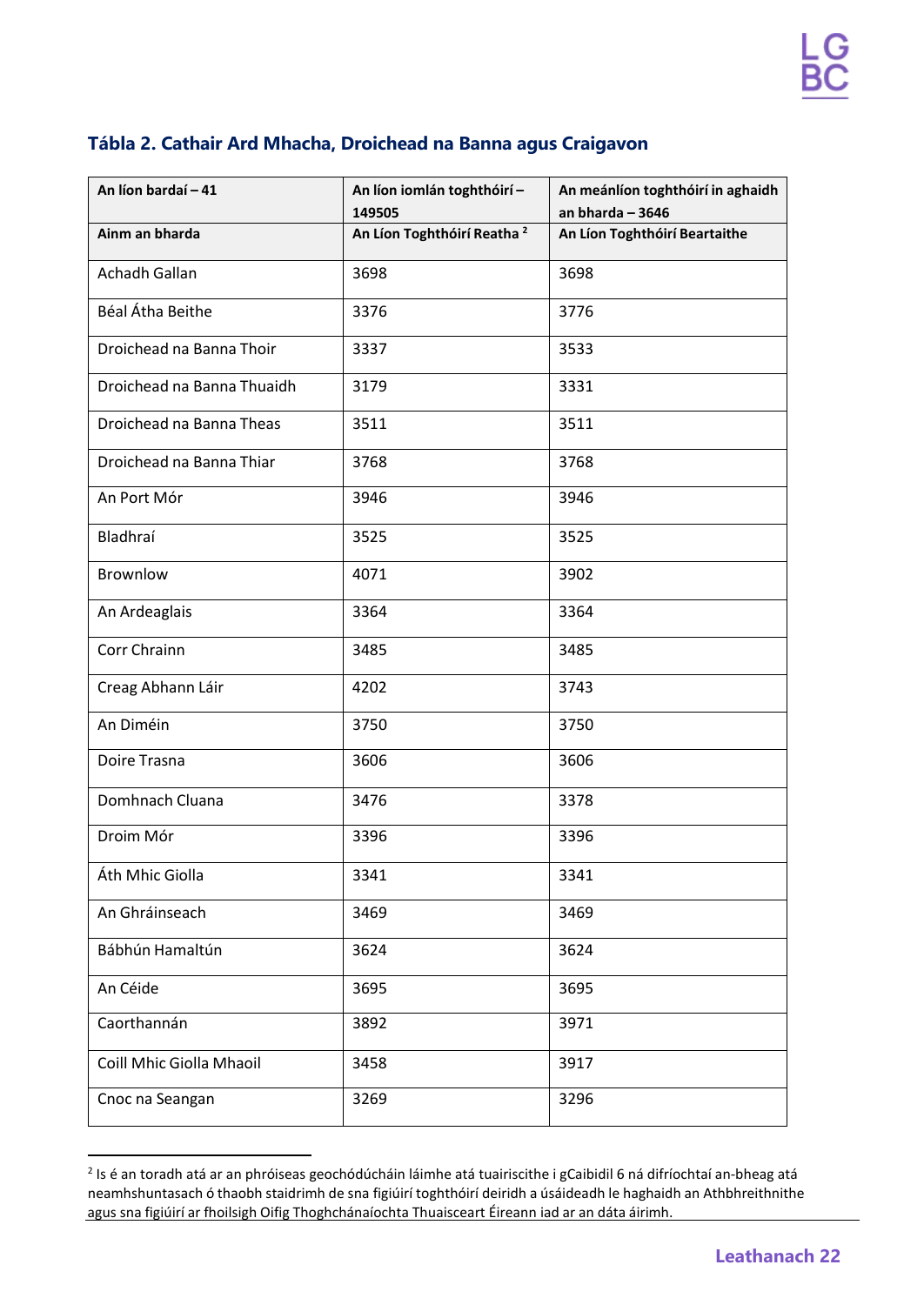## Tábla 2. Cathair Ard Mhacha, Droichead na Banna agus Craigavon

| An líon bardaí – 41 | An líon iomlán toghthóirí – 149505 | An meánlíon toghthóirí in aghaidh an bharda – 3646 |
|---|---|---|
| **Ainm an bharda** | **An Líon Toghthóirí Reatha [2]** | **An Líon Toghthóirí Beartaithe** |
| Achadh Gallan | 3698 | 3698 |
| Béal Átha Beithe | 3376 | 3776 |
| Droichead na Banna Thoir | 3337 | 3533 |
| Droichead na Banna Thuaidh | 3179 | 3331 |
| Droichead na Banna Theas | 3511 | 3511 |
| Droichead na Banna Thiar | 3768 | 3768 |
| An Port Mór | 3946 | 3946 |
| Bladhraí | 3525 | 3525 |
| Brownlow | 4071 | 3902 |
| An Ardeaglais | 3364 | 3364 |
| Corr Chrainn | 3485 | 3485 |
| Creag Abhann Láir | 4202 | 3743 |
| An Diméin | 3750 | 3750 |
| Doire Trasna | 3606 | 3606 |
| Domhnach Cluana | 3476 | 3378 |
| Droim Mór | 3396 | 3396 |
| Áth Mhic Giolla | 3341 | 3341 |
| An Ghráinseach | 3469 | 3469 |
| Bábhún Hamaltún | 3624 | 3624 |
| An Céide | 3695 | 3695 |
| Caorthannán | 3892 | 3971 |
| Coill Mhic Giolla Mhaoil | 3458 | 3917 |
| Cnoc na Seangan | 3269 | 3296 |

[2] Is é an toradh atá ar an phróiseas geochódúcháin láimhe atá tuairiscithe i gCaibidil 6 ná difríochtaí an-bheag atá neamhshuntasach ó thaobh staidrimh de sna figiúirí toghthóirí deiridh a úsáideadh le haghaidh an Athbhreithnithe agus sna figiúirí ar fhoilsigh Oifig Thoghchánaíochta Thuaisceart Éireann iad ar an dáta áirimh.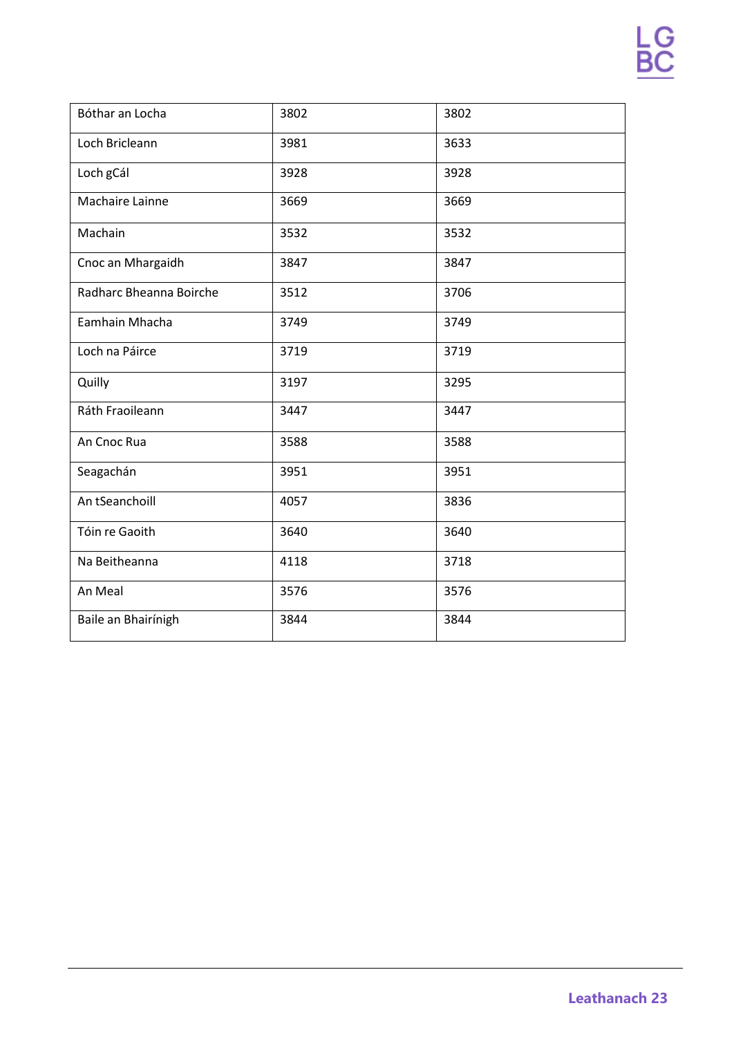| Bóthar an Locha | 3802 | 3802 |
|---|---|---|
| Loch Bricleann | 3981 | 3633 |
| Loch gCál | 3928 | 3928 |
| Machaire Lainne | 3669 | 3669 |
| Machain | 3532 | 3532 |
| Cnoc an Mhargaidh | 3847 | 3847 |
| Radharc Bheanna Boirche | 3512 | 3706 |
| Eamhain Mhacha | 3749 | 3749 |
| Loch na Páirce | 3719 | 3719 |
| Quilly | 3197 | 3295 |
| Ráth Fraoileann | 3447 | 3447 |
| An Cnoc Rua | 3588 | 3588 |
| Seagachán | 3951 | 3951 |
| An tSeanchoill | 4057 | 3836 |
| Tóin re Gaoith | 3640 | 3640 |
| Na Beitheanna | 4118 | 3718 |
| An Meal | 3576 | 3576 |
| Baile an Bhairínigh | 3844 | 3844 |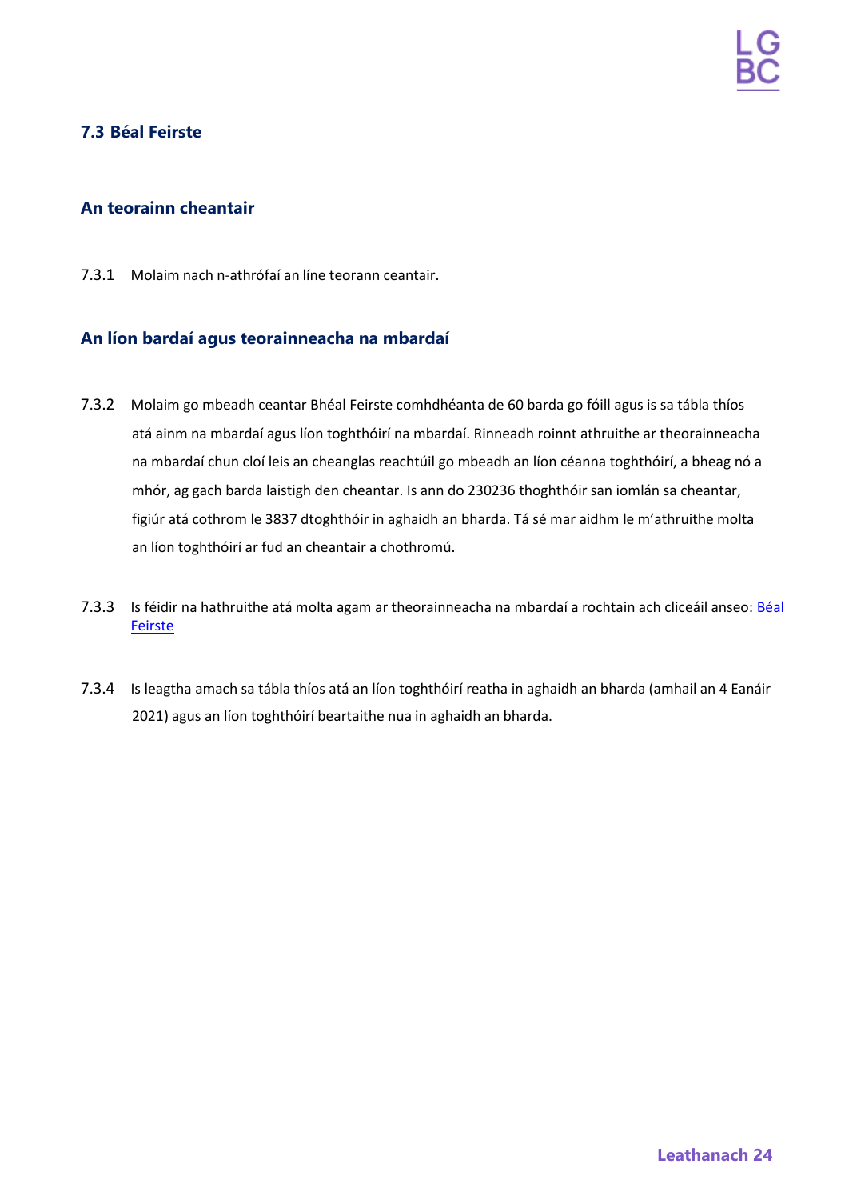## 7.3 Béal Feirste

### An teorainn cheantair

7.3.1 Molaim nach n-athrófaí an líne teorann ceantair.

### An líon bardaí agus teorainneacha na mbardaí

7.3.2 Molaim go mbeadh ceantar Bhéal Feirste comhdhéanta de 60 barda go fóill agus is sa tábla thíos atá ainm na mbardaí agus líon toghthóirí na mbardaí. Rinneadh roinnt athruithe ar theorainneacha na mbardaí chun cloí leis an cheanglas reachtúil go mbeadh an líon céanna toghthóirí, a bheag nó a mhór, ag gach barda laistigh den cheantar. Is ann do 230236 thoghthóir san iomlán sa cheantar, figiúr atá cothrom le 3837 dtoghthóir in aghaidh an bharda. Tá sé mar aidhm le m'athruithe molta an líon toghthóirí ar fud an cheantair a chothromú.

7.3.3 Is féidir na hathruithe atá molta agam ar theorainneacha na mbardaí a rochtain ach cliceáil anseo: Béal Feirste

7.3.4 Is leagtha amach sa tábla thíos atá an líon toghthóirí reatha in aghaidh an bharda (amhail an 4 Eanáir 2021) agus an líon toghthóirí beartaithe nua in aghaidh an bharda.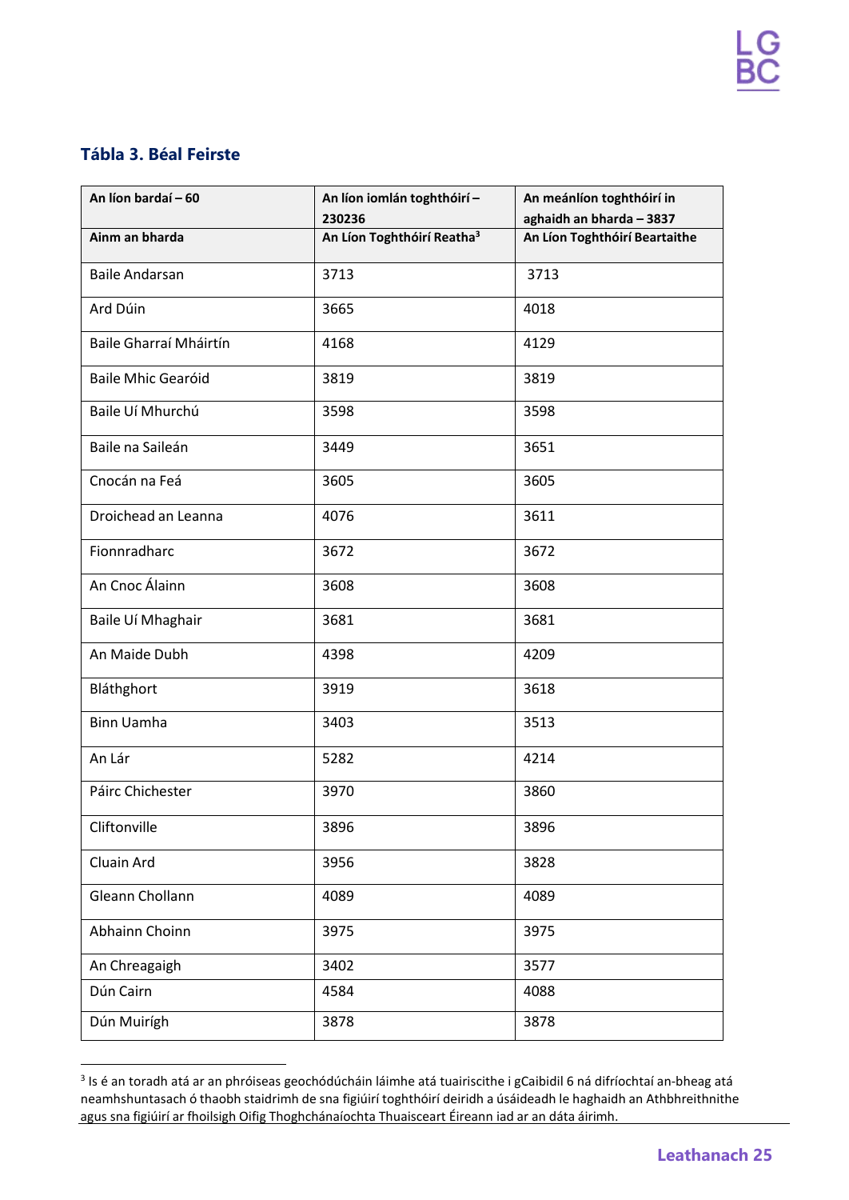## Tábla 3. Béal Feirste

| An líon bardaí – 60 | An líon iomlán toghthóirí – 230236 | An meánlíon toghthóirí in aghaidh an bharda – 3837 |
|---|---|---|
| **Ainm an bharda** | **An Líon Toghthóirí Reatha[3]** | **An Líon Toghthóirí Beartaithe** |
| Baile Andarsan | 3713 | 3713 |
| Ard Dúin | 3665 | 4018 |
| Baile Gharraí Mháirtín | 4168 | 4129 |
| Baile Mhic Gearóid | 3819 | 3819 |
| Baile Uí Mhurchú | 3598 | 3598 |
| Baile na Saileán | 3449 | 3651 |
| Cnocán na Feá | 3605 | 3605 |
| Droichead an Leanna | 4076 | 3611 |
| Fionnradharc | 3672 | 3672 |
| An Cnoc Álainn | 3608 | 3608 |
| Baile Uí Mhaghair | 3681 | 3681 |
| An Maide Dubh | 4398 | 4209 |
| Bláthghort | 3919 | 3618 |
| Binn Uamha | 3403 | 3513 |
| An Lár | 5282 | 4214 |
| Páirc Chichester | 3970 | 3860 |
| Cliftonville | 3896 | 3896 |
| Cluain Ard | 3956 | 3828 |
| Gleann Chollann | 4089 | 4089 |
| Abhainn Choinn | 3975 | 3975 |
| An Chreagaigh | 3402 | 3577 |
| Dún Cairn | 4584 | 4088 |
| Dún Muirígh | 3878 | 3878 |

[3] Is é an toradh atá ar an phróiseas geochódúcháin láimhe atá tuairiscithe i gCaibidil 6 ná difríochtaí an-bheag atá neamhshuntasach ó thaobh staidrimh de sna figiúirí toghthóirí deiridh a úsáideadh le haghaidh an Athbhreithnithe agus sna figiúirí ar fhoilsigh Oifig Thoghchánaíochta Thuaisceart Éireann iad ar an dáta áirimh.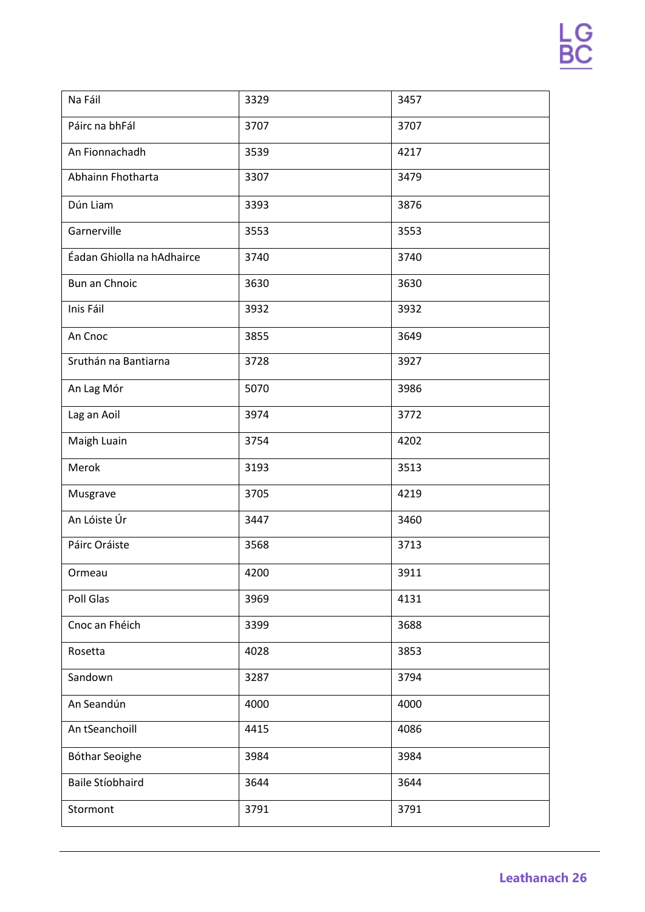| | | |
|---|---|---|
| Na Fáil | 3329 | 3457 |
| Páirc na bhFál | 3707 | 3707 |
| An Fionnachadh | 3539 | 4217 |
| Abhainn Fhotharta | 3307 | 3479 |
| Dún Liam | 3393 | 3876 |
| Garnerville | 3553 | 3553 |
| Éadan Ghiolla na hAdhairce | 3740 | 3740 |
| Bun an Chnoic | 3630 | 3630 |
| Inis Fáil | 3932 | 3932 |
| An Cnoc | 3855 | 3649 |
| Sruthán na Bantiarna | 3728 | 3927 |
| An Lag Mór | 5070 | 3986 |
| Lag an Aoil | 3974 | 3772 |
| Maigh Luain | 3754 | 4202 |
| Merok | 3193 | 3513 |
| Musgrave | 3705 | 4219 |
| An Lóiste Úr | 3447 | 3460 |
| Páirc Oráiste | 3568 | 3713 |
| Ormeau | 4200 | 3911 |
| Poll Glas | 3969 | 4131 |
| Cnoc an Fhéich | 3399 | 3688 |
| Rosetta | 4028 | 3853 |
| Sandown | 3287 | 3794 |
| An Seandún | 4000 | 4000 |
| An tSeanchoill | 4415 | 4086 |
| Bóthar Seoighe | 3984 | 3984 |
| Baile Stíobhaird | 3644 | 3644 |
| Stormont | 3791 | 3791 |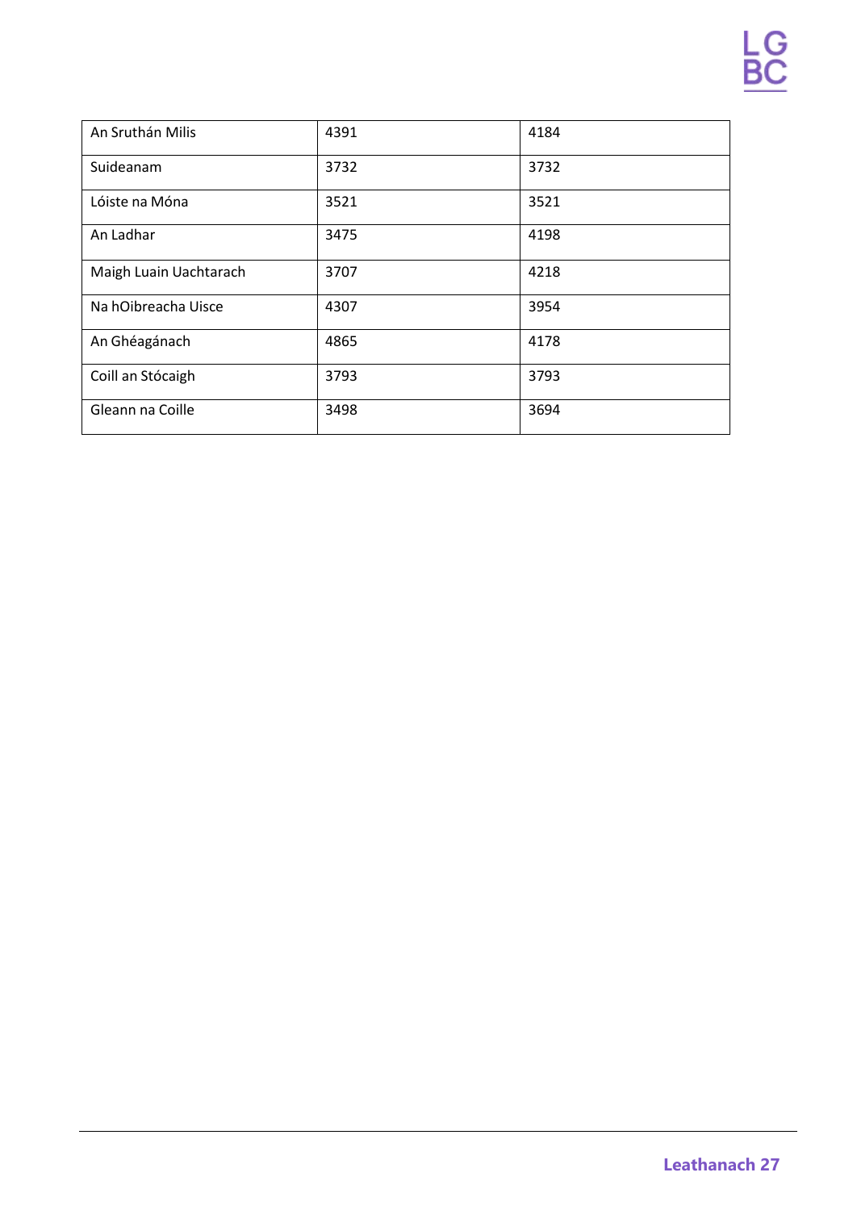| | | |
|---|---|---|
| An Sruthán Milis | 4391 | 4184 |
| Suideanam | 3732 | 3732 |
| Lóiste na Móna | 3521 | 3521 |
| An Ladhar | 3475 | 4198 |
| Maigh Luain Uachtarach | 3707 | 4218 |
| Na hOibreacha Uisce | 4307 | 3954 |
| An Ghéagánach | 4865 | 4178 |
| Coill an Stócaigh | 3793 | 3793 |
| Gleann na Coille | 3498 | 3694 |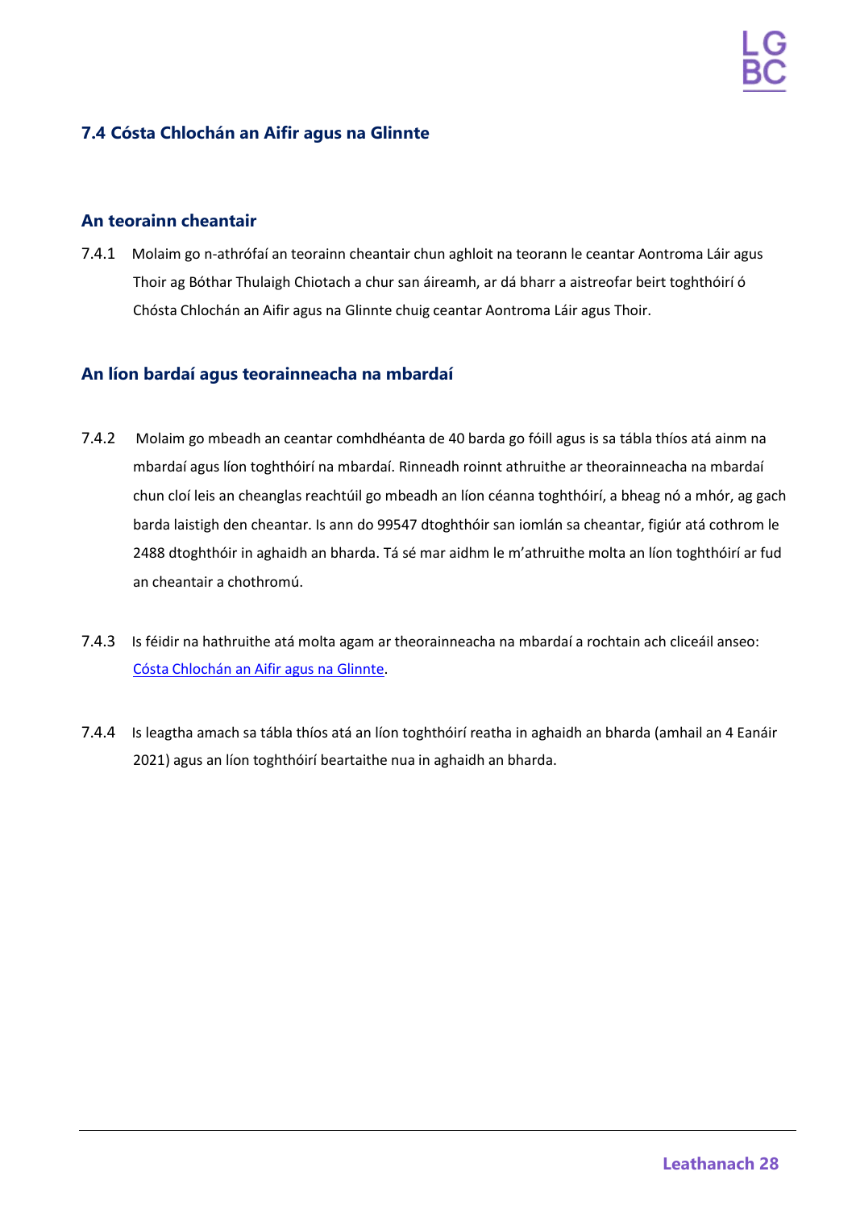## 7.4 Cósta Chlochán an Aifir agus na Glinnte

### An teorainn cheantair

7.4.1 Molaim go n-athrófaí an teorainn cheantair chun aghloit na teorann le ceantar Aontroma Láir agus Thoir ag Bóthar Thulaigh Chiotach a chur san áireamh, ar dá bharr a aistreofar beirt toghthóirí ó Chósta Chlochán an Aifir agus na Glinnte chuig ceantar Aontroma Láir agus Thoir.

### An líon bardaí agus teorainneacha na mbardaí

7.4.2 Molaim go mbeadh an ceantar comhdhéanta de 40 barda go fóill agus is sa tábla thíos atá ainm na mbardaí agus líon toghthóirí na mbardaí. Rinneadh roinnt athruithe ar theorainneacha na mbardaí chun cloí leis an cheanglas reachtúil go mbeadh an líon céanna toghthóirí, a bheag nó a mhór, ag gach barda laistigh den cheantar. Is ann do 99547 dtoghthóir san iomlán sa cheantar, figiúr atá cothrom le 2488 dtoghthóir in aghaidh an bharda. Tá sé mar aidhm le m'athruithe molta an líon toghthóirí ar fud an cheantair a chothromú.

7.4.3 Is féidir na hathruithe atá molta agam ar theorainneacha na mbardaí a rochtain ach cliceáil anseo: [Cósta Chlochán an Aifir agus na Glinnte].

7.4.4 Is leagtha amach sa tábla thíos atá an líon toghthóirí reatha in aghaidh an bharda (amhail an 4 Eanáir 2021) agus an líon toghthóirí beartaithe nua in aghaidh an bharda.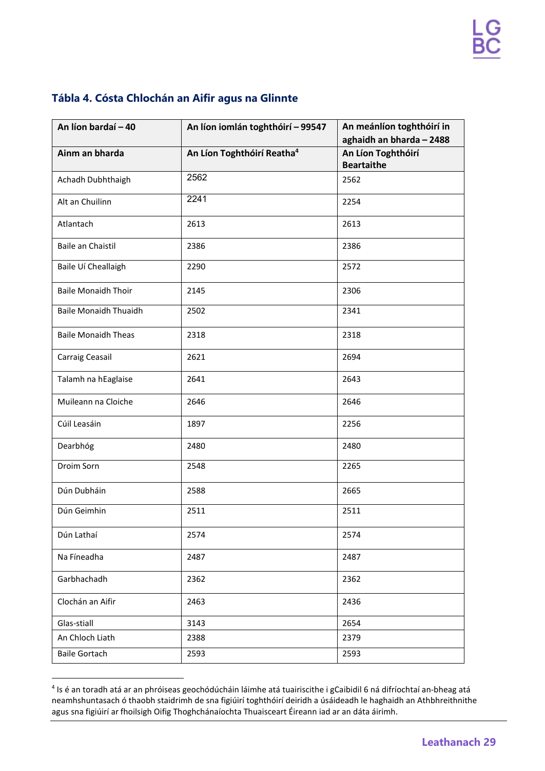### Tábla 4. Cósta Chlochán an Aifir agus na Glinnte

| An líon bardaí – 40 | An líon iomlán toghthóirí – 99547 | An meánlíon toghthóirí in aghaidh an bharda – 2488 |
|---|---|---|
| **Ainm an bharda** | **An Líon Toghthóirí Reatha[4]** | **An Líon Toghthóirí Beartaithe** |
| Achadh Dubhthaigh | 2562 | 2562 |
| Alt an Chuilinn | 2241 | 2254 |
| Atlantach | 2613 | 2613 |
| Baile an Chaistil | 2386 | 2386 |
| Baile Uí Cheallaigh | 2290 | 2572 |
| Baile Monaidh Thoir | 2145 | 2306 |
| Baile Monaidh Thuaidh | 2502 | 2341 |
| Baile Monaidh Theas | 2318 | 2318 |
| Carraig Ceasail | 2621 | 2694 |
| Talamh na hEaglaise | 2641 | 2643 |
| Muileann na Cloiche | 2646 | 2646 |
| Cúil Leasáin | 1897 | 2256 |
| Dearbhóg | 2480 | 2480 |
| Droim Sorn | 2548 | 2265 |
| Dún Dubháin | 2588 | 2665 |
| Dún Geimhin | 2511 | 2511 |
| Dún Lathaí | 2574 | 2574 |
| Na Fíneadha | 2487 | 2487 |
| Garbhachadh | 2362 | 2362 |
| Clochán an Aifir | 2463 | 2436 |
| Glas-stiall | 3143 | 2654 |
| An Chloch Liath | 2388 | 2379 |
| Baile Gortach | 2593 | 2593 |

[4] Is é an toradh atá ar an phróiseas geochódúcháin láimhe atá tuairiscithe i gCaibidil 6 ná difríochtaí an-bheag atá neamhshuntasach ó thaobh staidrimh de sna figiúirí toghthóirí deiridh a úsáideadh le haghaidh an Athbhreithnithe agus sna figiúirí ar fhoilsigh Oifig Thoghchánaíochta Thuaisceart Éireann iad ar an dáta áirimh.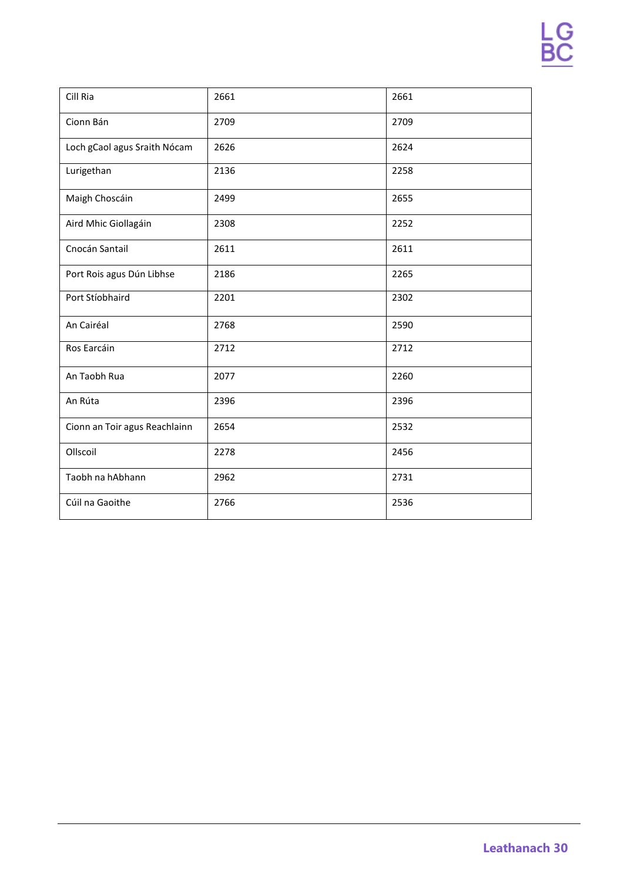| Cill Ria | 2661 | 2661 |
|---|---|---|
| Cionn Bán | 2709 | 2709 |
| Loch gCaol agus Sraith Nócam | 2626 | 2624 |
| Lurigethan | 2136 | 2258 |
| Maigh Choscáin | 2499 | 2655 |
| Aird Mhic Giollagáin | 2308 | 2252 |
| Cnocán Santail | 2611 | 2611 |
| Port Rois agus Dún Libhse | 2186 | 2265 |
| Port Stíobhaird | 2201 | 2302 |
| An Cairéal | 2768 | 2590 |
| Ros Earcáin | 2712 | 2712 |
| An Taobh Rua | 2077 | 2260 |
| An Rúta | 2396 | 2396 |
| Cionn an Toir agus Reachlainn | 2654 | 2532 |
| Ollscoil | 2278 | 2456 |
| Taobh na hAbhann | 2962 | 2731 |
| Cúil na Gaoithe | 2766 | 2536 |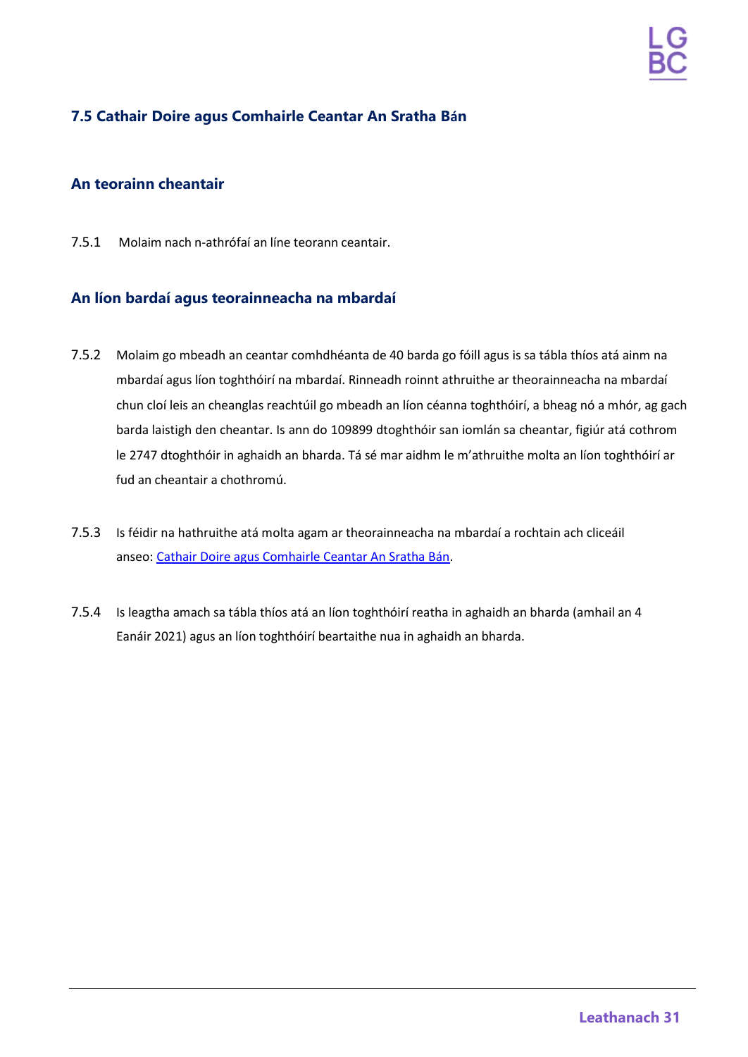## 7.5 Cathair Doire agus Comhairle Ceantar An Sratha Bán

### An teorainn cheantair

7.5.1 Molaim nach n-athrófaí an líne teorann ceantair.

### An líon bardaí agus teorainneacha na mbardaí

7.5.2 Molaim go mbeadh an ceantar comhdhéanta de 40 barda go fóill agus is sa tábla thíos atá ainm na mbardaí agus líon toghthóirí na mbardaí. Rinneadh roinnt athruithe ar theorainneacha na mbardaí chun cloí leis an cheanglas reachtúil go mbeadh an líon céanna toghthóirí, a bheag nó a mhór, ag gach barda laistigh den cheantar. Is ann do 109899 dtoghthóir san iomlán sa cheantar, figiúr atá cothrom le 2747 dtoghthóir in aghaidh an bharda. Tá sé mar aidhm le m'athruithe molta an líon toghthóirí ar fud an cheantair a chothromú.

7.5.3 Is féidir na hathruithe atá molta agam ar theorainneacha na mbardaí a rochtain ach cliceáil anseo: [Cathair Doire agus Comhairle Ceantar An Sratha Bán].

7.5.4 Is leagtha amach sa tábla thíos atá an líon toghthóirí reatha in aghaidh an bharda (amhail an 4 Eanáir 2021) agus an líon toghthóirí beartaithe nua in aghaidh an bharda.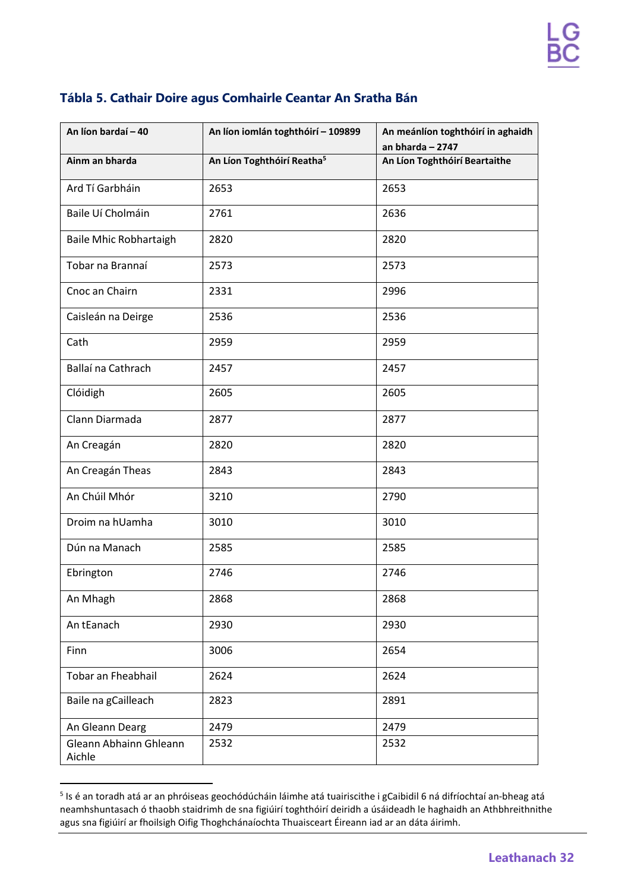## Tábla 5. Cathair Doire agus Comhairle Ceantar An Sratha Bán

| An líon bardaí – 40 | An líon iomlán toghthóirí – 109899 | An meánlíon toghthóirí in aghaidh an bharda – 2747 |
|---|---|---|
| **Ainm an bharda** | **An Líon Toghthóirí Reatha[5]** | **An Líon Toghthóirí Beartaithe** |
| Ard Tí Garbháin | 2653 | 2653 |
| Baile Uí Cholmáin | 2761 | 2636 |
| Baile Mhic Robhartaigh | 2820 | 2820 |
| Tobar na Brannaí | 2573 | 2573 |
| Cnoc an Chairn | 2331 | 2996 |
| Caisleán na Deirge | 2536 | 2536 |
| Cath | 2959 | 2959 |
| Ballaí na Cathrach | 2457 | 2457 |
| Clóidigh | 2605 | 2605 |
| Clann Diarmada | 2877 | 2877 |
| An Creagán | 2820 | 2820 |
| An Creagán Theas | 2843 | 2843 |
| An Chúil Mhór | 3210 | 2790 |
| Droim na hUamha | 3010 | 3010 |
| Dún na Manach | 2585 | 2585 |
| Ebrington | 2746 | 2746 |
| An Mhagh | 2868 | 2868 |
| An tEanach | 2930 | 2930 |
| Finn | 3006 | 2654 |
| Tobar an Fheabhail | 2624 | 2624 |
| Baile na gCailleach | 2823 | 2891 |
| An Gleann Dearg | 2479 | 2479 |
| Gleann Abhainn Ghleann Aichle | 2532 | 2532 |

[5] Is é an toradh atá ar an phróiseas geochódúcháin láimhe atá tuairiscithe i gCaibidil 6 ná difríochtaí an-bheag atá neamhshuntasach ó thaobh staidrimh de sna figiúirí toghthóirí deiridh a úsáideadh le haghaidh an Athbhreithnithe agus sna figiúirí ar fhoilsigh Oifig Thoghchánaíochta Thuaisceart Éireann iad ar an dáta áirimh.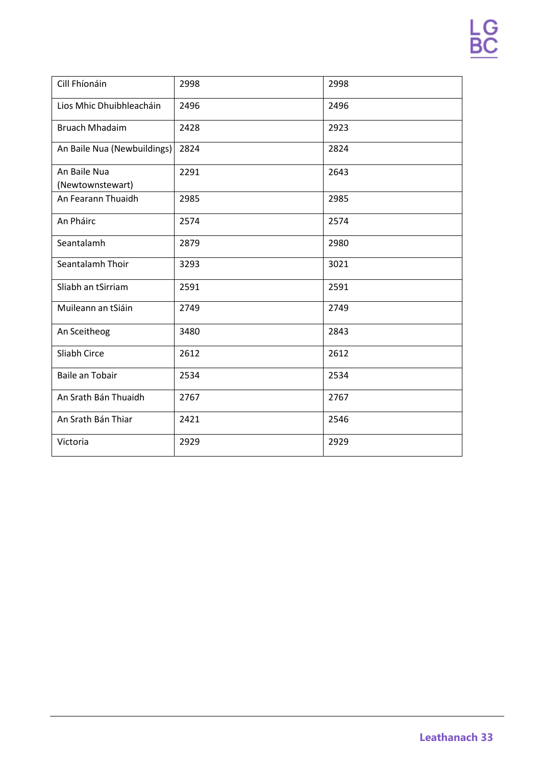| Cill Fhíonáin | 2998 | 2998 |
|---|---|---|
| Lios Mhic Dhuibhleacháin | 2496 | 2496 |
| Bruach Mhadaim | 2428 | 2923 |
| An Baile Nua (Newbuildings) | 2824 | 2824 |
| An Baile Nua (Newtownstewart) | 2291 | 2643 |
| An Fearann Thuaidh | 2985 | 2985 |
| An Pháirc | 2574 | 2574 |
| Seantalamh | 2879 | 2980 |
| Seantalamh Thoir | 3293 | 3021 |
| Sliabh an tSirriam | 2591 | 2591 |
| Muileann an tSiáin | 2749 | 2749 |
| An Sceitheog | 3480 | 2843 |
| Sliabh Circe | 2612 | 2612 |
| Baile an Tobair | 2534 | 2534 |
| An Srath Bán Thuaidh | 2767 | 2767 |
| An Srath Bán Thiar | 2421 | 2546 |
| Victoria | 2929 | 2929 |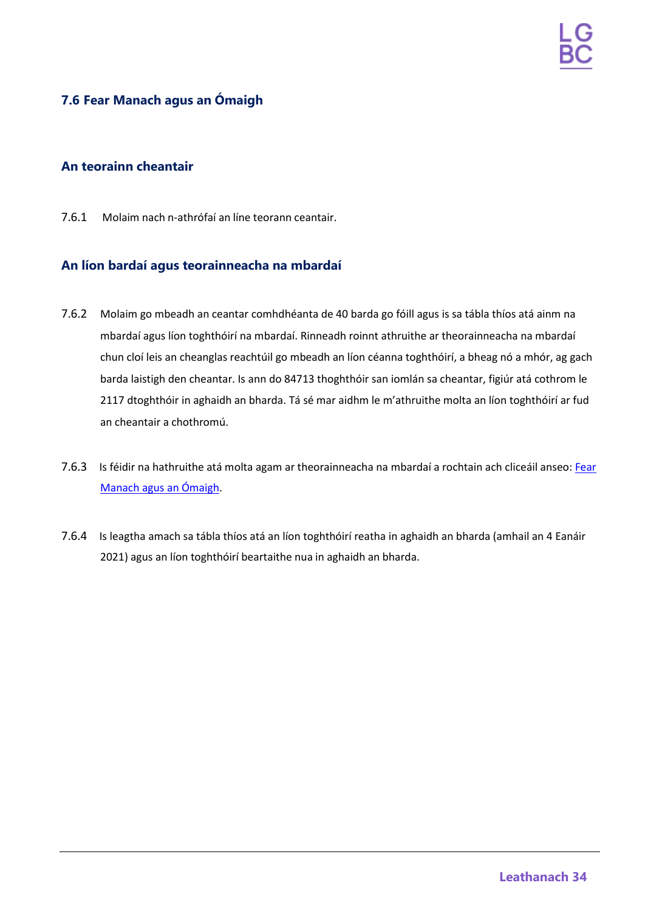## 7.6 Fear Manach agus an Ómaigh

### An teorainn cheantair

7.6.1 Molaim nach n-athrófaí an líne teorann ceantair.

### An líon bardaí agus teorainneacha na mbardaí

7.6.2 Molaim go mbeadh an ceantar comhdhéanta de 40 barda go fóill agus is sa tábla thíos atá ainm na mbardaí agus líon toghthóirí na mbardaí. Rinneadh roinnt athruithe ar theorainneacha na mbardaí chun cloí leis an cheanglas reachtúil go mbeadh an líon céanna toghthóirí, a bheag nó a mhór, ag gach barda laistigh den cheantar. Is ann do 84713 thoghthóir san iomlán sa cheantar, figiúr atá cothrom le 2117 dtoghthóir in aghaidh an bharda. Tá sé mar aidhm le m'athruithe molta an líon toghthóirí ar fud an cheantair a chothromú.

7.6.3 Is féidir na hathruithe atá molta agam ar theorainneacha na mbardaí a rochtain ach cliceáil anseo: [Fear Manach agus an Ómaigh].

7.6.4 Is leagtha amach sa tábla thíos atá an líon toghthóirí reatha in aghaidh an bharda (amhail an 4 Eanáir 2021) agus an líon toghthóirí beartaithe nua in aghaidh an bharda.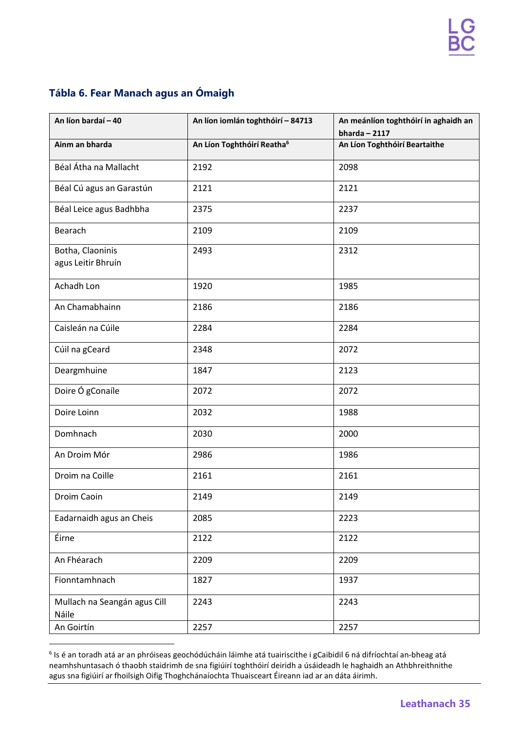## Tábla 6. Fear Manach agus an Ómaigh

| An líon bardaí – 40 | An líon iomlán toghthóirí – 84713 | An meánlíon toghthóirí in aghaidh an bharda – 2117 |
|---|---|---|
| **Ainm an bharda** | **An Líon Toghthóirí Reatha[6]** | **An Líon Toghthóirí Beartaithe** |
| Béal Átha na Mallacht | 2192 | 2098 |
| Béal Cú agus an Garastún | 2121 | 2121 |
| Béal Leice agus Badhbha | 2375 | 2237 |
| Bearach | 2109 | 2109 |
| Botha, Claoninis agus Leitir Bhruín | 2493 | 2312 |
| Achadh Lon | 1920 | 1985 |
| An Chamabhainn | 2186 | 2186 |
| Caisleán na Cúile | 2284 | 2284 |
| Cúil na gCeard | 2348 | 2072 |
| Deargmhuine | 1847 | 2123 |
| Doire Ó gConaíle | 2072 | 2072 |
| Doire Loinn | 2032 | 1988 |
| Domhnach | 2030 | 2000 |
| An Droim Mór | 2986 | 1986 |
| Droim na Coille | 2161 | 2161 |
| Droim Caoin | 2149 | 2149 |
| Eadarnaidh agus an Cheis | 2085 | 2223 |
| Éirne | 2122 | 2122 |
| An Fhéarach | 2209 | 2209 |
| Fionntamhnach | 1827 | 1937 |
| Mullach na Seangán agus Cill Náile | 2243 | 2243 |
| An Goirtín | 2257 | 2257 |

[6] Is é an toradh atá ar an phróiseas geochódúcháin láimhe atá tuairiscithe i gCaibidil 6 ná difríochtaí an-bheag atá neamhshuntasach ó thaobh staidrimh de sna figiúirí toghthóirí deiridh a úsáideadh le haghaidh an Athbhreithnithe agus sna figiúirí ar fhoilsigh Oifig Thoghchánaíochta Thuaisceart Éireann iad ar an dáta áirimh.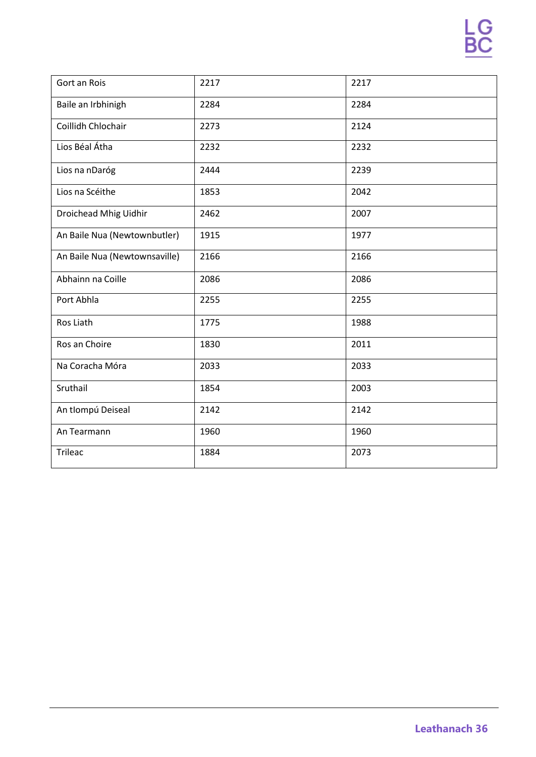| | | |
|---|---|---|
| Gort an Rois | 2217 | 2217 |
| Baile an Irbhinigh | 2284 | 2284 |
| Coillidh Chlochair | 2273 | 2124 |
| Lios Béal Átha | 2232 | 2232 |
| Lios na nDaróg | 2444 | 2239 |
| Lios na Scéithe | 1853 | 2042 |
| Droichead Mhig Uidhir | 2462 | 2007 |
| An Baile Nua (Newtownbutler) | 1915 | 1977 |
| An Baile Nua (Newtownsaville) | 2166 | 2166 |
| Abhainn na Coille | 2086 | 2086 |
| Port Abhla | 2255 | 2255 |
| Ros Liath | 1775 | 1988 |
| Ros an Choire | 1830 | 2011 |
| Na Coracha Móra | 2033 | 2033 |
| Sruthail | 1854 | 2003 |
| An tIompú Deiseal | 2142 | 2142 |
| An Tearmann | 1960 | 1960 |
| Trileac | 1884 | 2073 |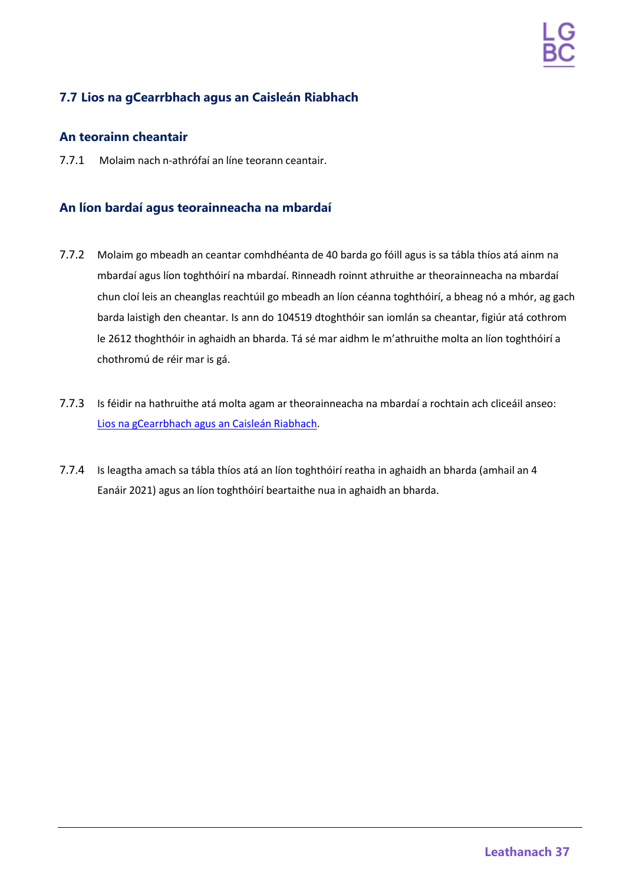## 7.7 Lios na gCearrbhach agus an Caisleán Riabhach

### An teorainn cheantair

7.7.1 Molaim nach n-athrófaí an líne teorann ceantair.

### An líon bardaí agus teorainneacha na mbardaí

7.7.2 Molaim go mbeadh an ceantar comhdhéanta de 40 barda go fóill agus is sa tábla thíos atá ainm na mbardaí agus líon toghthóirí na mbardaí. Rinneadh roinnt athruithe ar theorainneacha na mbardaí chun cloí leis an cheanglas reachtúil go mbeadh an líon céanna toghthóirí, a bheag nó a mhór, ag gach barda laistigh den cheantar. Is ann do 104519 dtoghthóir san iomlán sa cheantar, figiúr atá cothrom le 2612 thoghthóir in aghaidh an bharda. Tá sé mar aidhm le m'athruithe molta an líon toghthóirí a chothromú de réir mar is gá.

7.7.3 Is féidir na hathruithe atá molta agam ar theorainneacha na mbardaí a rochtain ach cliceáil anseo: [Lios na gCearrbhach agus an Caisleán Riabhach].

7.7.4 Is leagtha amach sa tábla thíos atá an líon toghthóirí reatha in aghaidh an bharda (amhail an 4 Eanáir 2021) agus an líon toghthóirí beartaithe nua in aghaidh an bharda.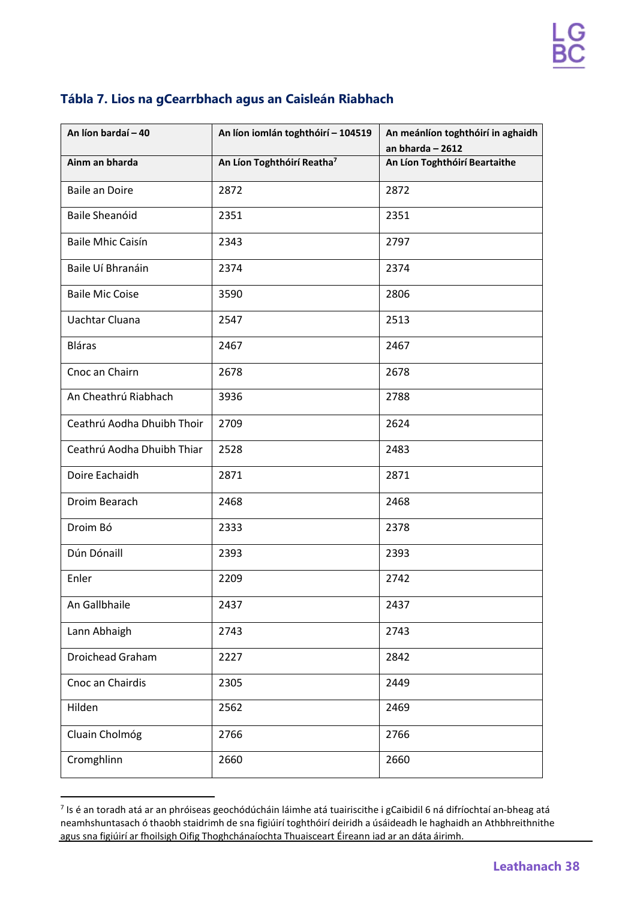### Tábla 7. Lios na gCearrbhach agus an Caisleán Riabhach

| An líon bardaí – 40 | An líon iomlán toghthóirí – 104519 | An meánlíon toghthóirí in aghaidh an bharda – 2612 |
|---|---|---|
| **Ainm an bharda** | **An Líon Toghthóirí Reatha[7]** | **An Líon Toghthóirí Beartaithe** |
| Baile an Doire | 2872 | 2872 |
| Baile Sheanóid | 2351 | 2351 |
| Baile Mhic Caisín | 2343 | 2797 |
| Baile Uí Bhranáin | 2374 | 2374 |
| Baile Mic Coise | 3590 | 2806 |
| Uachtar Cluana | 2547 | 2513 |
| Bláras | 2467 | 2467 |
| Cnoc an Chairn | 2678 | 2678 |
| An Cheathrú Riabhach | 3936 | 2788 |
| Ceathrú Aodha Dhuibh Thoir | 2709 | 2624 |
| Ceathrú Aodha Dhuibh Thiar | 2528 | 2483 |
| Doire Eachaidh | 2871 | 2871 |
| Droim Bearach | 2468 | 2468 |
| Droim Bó | 2333 | 2378 |
| Dún Dónaill | 2393 | 2393 |
| Enler | 2209 | 2742 |
| An Gallbhaile | 2437 | 2437 |
| Lann Abhaigh | 2743 | 2743 |
| Droichead Graham | 2227 | 2842 |
| Cnoc an Chairdis | 2305 | 2449 |
| Hilden | 2562 | 2469 |
| Cluain Cholmóg | 2766 | 2766 |
| Cromghlinn | 2660 | 2660 |

[7] Is é an toradh atá ar an phróiseas geochódúcháin láimhe atá tuairiscithe i gCaibidil 6 ná difríochtaí an-bheag atá neamhshuntasach ó thaobh staidrimh de sna figiúirí toghthóirí deiridh a úsáideadh le haghaidh an Athbhreithnithe agus sna figiúirí ar fhoilsigh Oifig Thoghchánaíochta Thuaisceart Éireann iad ar an dáta áirimh.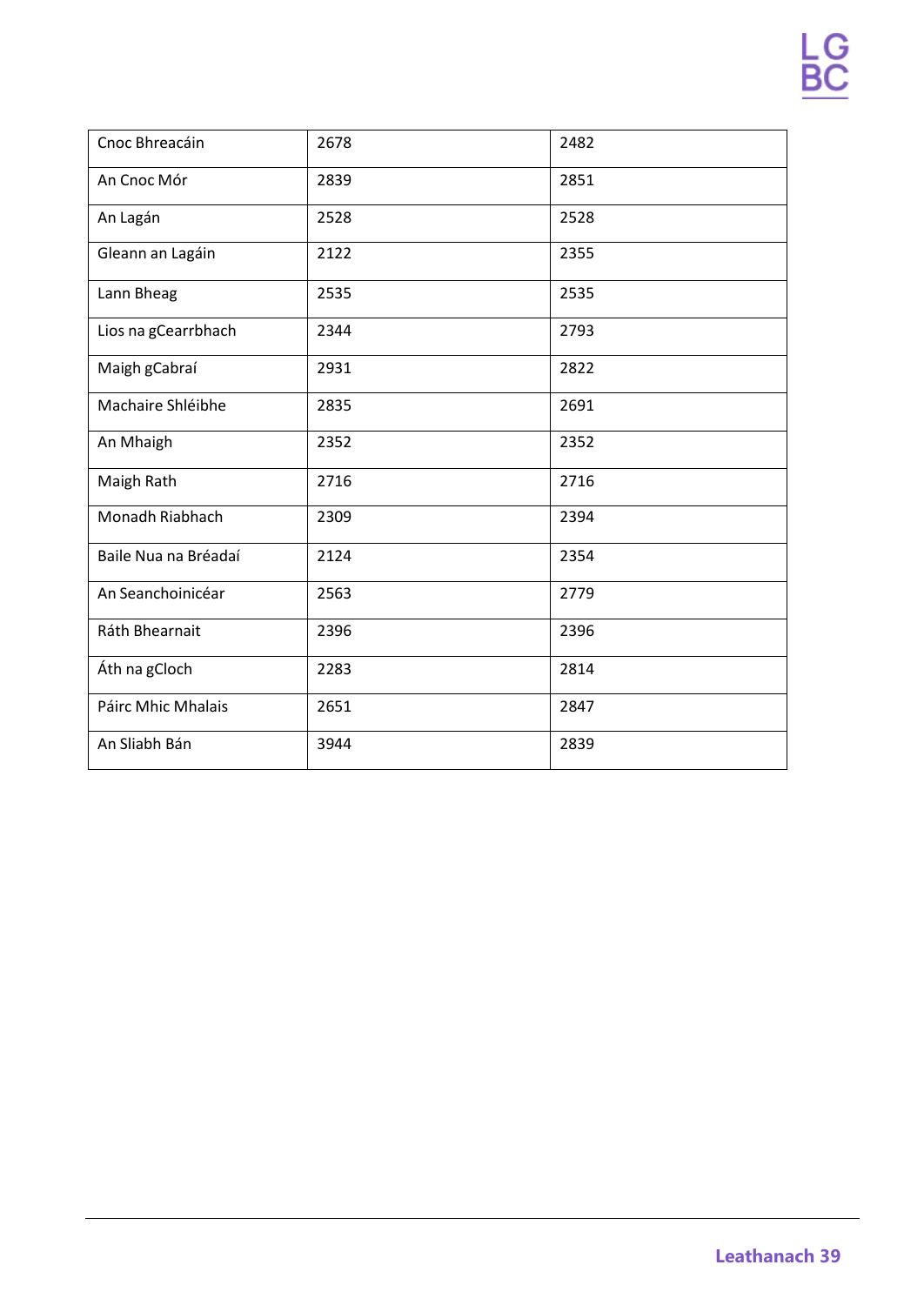| Cnoc Bhreacáin | 2678 | 2482 |
|---|---|---|
| An Cnoc Mór | 2839 | 2851 |
| An Lagán | 2528 | 2528 |
| Gleann an Lagáin | 2122 | 2355 |
| Lann Bheag | 2535 | 2535 |
| Lios na gCearrbhach | 2344 | 2793 |
| Maigh gCabraí | 2931 | 2822 |
| Machaire Shléibhe | 2835 | 2691 |
| An Mhaigh | 2352 | 2352 |
| Maigh Rath | 2716 | 2716 |
| Monadh Riabhach | 2309 | 2394 |
| Baile Nua na Bréadaí | 2124 | 2354 |
| An Seanchoinicéar | 2563 | 2779 |
| Ráth Bhearnait | 2396 | 2396 |
| Áth na gCloch | 2283 | 2814 |
| Páirc Mhic Mhalais | 2651 | 2847 |
| An Sliabh Bán | 3944 | 2839 |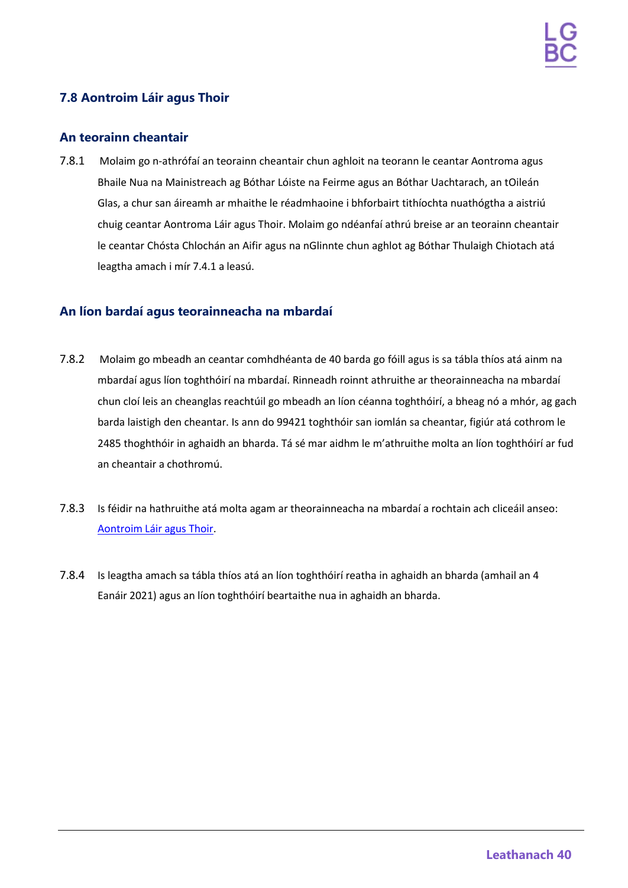## 7.8 Aontroim Láir agus Thoir

### An teorainn cheantair

7.8.1 Molaim go n-athrófaí an teorainn cheantair chun aghloit na teorann le ceantar Aontroma agus Bhaile Nua na Mainistreach ag Bóthar Lóiste na Feirme agus an Bóthar Uachtarach, an tOileán Glas, a chur san áireamh ar mhaithe le réadmhaoine i bhforbairt tithíochta nuathógtha a aistriú chuig ceantar Aontroma Láir agus Thoir. Molaim go ndéanfaí athrú breise ar an teorainn cheantair le ceantar Chósta Chlochán an Aifir agus na nGlinnte chun aghlot ag Bóthar Thulaigh Chiotach atá leagtha amach i mír 7.4.1 a leasú.

### An líon bardaí agus teorainneacha na mbardaí

7.8.2 Molaim go mbeadh an ceantar comhdhéanta de 40 barda go fóill agus is sa tábla thíos atá ainm na mbardaí agus líon toghthóirí na mbardaí. Rinneadh roinnt athruithe ar theorainneacha na mbardaí chun cloí leis an cheanglas reachtúil go mbeadh an líon céanna toghthóirí, a bheag nó a mhór, ag gach barda laistigh den cheantar. Is ann do 99421 toghthóir san iomlán sa cheantar, figiúr atá cothrom le 2485 thoghthóir in aghaidh an bharda. Tá sé mar aidhm le m'athruithe molta an líon toghthóirí ar fud an cheantair a chothromú.

7.8.3 Is féidir na hathruithe atá molta agam ar theorainneacha na mbardaí a rochtain ach cliceáil anseo: [Aontroim Láir agus Thoir].

7.8.4 Is leagtha amach sa tábla thíos atá an líon toghthóirí reatha in aghaidh an bharda (amhail an 4 Eanáir 2021) agus an líon toghthóirí beartaithe nua in aghaidh an bharda.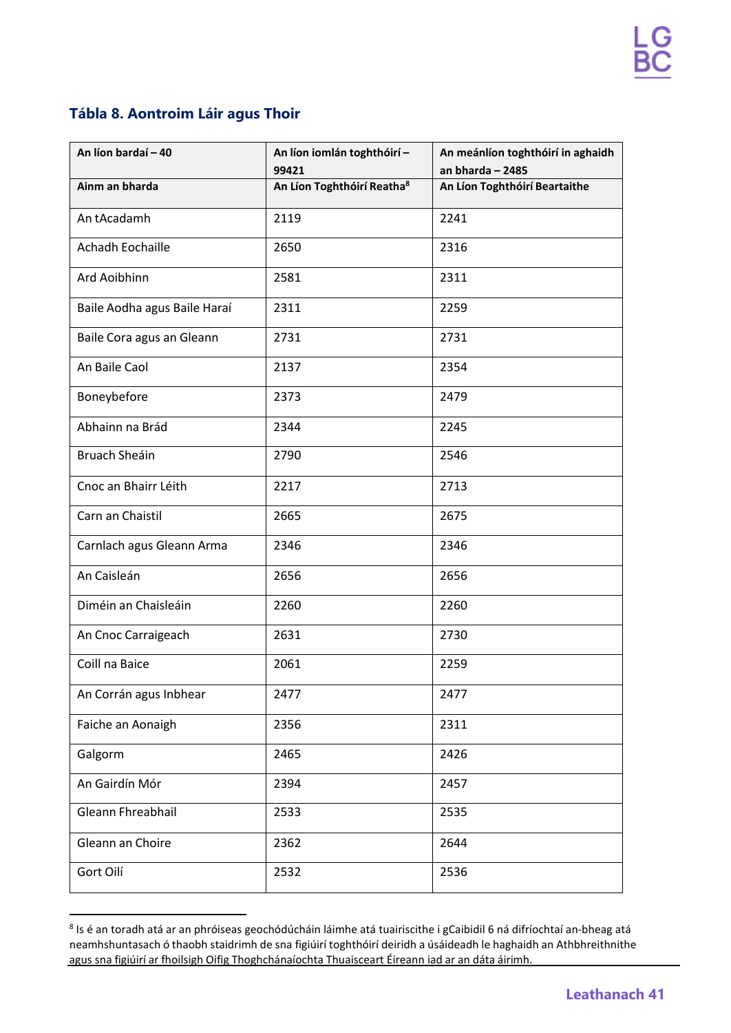## Tábla 8. Aontroim Láir agus Thoir

| An líon bardaí – 40 | An líon iomlán toghthóirí – 99421 | An meánlíon toghthóirí in aghaidh an bharda – 2485 |
|---|---|---|
| **Ainm an bharda** | **An Líon Toghthóirí Reatha[8]** | **An Líon Toghthóirí Beartaithe** |
| An tAcadamh | 2119 | 2241 |
| Achadh Eochaille | 2650 | 2316 |
| Ard Aoibhinn | 2581 | 2311 |
| Baile Aodha agus Baile Haraí | 2311 | 2259 |
| Baile Cora agus an Gleann | 2731 | 2731 |
| An Baile Caol | 2137 | 2354 |
| Boneybefore | 2373 | 2479 |
| Abhainn na Brád | 2344 | 2245 |
| Bruach Sheáin | 2790 | 2546 |
| Cnoc an Bhairr Léith | 2217 | 2713 |
| Carn an Chaistil | 2665 | 2675 |
| Carnlach agus Gleann Arma | 2346 | 2346 |
| An Caisleán | 2656 | 2656 |
| Diméin an Chaisleáin | 2260 | 2260 |
| An Cnoc Carraigeach | 2631 | 2730 |
| Coill na Baice | 2061 | 2259 |
| An Corrán agus Inbhear | 2477 | 2477 |
| Faiche an Aonaigh | 2356 | 2311 |
| Galgorm | 2465 | 2426 |
| An Gairdín Mór | 2394 | 2457 |
| Gleann Fhreabhail | 2533 | 2535 |
| Gleann an Choire | 2362 | 2644 |
| Gort Oilí | 2532 | 2536 |

[8] Is é an toradh atá ar an phróiseas geochódúcháin láimhe atá tuairiscithe i gCaibidil 6 ná difríochtaí an-bheag atá neamhshuntasach ó thaobh staidrimh de sna figiúirí toghthóirí deiridh a úsáideadh le haghaidh an Athbhreithnithe agus sna figiúirí ar fhoilsigh Oifig Thoghchánaíochta Thuaisceart Éireann iad ar an dáta áirimh.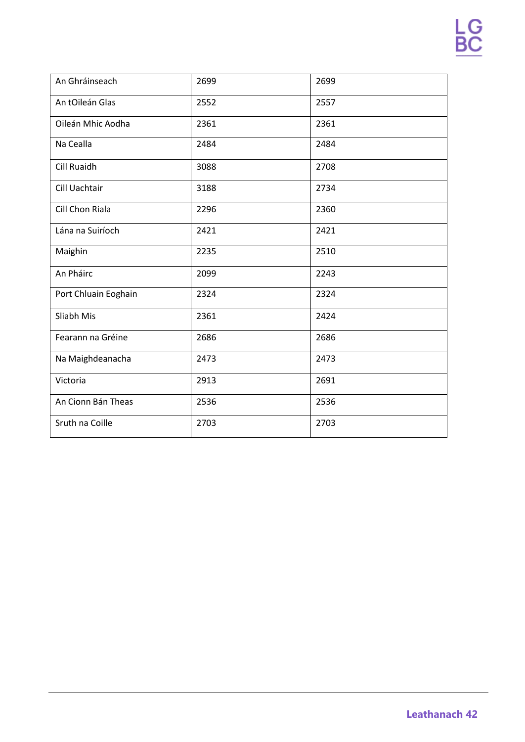| | | |
|---|---|---|
| An Ghráinseach | 2699 | 2699 |
| An tOileán Glas | 2552 | 2557 |
| Oileán Mhic Aodha | 2361 | 2361 |
| Na Cealla | 2484 | 2484 |
| Cill Ruaidh | 3088 | 2708 |
| Cill Uachtair | 3188 | 2734 |
| Cill Chon Riala | 2296 | 2360 |
| Lána na Suiríoch | 2421 | 2421 |
| Maighin | 2235 | 2510 |
| An Pháirc | 2099 | 2243 |
| Port Chluain Eoghain | 2324 | 2324 |
| Sliabh Mis | 2361 | 2424 |
| Fearann na Gréine | 2686 | 2686 |
| Na Maighdeanacha | 2473 | 2473 |
| Victoria | 2913 | 2691 |
| An Cionn Bán Theas | 2536 | 2536 |
| Sruth na Coille | 2703 | 2703 |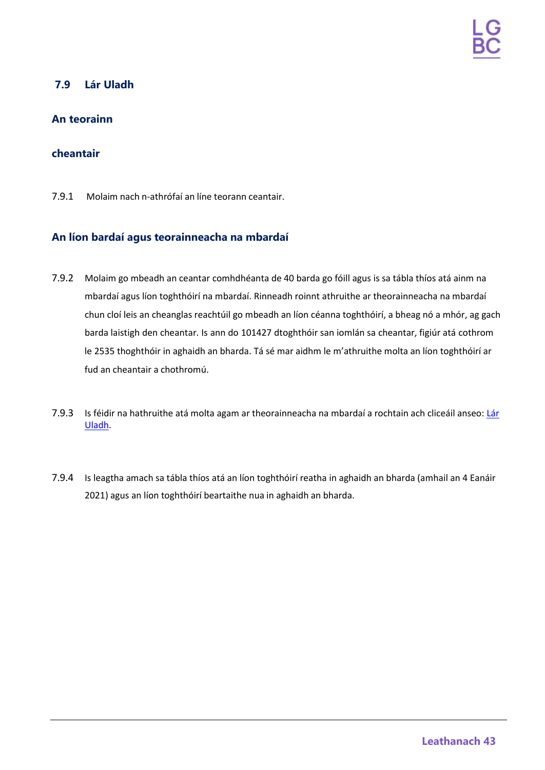## 7.9 Lár Uladh

### An teorainn

### cheantair

7.9.1 Molaim nach n-athrófaí an líne teorann ceantair.

### An líon bardaí agus teorainneacha na mbardaí

7.9.2 Molaim go mbeadh an ceantar comhdhéanta de 40 barda go fóill agus is sa tábla thíos atá ainm na mbardaí agus líon toghthóirí na mbardaí. Rinneadh roinnt athruithe ar theorainneacha na mbardaí chun cloí leis an cheanglas reachtúil go mbeadh an líon céanna toghthóirí, a bheag nó a mhór, ag gach barda laistigh den cheantar. Is ann do 101427 dtoghthóir san iomlán sa cheantar, figiúr atá cothrom le 2535 thoghthóir in aghaidh an bharda. Tá sé mar aidhm le m'athruithe molta an líon toghthóirí ar fud an cheantair a chothromú.

7.9.3 Is féidir na hathruithe atá molta agam ar theorainneacha na mbardaí a rochtain ach cliceáil anseo: Lár Uladh.

7.9.4 Is leagtha amach sa tábla thíos atá an líon toghthóirí reatha in aghaidh an bharda (amhail an 4 Eanáir 2021) agus an líon toghthóirí beartaithe nua in aghaidh an bharda.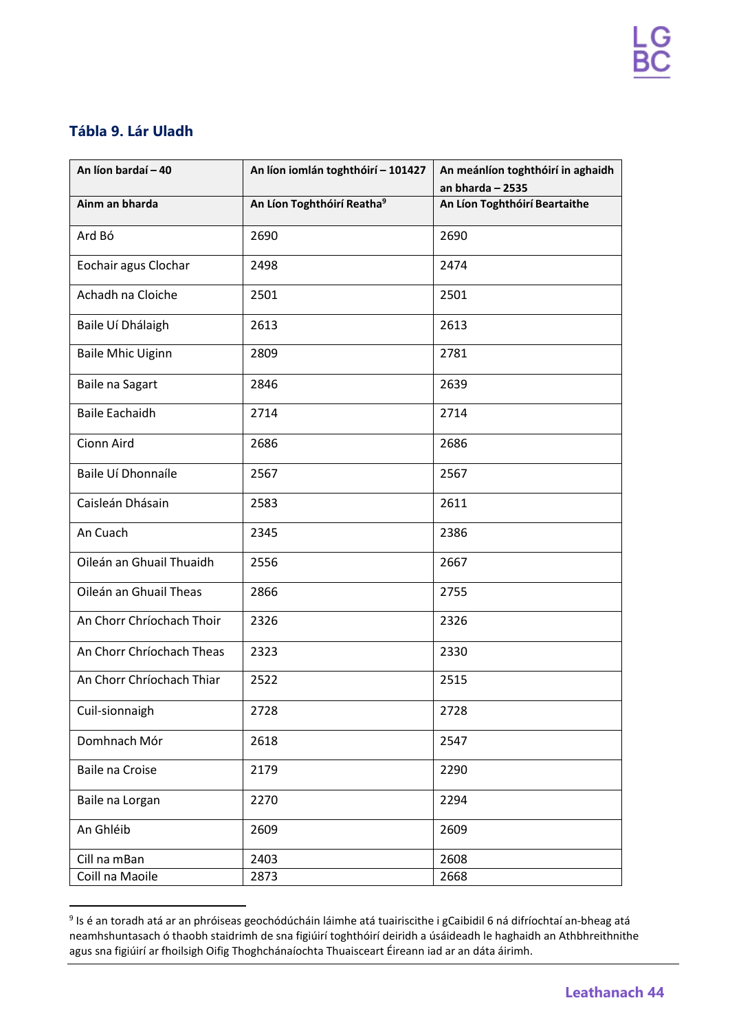## Tábla 9. Lár Uladh

| An líon bardaí – 40 | An líon iomlán toghthóirí – 101427 | An meánlíon toghthóirí in aghaidh an bharda – 2535 |
|---|---|---|
| **Ainm an bharda** | **An Líon Toghthóirí Reatha[9]** | **An Líon Toghthóirí Beartaithe** |
| Ard Bó | 2690 | 2690 |
| Eochair agus Clochar | 2498 | 2474 |
| Achadh na Cloiche | 2501 | 2501 |
| Baile Uí Dhálaigh | 2613 | 2613 |
| Baile Mhic Uiginn | 2809 | 2781 |
| Baile na Sagart | 2846 | 2639 |
| Baile Eachaidh | 2714 | 2714 |
| Cionn Aird | 2686 | 2686 |
| Baile Uí Dhonnaíle | 2567 | 2567 |
| Caisleán Dhásain | 2583 | 2611 |
| An Cuach | 2345 | 2386 |
| Oileán an Ghuail Thuaidh | 2556 | 2667 |
| Oileán an Ghuail Theas | 2866 | 2755 |
| An Chorr Chríochach Thoir | 2326 | 2326 |
| An Chorr Chríochach Theas | 2323 | 2330 |
| An Chorr Chríochach Thiar | 2522 | 2515 |
| Cuil-sionnaigh | 2728 | 2728 |
| Domhnach Mór | 2618 | 2547 |
| Baile na Croise | 2179 | 2290 |
| Baile na Lorgan | 2270 | 2294 |
| An Ghléib | 2609 | 2609 |
| Cill na mBan | 2403 | 2608 |
| Coill na Maoile | 2873 | 2668 |

[9] Is é an toradh atá ar an phróiseas geochódúcháin láimhe atá tuairiscithe i gCaibidil 6 ná difríochtaí an-bheag atá neamhshuntasach ó thaobh staidrimh de sna figiúirí toghthóirí deiridh a úsáideadh le haghaidh an Athbhreithnithe agus sna figiúirí ar fhoilsigh Oifig Thoghchánaíochta Thuaisceart Éireann iad ar an dáta áirimh.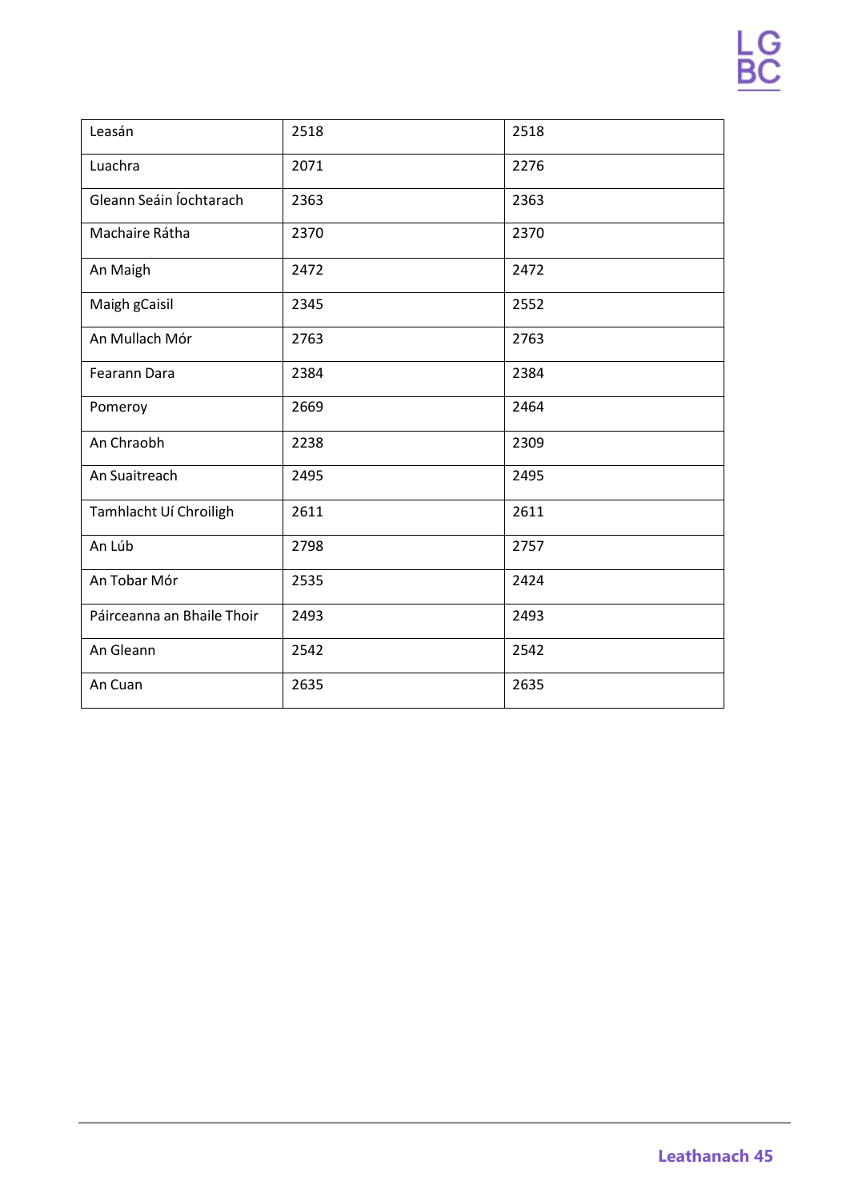| Leasán | 2518 | 2518 |
|---|---|---|
| Luachra | 2071 | 2276 |
| Gleann Seáin Íochtarach | 2363 | 2363 |
| Machaire Rátha | 2370 | 2370 |
| An Maigh | 2472 | 2472 |
| Maigh gCaisil | 2345 | 2552 |
| An Mullach Mór | 2763 | 2763 |
| Fearann Dara | 2384 | 2384 |
| Pomeroy | 2669 | 2464 |
| An Chraobh | 2238 | 2309 |
| An Suaitreach | 2495 | 2495 |
| Tamhlacht Uí Chroiligh | 2611 | 2611 |
| An Lúb | 2798 | 2757 |
| An Tobar Mór | 2535 | 2424 |
| Páirceanna an Bhaile Thoir | 2493 | 2493 |
| An Gleann | 2542 | 2542 |
| An Cuan | 2635 | 2635 |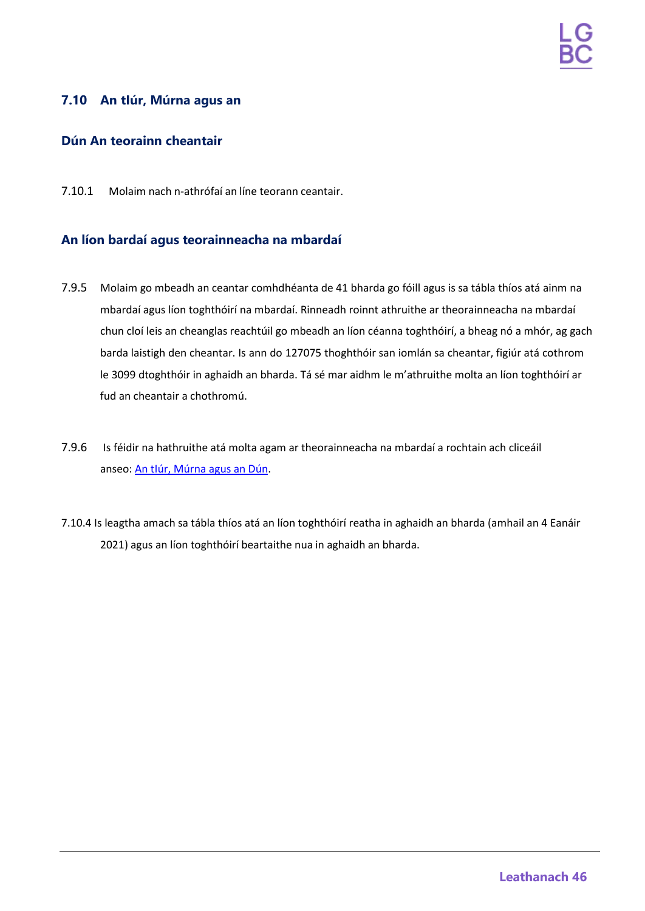## 7.10 An tIúr, Múrna agus an

### Dún An teorainn cheantair

7.10.1 Molaim nach n-athrófaí an líne teorann ceantair.

### An líon bardaí agus teorainneacha na mbardaí

7.9.5 Molaim go mbeadh an ceantar comhdhéanta de 41 bharda go fóill agus is sa tábla thíos atá ainm na mbardaí agus líon toghthóirí na mbardaí. Rinneadh roinnt athruithe ar theorainneacha na mbardaí chun cloí leis an cheanglas reachtúil go mbeadh an líon céanna toghthóirí, a bheag nó a mhór, ag gach barda laistigh den cheantar. Is ann do 127075 thoghthóir san iomlán sa cheantar, figiúr atá cothrom le 3099 dtoghthóir in aghaidh an bharda. Tá sé mar aidhm le m'athruithe molta an líon toghthóirí ar fud an cheantair a chothromú.

7.9.6 Is féidir na hathruithe atá molta agam ar theorainneacha na mbardaí a rochtain ach cliceáil anseo: An tIúr, Múrna agus an Dún.

7.10.4 Is leagtha amach sa tábla thíos atá an líon toghthóirí reatha in aghaidh an bharda (amhail an 4 Eanáir 2021) agus an líon toghthóirí beartaithe nua in aghaidh an bharda.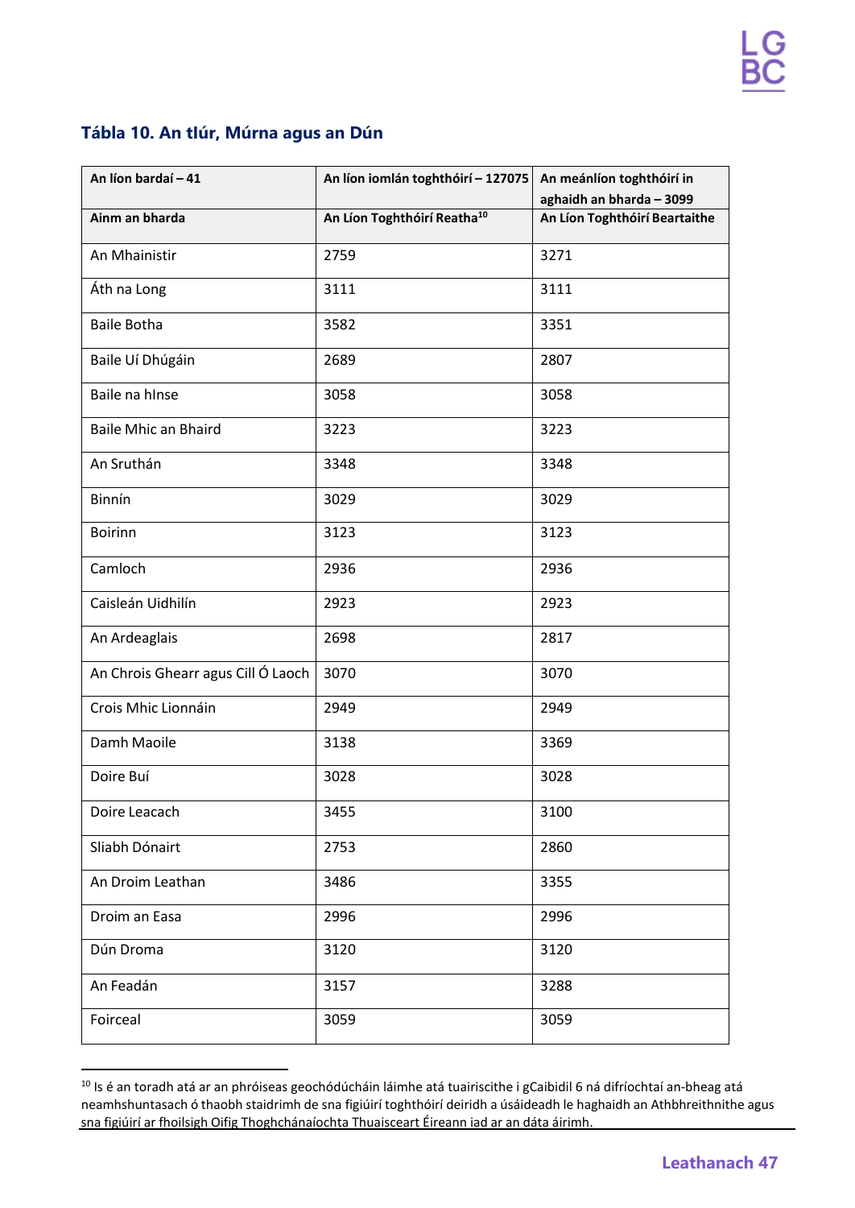## Tábla 10. An tIúr, Múrna agus an Dún

| An líon bardaí – 41 | An líon iomlán toghthóirí – 127075 | An meánlíon toghthóirí in aghaidh an bharda – 3099 |
|---|---|---|
| **Ainm an bharda** | **An Líon Toghthóirí Reatha[10]** | **An Líon Toghthóirí Beartaithe** |
| An Mhainistir | 2759 | 3271 |
| Áth na Long | 3111 | 3111 |
| Baile Botha | 3582 | 3351 |
| Baile Uí Dhúgáin | 2689 | 2807 |
| Baile na hInse | 3058 | 3058 |
| Baile Mhic an Bhaird | 3223 | 3223 |
| An Sruthán | 3348 | 3348 |
| Binnín | 3029 | 3029 |
| Boirinn | 3123 | 3123 |
| Camloch | 2936 | 2936 |
| Caisleán Uidhilín | 2923 | 2923 |
| An Ardeaglais | 2698 | 2817 |
| An Chrois Ghearr agus Cill Ó Laoch | 3070 | 3070 |
| Crois Mhic Lionnáin | 2949 | 2949 |
| Damh Maoile | 3138 | 3369 |
| Doire Buí | 3028 | 3028 |
| Doire Leacach | 3455 | 3100 |
| Sliabh Dónairt | 2753 | 2860 |
| An Droim Leathan | 3486 | 3355 |
| Droim an Easa | 2996 | 2996 |
| Dún Droma | 3120 | 3120 |
| An Feadán | 3157 | 3288 |
| Foirceal | 3059 | 3059 |

[10] Is é an toradh atá ar an phróiseas geochódúcháin láimhe atá tuairiscithe i gCaibidil 6 ná difríochtaí an-bheag atá neamhshuntasach ó thaobh staidrimh de sna figiúirí toghthóirí deiridh a úsáideadh le haghaidh an Athbhreithnithe agus sna figiúirí ar fhoilsigh Oifig Thoghchánaíochta Thuaisceart Éireann iad ar an dáta áirimh.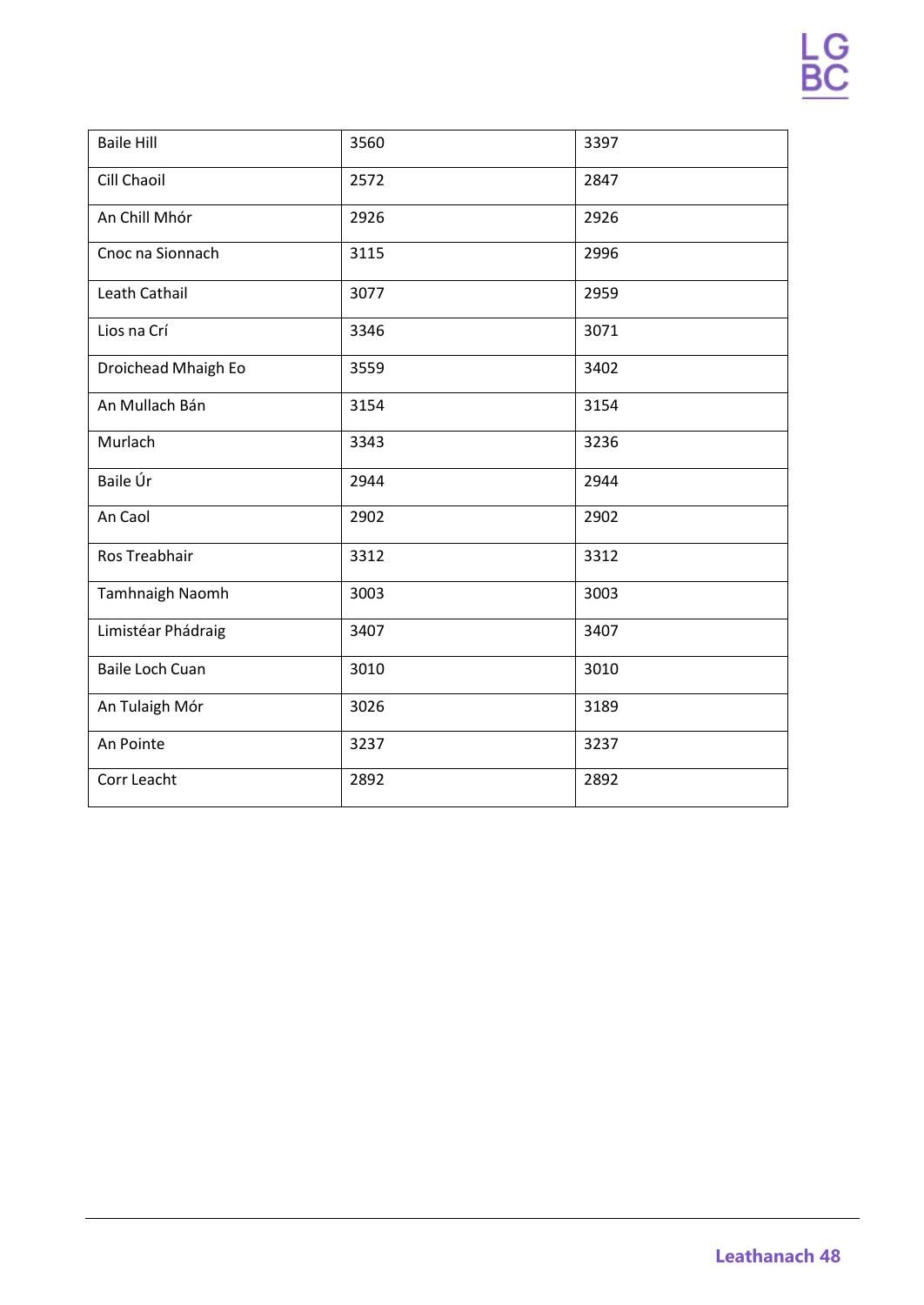| | | |
|---|---|---|
| Baile Hill | 3560 | 3397 |
| Cill Chaoil | 2572 | 2847 |
| An Chill Mhór | 2926 | 2926 |
| Cnoc na Sionnach | 3115 | 2996 |
| Leath Cathail | 3077 | 2959 |
| Lios na Crí | 3346 | 3071 |
| Droichead Mhaigh Eo | 3559 | 3402 |
| An Mullach Bán | 3154 | 3154 |
| Murlach | 3343 | 3236 |
| Baile Úr | 2944 | 2944 |
| An Caol | 2902 | 2902 |
| Ros Treabhair | 3312 | 3312 |
| Tamhnaigh Naomh | 3003 | 3003 |
| Limistéar Phádraig | 3407 | 3407 |
| Baile Loch Cuan | 3010 | 3010 |
| An Tulaigh Mór | 3026 | 3189 |
| An Pointe | 3237 | 3237 |
| Corr Leacht | 2892 | 2892 |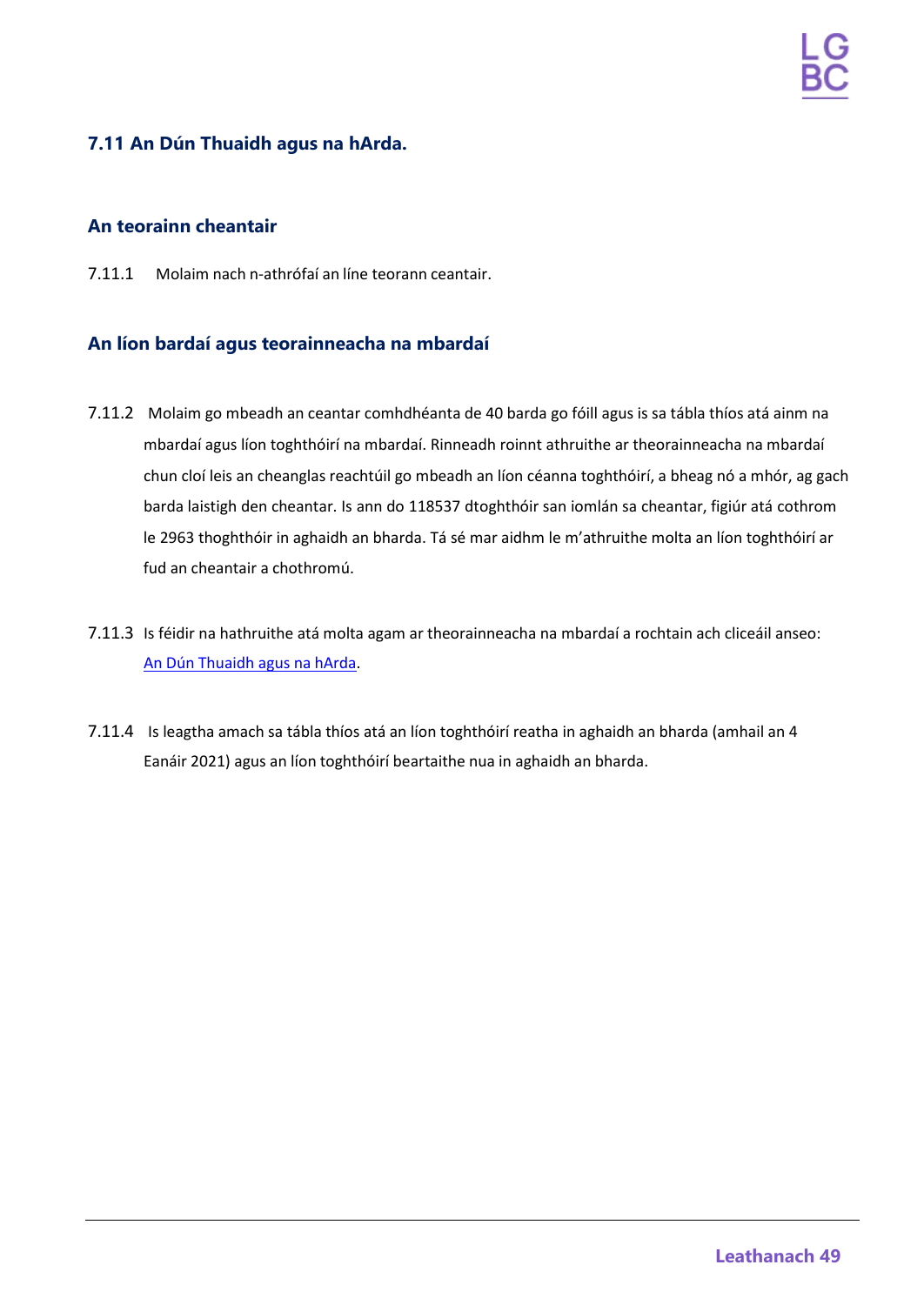## 7.11 An Dún Thuaidh agus na hArda.

### An teorainn cheantair

7.11.1 Molaim nach n-athrófaí an líne teorann ceantair.

### An líon bardaí agus teorainneacha na mbardaí

7.11.2 Molaim go mbeadh an ceantar comhdhéanta de 40 barda go fóill agus is sa tábla thíos atá ainm na mbardaí agus líon toghthóirí na mbardaí. Rinneadh roinnt athruithe ar theorainneacha na mbardaí chun cloí leis an cheanglas reachtúil go mbeadh an líon céanna toghthóirí, a bheag nó a mhór, ag gach barda laistigh den cheantar. Is ann do 118537 dtoghthóir san iomlán sa cheantar, figiúr atá cothrom le 2963 thoghthóir in aghaidh an bharda. Tá sé mar aidhm le m'athruithe molta an líon toghthóirí ar fud an cheantair a chothromú.

7.11.3 Is féidir na hathruithe atá molta agam ar theorainneacha na mbardaí a rochtain ach cliceáil anseo: An Dún Thuaidh agus na hArda.

7.11.4 Is leagtha amach sa tábla thíos atá an líon toghthóirí reatha in aghaidh an bharda (amhail an 4 Eanáir 2021) agus an líon toghthóirí beartaithe nua in aghaidh an bharda.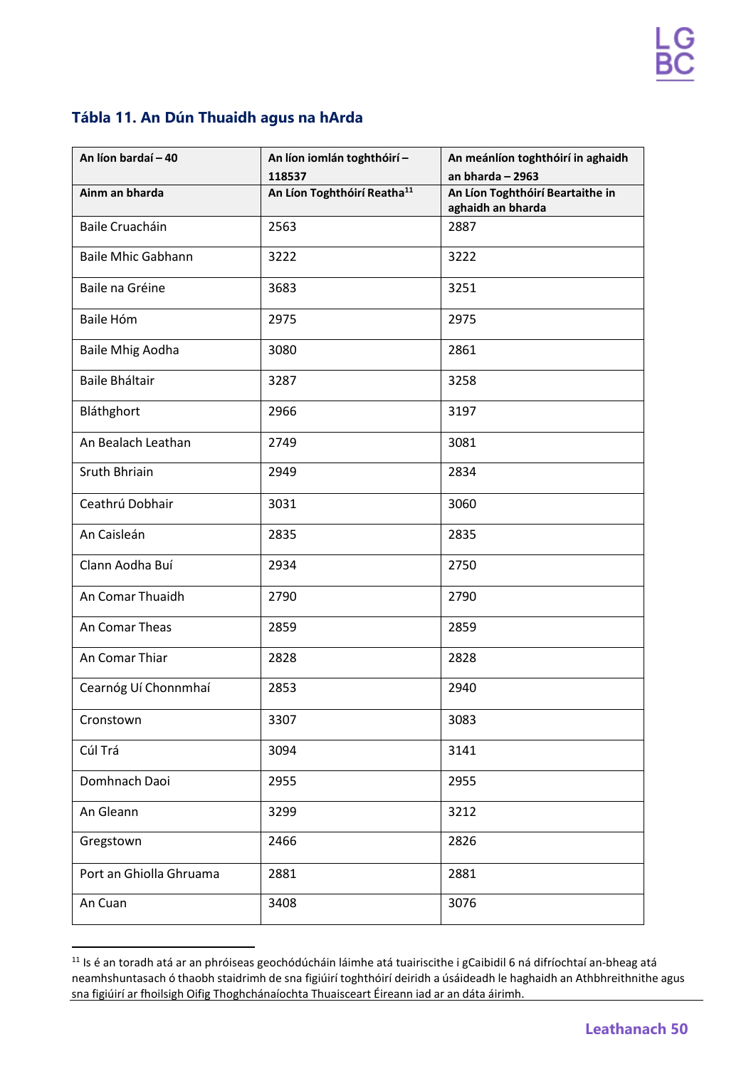## Tábla 11. An Dún Thuaidh agus na hArda

| An líon bardaí – 40 | An líon iomlán toghthóirí – 118537 | An meánlíon toghthóirí in aghaidh an bharda – 2963 |
|---|---|---|
| **Ainm an bharda** | **An Líon Toghthóirí Reatha[11]** | **An Líon Toghthóirí Beartaithe in aghaidh an bharda** |
| Baile Cruacháin | 2563 | 2887 |
| Baile Mhic Gabhann | 3222 | 3222 |
| Baile na Gréine | 3683 | 3251 |
| Baile Hóm | 2975 | 2975 |
| Baile Mhig Aodha | 3080 | 2861 |
| Baile Bháltair | 3287 | 3258 |
| Bláthghort | 2966 | 3197 |
| An Bealach Leathan | 2749 | 3081 |
| Sruth Bhriain | 2949 | 2834 |
| Ceathrú Dobhair | 3031 | 3060 |
| An Caisleán | 2835 | 2835 |
| Clann Aodha Buí | 2934 | 2750 |
| An Comar Thuaidh | 2790 | 2790 |
| An Comar Theas | 2859 | 2859 |
| An Comar Thiar | 2828 | 2828 |
| Cearnóg Uí Chonnmhaí | 2853 | 2940 |
| Cronstown | 3307 | 3083 |
| Cúl Trá | 3094 | 3141 |
| Domhnach Daoi | 2955 | 2955 |
| An Gleann | 3299 | 3212 |
| Gregstown | 2466 | 2826 |
| Port an Ghiolla Ghruama | 2881 | 2881 |
| An Cuan | 3408 | 3076 |

[11] Is é an toradh atá ar an phróiseas geochódúcháin láimhe atá tuairiscithe i gCaibidil 6 ná difríochtaí an-bheag atá neamhshuntasach ó thaobh staidrimh de sna figiúirí toghthóirí deiridh a úsáideadh le haghaidh an Athbhreithnithe agus sna figiúirí ar fhoilsigh Oifig Thoghchánaíochta Thuaisceart Éireann iad ar an dáta áirimh.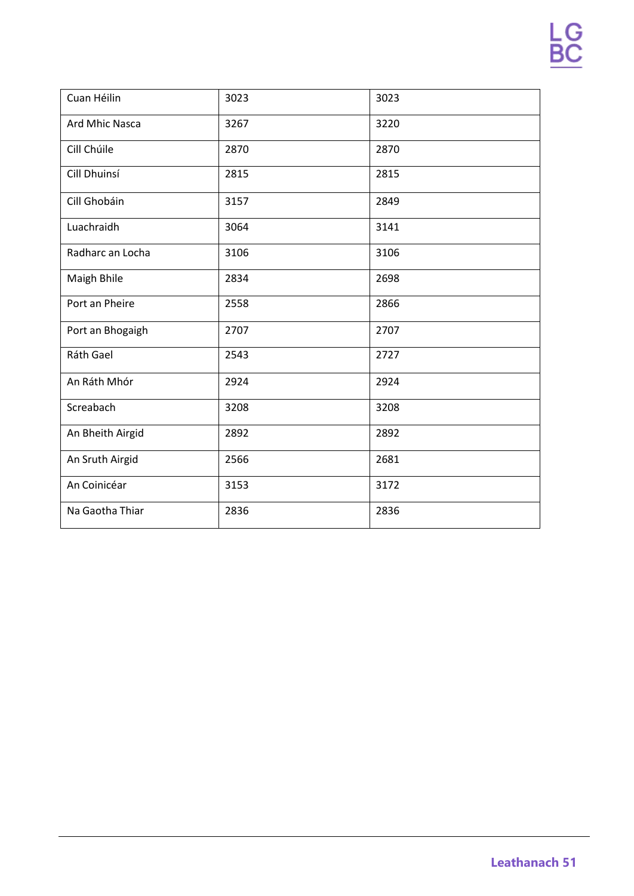| | | |
|---|---|---|
| Cuan Héilin | 3023 | 3023 |
| Ard Mhic Nasca | 3267 | 3220 |
| Cill Chúile | 2870 | 2870 |
| Cill Dhuinsí | 2815 | 2815 |
| Cill Ghobáin | 3157 | 2849 |
| Luachraidh | 3064 | 3141 |
| Radharc an Locha | 3106 | 3106 |
| Maigh Bhile | 2834 | 2698 |
| Port an Pheire | 2558 | 2866 |
| Port an Bhogaigh | 2707 | 2707 |
| Ráth Gael | 2543 | 2727 |
| An Ráth Mhór | 2924 | 2924 |
| Screabach | 3208 | 3208 |
| An Bheith Airgid | 2892 | 2892 |
| An Sruth Airgid | 2566 | 2681 |
| An Coinicéar | 3153 | 3172 |
| Na Gaotha Thiar | 2836 | 2836 |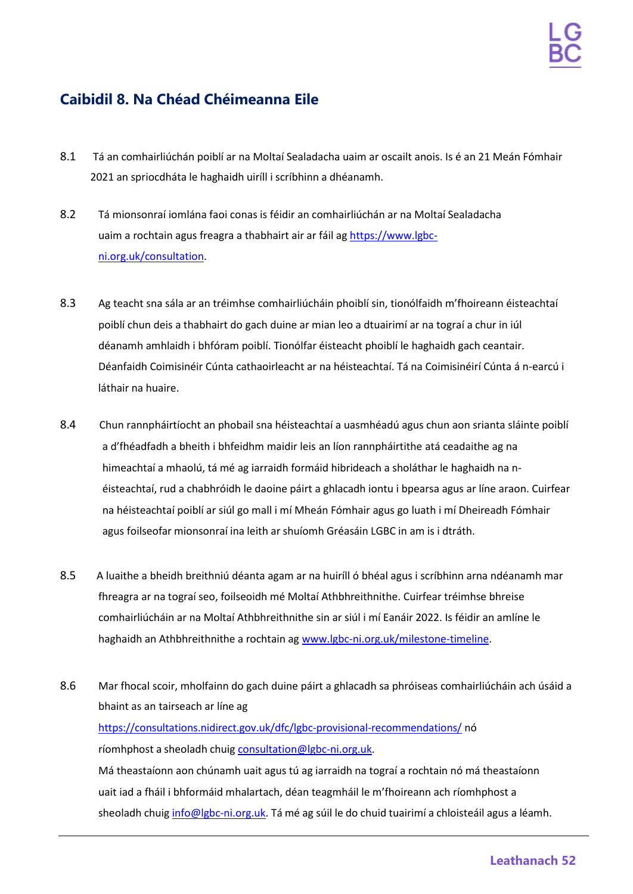## Caibidil 8. Na Chéad Chéimeanna Eile

8.1 Tá an comhairliúchán poiblí ar na Moltaí Sealadacha uaim ar oscailt anois. Is é an 21 Meán Fómhair 2021 an spriocdháta le haghaidh uiríll i scríbhinn a dhéanamh.

8.2 Tá mionsonraí iomlána faoi conas is féidir an comhairliúchán ar na Moltaí Sealadacha uaim a rochtain agus freagra a thabhairt air ar fáil ag https://www.lgbc-ni.org.uk/consultation.

8.3 Ag teacht sna sála ar an tréimhse comhairliúcháin phoiblí sin, tionólfaidh m'fhoireann éisteachtaí poiblí chun deis a thabhairt do gach duine ar mian leo a dtuairimí ar na tograí a chur in iúl déanamh amhlaidh i bhfóram poiblí. Tionólfar éisteacht phoiblí le haghaidh gach ceantair. Déanfaidh Coimisinéir Cúnta cathaoirleacht ar na héisteachtaí. Tá na Coimisinéirí Cúnta á n-earcú i láthair na huaire.

8.4 Chun rannpháirtíocht an phobail sna héisteachtaí a uasmhéadú agus chun aon srianta sláinte poiblí a d'fhéadfadh a bheith i bhfeidhm maidir leis an líon rannpháirtithe atá ceadaithe ag na himeachtaí a mhaolú, tá mé ag iarraidh formáid hibrideach a sholáthar le haghaidh na n-éisteachtaí, rud a chabhróidh le daoine páirt a ghlacadh iontu i bpearsa agus ar líne araon. Cuirfear na héisteachtaí poiblí ar siúl go mall i mí Mheán Fómhair agus go luath i mí Dheireadh Fómhair agus foilseofar mionsonraí ina leith ar shuíomh Gréasáin LGBC in am is i dtráth.

8.5 A luaithe a bheidh breithniú déanta agam ar na huiríll ó bhéal agus i scríbhinn arna ndéanamh mar fhreagra ar na tograí seo, foilseoidh mé Moltaí Athbhreithnithe. Cuirfear tréimhse bhreise comhairliúcháin ar na Moltaí Athbhreithnithe sin ar siúl i mí Eanáir 2022. Is féidir an amlíne le haghaidh an Athbhreithnithe a rochtain ag www.lgbc-ni.org.uk/milestone-timeline.

8.6 Mar fhocal scoir, mholfainn do gach duine páirt a ghlacadh sa phróiseas comhairliúcháin ach úsáid a bhaint as an tairseach ar líne ag https://consultations.nidirect.gov.uk/dfc/lgbc-provisional-recommendations/ nó ríomhphost a sheoladh chuig consultation@lgbc-ni.org.uk.
Má theastaíonn aon chúnamh uait agus tú ag iarraidh na tograí a rochtain nó má theastaíonn uait iad a fháil i bhformáid mhalartach, déan teagmháil le m'fhoireann ach ríomhphost a sheoladh chuig info@lgbc-ni.org.uk. Tá mé ag súil le do chuid tuairimí a chloisteáil agus a léamh.